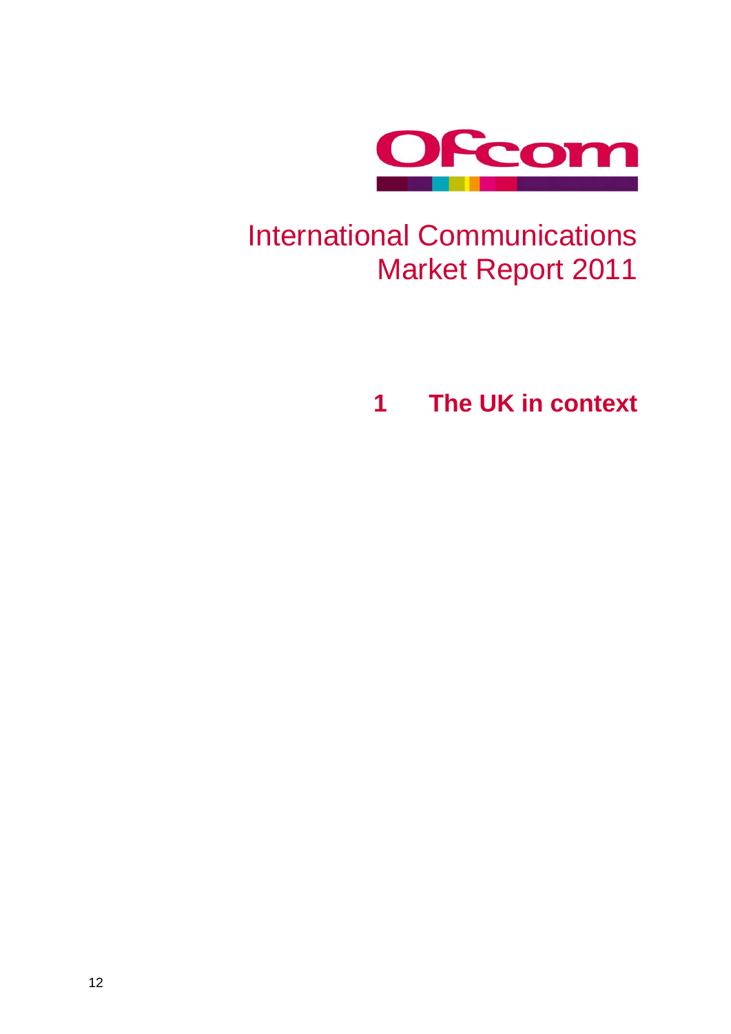Ofcom

# International Communications Market Report 2011

## 1 The UK in context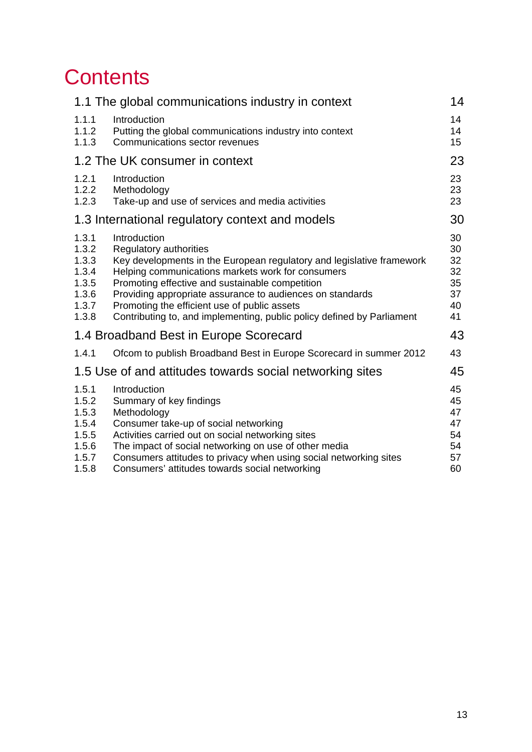# Contents

| | | |
|---|---|---|
| **1.1 The global communications industry in context** | | **14** |
| 1.1.1 | Introduction | 14 |
| 1.1.2 | Putting the global communications industry into context | 14 |
| 1.1.3 | Communications sector revenues | 15 |
| **1.2 The UK consumer in context** | | **23** |
| 1.2.1 | Introduction | 23 |
| 1.2.2 | Methodology | 23 |
| 1.2.3 | Take-up and use of services and media activities | 23 |
| **1.3 International regulatory context and models** | | **30** |
| 1.3.1 | Introduction | 30 |
| 1.3.2 | Regulatory authorities | 30 |
| 1.3.3 | Key developments in the European regulatory and legislative framework | 32 |
| 1.3.4 | Helping communications markets work for consumers | 32 |
| 1.3.5 | Promoting effective and sustainable competition | 35 |
| 1.3.6 | Providing appropriate assurance to audiences on standards | 37 |
| 1.3.7 | Promoting the efficient use of public assets | 40 |
| 1.3.8 | Contributing to, and implementing, public policy defined by Parliament | 41 |
| **1.4 Broadband Best in Europe Scorecard** | | **43** |
| 1.4.1 | Ofcom to publish Broadband Best in Europe Scorecard in summer 2012 | 43 |
| **1.5 Use of and attitudes towards social networking sites** | | **45** |
| 1.5.1 | Introduction | 45 |
| 1.5.2 | Summary of key findings | 45 |
| 1.5.3 | Methodology | 47 |
| 1.5.4 | Consumer take-up of social networking | 47 |
| 1.5.5 | Activities carried out on social networking sites | 54 |
| 1.5.6 | The impact of social networking on use of other media | 54 |
| 1.5.7 | Consumers attitudes to privacy when using social networking sites | 57 |
| 1.5.8 | Consumers' attitudes towards social networking | 60 |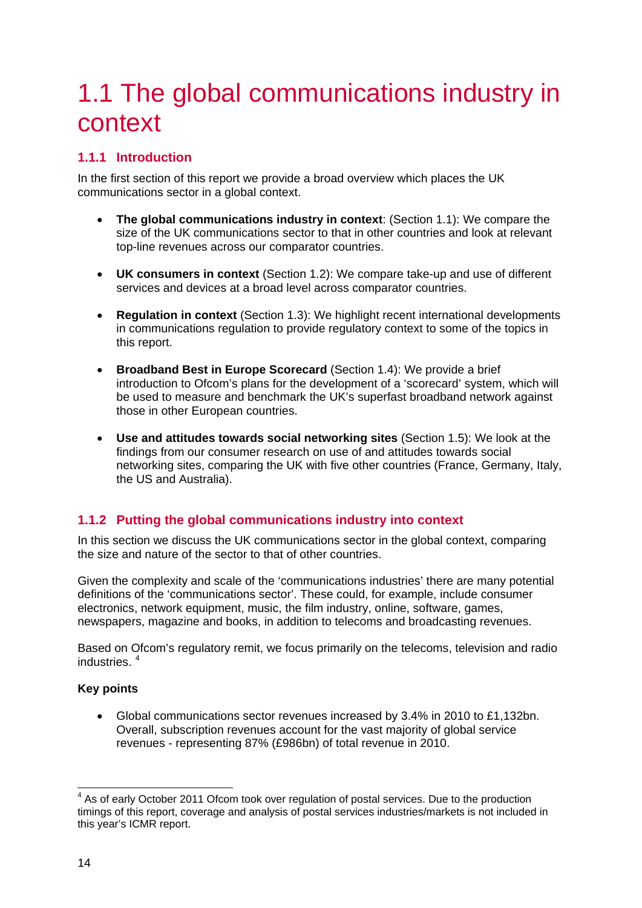# 1.1 The global communications industry in context

## 1.1.1 Introduction

In the first section of this report we provide a broad overview which places the UK communications sector in a global context.

- **The global communications industry in context**: (Section 1.1): We compare the size of the UK communications sector to that in other countries and look at relevant top-line revenues across our comparator countries.

- **UK consumers in context** (Section 1.2): We compare take-up and use of different services and devices at a broad level across comparator countries.

- **Regulation in context** (Section 1.3): We highlight recent international developments in communications regulation to provide regulatory context to some of the topics in this report.

- **Broadband Best in Europe Scorecard** (Section 1.4): We provide a brief introduction to Ofcom's plans for the development of a 'scorecard' system, which will be used to measure and benchmark the UK's superfast broadband network against those in other European countries.

- **Use and attitudes towards social networking sites** (Section 1.5): We look at the findings from our consumer research on use of and attitudes towards social networking sites, comparing the UK with five other countries (France, Germany, Italy, the US and Australia).

## 1.1.2 Putting the global communications industry into context

In this section we discuss the UK communications sector in the global context, comparing the size and nature of the sector to that of other countries.

Given the complexity and scale of the 'communications industries' there are many potential definitions of the 'communications sector'. These could, for example, include consumer electronics, network equipment, music, the film industry, online, software, games, newspapers, magazine and books, in addition to telecoms and broadcasting revenues.

Based on Ofcom's regulatory remit, we focus primarily on the telecoms, television and radio industries. [4]

**Key points**

- Global communications sector revenues increased by 3.4% in 2010 to £1,132bn. Overall, subscription revenues account for the vast majority of global service revenues - representing 87% (£986bn) of total revenue in 2010.

[4] As of early October 2011 Ofcom took over regulation of postal services. Due to the production timings of this report, coverage and analysis of postal services industries/markets is not included in this year's ICMR report.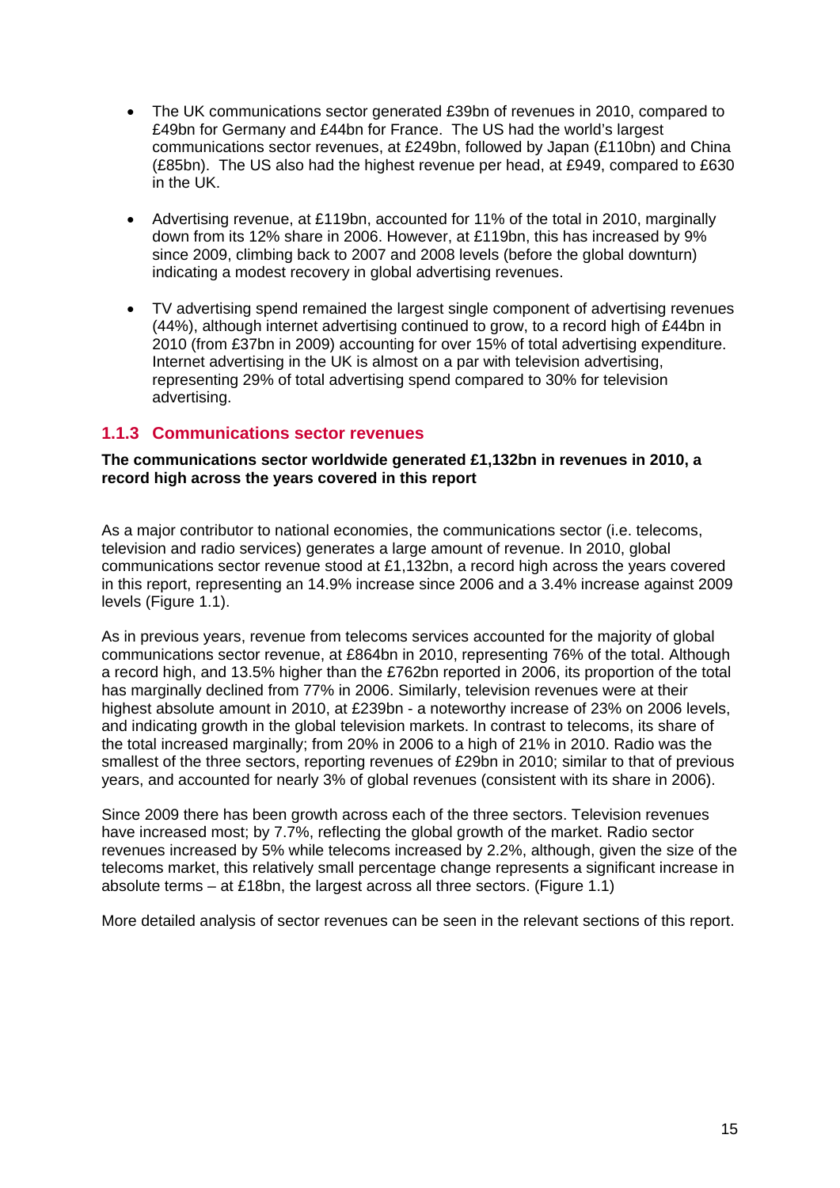- The UK communications sector generated £39bn of revenues in 2010, compared to £49bn for Germany and £44bn for France. The US had the world's largest communications sector revenues, at £249bn, followed by Japan (£110bn) and China (£85bn). The US also had the highest revenue per head, at £949, compared to £630 in the UK.
- Advertising revenue, at £119bn, accounted for 11% of the total in 2010, marginally down from its 12% share in 2006. However, at £119bn, this has increased by 9% since 2009, climbing back to 2007 and 2008 levels (before the global downturn) indicating a modest recovery in global advertising revenues.
- TV advertising spend remained the largest single component of advertising revenues (44%), although internet advertising continued to grow, to a record high of £44bn in 2010 (from £37bn in 2009) accounting for over 15% of total advertising expenditure. Internet advertising in the UK is almost on a par with television advertising, representing 29% of total advertising spend compared to 30% for television advertising.

### 1.1.3 Communications sector revenues

**The communications sector worldwide generated £1,132bn in revenues in 2010, a record high across the years covered in this report**

As a major contributor to national economies, the communications sector (i.e. telecoms, television and radio services) generates a large amount of revenue. In 2010, global communications sector revenue stood at £1,132bn, a record high across the years covered in this report, representing an 14.9% increase since 2006 and a 3.4% increase against 2009 levels (Figure 1.1).

As in previous years, revenue from telecoms services accounted for the majority of global communications sector revenue, at £864bn in 2010, representing 76% of the total. Although a record high, and 13.5% higher than the £762bn reported in 2006, its proportion of the total has marginally declined from 77% in 2006. Similarly, television revenues were at their highest absolute amount in 2010, at £239bn - a noteworthy increase of 23% on 2006 levels, and indicating growth in the global television markets. In contrast to telecoms, its share of the total increased marginally; from 20% in 2006 to a high of 21% in 2010. Radio was the smallest of the three sectors, reporting revenues of £29bn in 2010; similar to that of previous years, and accounted for nearly 3% of global revenues (consistent with its share in 2006).

Since 2009 there has been growth across each of the three sectors. Television revenues have increased most; by 7.7%, reflecting the global growth of the market. Radio sector revenues increased by 5% while telecoms increased by 2.2%, although, given the size of the telecoms market, this relatively small percentage change represents a significant increase in absolute terms – at £18bn, the largest across all three sectors. (Figure 1.1)

More detailed analysis of sector revenues can be seen in the relevant sections of this report.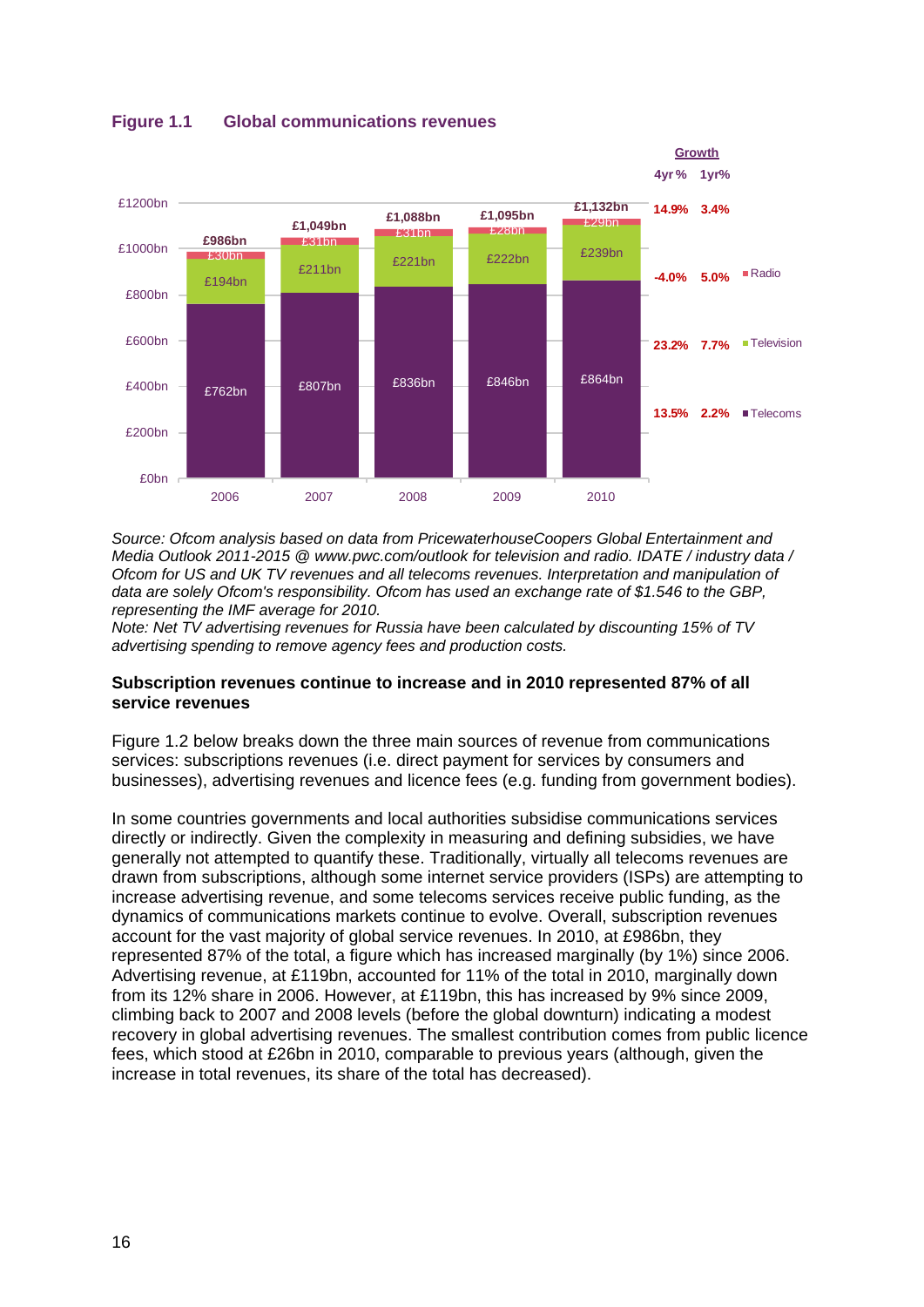**Figure 1.1 Global communications revenues**

| | 2006 | 2007 | 2008 | 2009 | 2010 | Growth 4yr% | Growth 1yr% |
|---|---|---|---|---|---|---|---|
| Radio | £30bn | £31bn | £31bn | £28bn | £29bn | -4.0% | 5.0% |
| Television | £194bn | £211bn | £221bn | £222bn | £239bn | 23.2% | 7.7% |
| Telecoms | £762bn | £807bn | £836bn | £846bn | £864bn | 13.5% | 2.2% |
| Total | £986bn | £1,049bn | £1,088bn | £1,095bn | £1,132bn | 14.9% | 3.4% |

*Source: Ofcom analysis based on data from PricewaterhouseCoopers Global Entertainment and Media Outlook 2011-2015 @ www.pwc.com/outlook for television and radio. IDATE / industry data / Ofcom for US and UK TV revenues and all telecoms revenues. Interpretation and manipulation of data are solely Ofcom's responsibility. Ofcom has used an exchange rate of $1.546 to the GBP, representing the IMF average for 2010.*
*Note: Net TV advertising revenues for Russia have been calculated by discounting 15% of TV advertising spending to remove agency fees and production costs.*

**Subscription revenues continue to increase and in 2010 represented 87% of all service revenues**

Figure 1.2 below breaks down the three main sources of revenue from communications services: subscriptions revenues (i.e. direct payment for services by consumers and businesses), advertising revenues and licence fees (e.g. funding from government bodies).

In some countries governments and local authorities subsidise communications services directly or indirectly. Given the complexity in measuring and defining subsidies, we have generally not attempted to quantify these. Traditionally, virtually all telecoms revenues are drawn from subscriptions, although some internet service providers (ISPs) are attempting to increase advertising revenue, and some telecoms services receive public funding, as the dynamics of communications markets continue to evolve. Overall, subscription revenues account for the vast majority of global service revenues. In 2010, at £986bn, they represented 87% of the total, a figure which has increased marginally (by 1%) since 2006. Advertising revenue, at £119bn, accounted for 11% of the total in 2010, marginally down from its 12% share in 2006. However, at £119bn, this has increased by 9% since 2009, climbing back to 2007 and 2008 levels (before the global downturn) indicating a modest recovery in global advertising revenues. The smallest contribution comes from public licence fees, which stood at £26bn in 2010, comparable to previous years (although, given the increase in total revenues, its share of the total has decreased).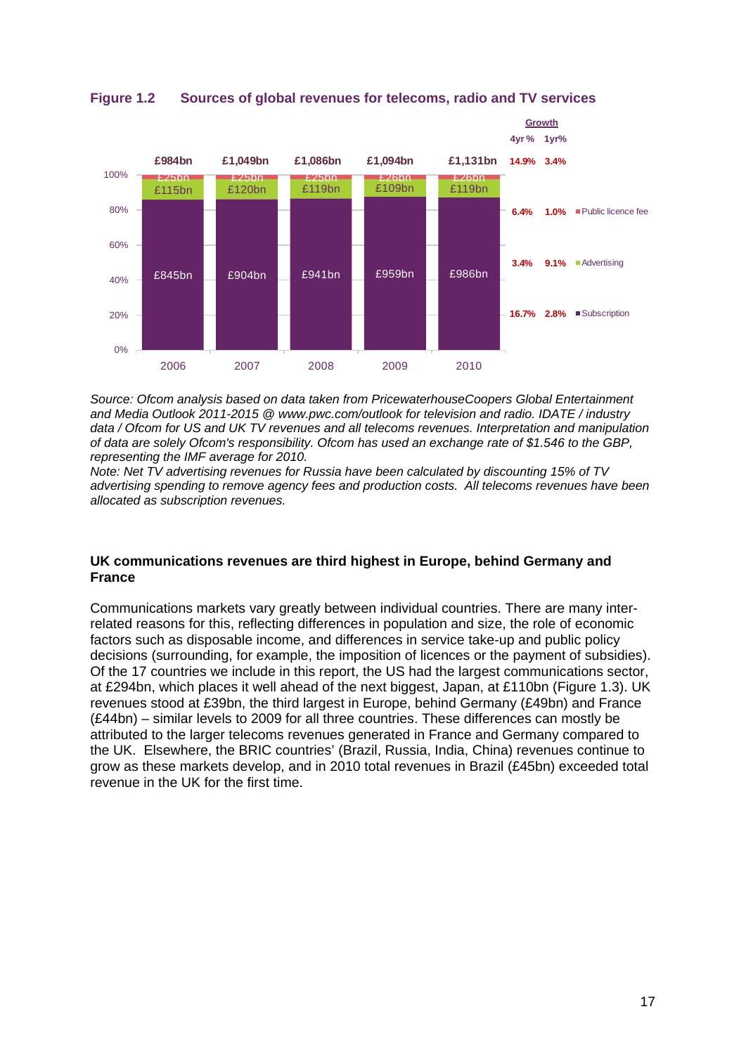**Figure 1.2 Sources of global revenues for telecoms, radio and TV services**

| | 2006 | 2007 | 2008 | 2009 | 2010 | Growth 4yr % | Growth 1yr% |
|---|---|---|---|---|---|---|---|
| Total | £984bn | £1,049bn | £1,086bn | £1,094bn | £1,131bn | 14.9% | 3.4% |
| Public licence fee | £25bn | £25bn | £25bn | £26bn | £26bn | 6.4% | 1.0% |
| Advertising | £115bn | £120bn | £119bn | £109bn | £119bn | 3.4% | 9.1% |
| Subscription | £845bn | £904bn | £941bn | £959bn | £986bn | 16.7% | 2.8% |

*Source: Ofcom analysis based on data taken from PricewaterhouseCoopers Global Entertainment and Media Outlook 2011-2015 @ www.pwc.com/outlook for television and radio. IDATE / industry data / Ofcom for US and UK TV revenues and all telecoms revenues. Interpretation and manipulation of data are solely Ofcom's responsibility. Ofcom has used an exchange rate of $1.546 to the GBP, representing the IMF average for 2010.*
*Note: Net TV advertising revenues for Russia have been calculated by discounting 15% of TV advertising spending to remove agency fees and production costs. All telecoms revenues have been allocated as subscription revenues.*

### UK communications revenues are third highest in Europe, behind Germany and France

Communications markets vary greatly between individual countries. There are many inter-related reasons for this, reflecting differences in population and size, the role of economic factors such as disposable income, and differences in service take-up and public policy decisions (surrounding, for example, the imposition of licences or the payment of subsidies). Of the 17 countries we include in this report, the US had the largest communications sector, at £294bn, which places it well ahead of the next biggest, Japan, at £110bn (Figure 1.3). UK revenues stood at £39bn, the third largest in Europe, behind Germany (£49bn) and France (£44bn) – similar levels to 2009 for all three countries. These differences can mostly be attributed to the larger telecoms revenues generated in France and Germany compared to the UK. Elsewhere, the BRIC countries' (Brazil, Russia, India, China) revenues continue to grow as these markets develop, and in 2010 total revenues in Brazil (£45bn) exceeded total revenue in the UK for the first time.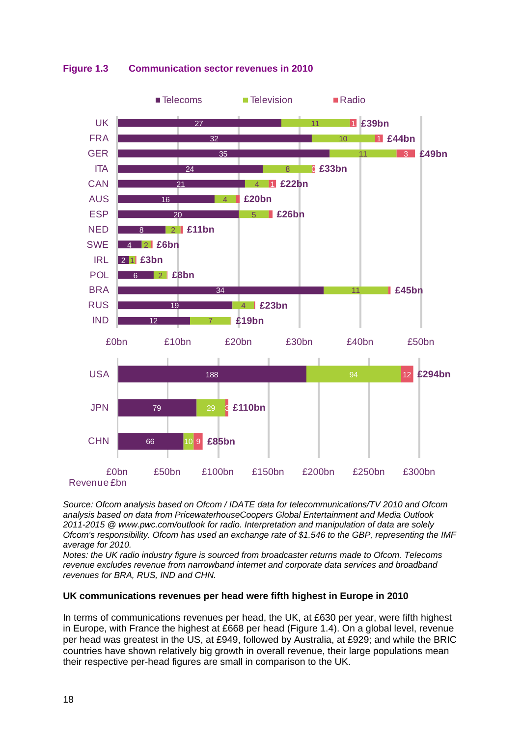**Figure 1.3 Communication sector revenues in 2010**

| Country | Telecoms | Television | Radio | Total |
|---|---|---|---|---|
| UK | 27 | 11 | 1 | £39bn |
| FRA | 32 | 10 | 1 | £44bn |
| GER | 35 | 11 | 3 | £49bn |
| ITA | 24 | 8 | 0 | £33bn |
| CAN | 21 | 4 | 1 | £22bn |
| AUS | 16 | 4 | | £20bn |
| ESP | 20 | 5 | | £26bn |
| NED | 8 | 2 | | £11bn |
| SWE | 4 | 2 | | £6bn |
| IRL | 2 | 1 | | £3bn |
| POL | 6 | 2 | | £8bn |
| BRA | 34 | 11 | | £45bn |
| RUS | 19 | 4 | | £23bn |
| IND | 12 | 7 | | £19bn |
| USA | 188 | 94 | 12 | £294bn |
| JPN | 79 | 29 | 3 | £110bn |
| CHN | 66 | 10 | 9 | £85bn |

Revenue £bn

*Source: Ofcom analysis based on Ofcom / IDATE data for telecommunications/TV 2010 and Ofcom analysis based on data from PricewaterhouseCoopers Global Entertainment and Media Outlook 2011-2015 @ www.pwc.com/outlook for radio. Interpretation and manipulation of data are solely Ofcom's responsibility. Ofcom has used an exchange rate of $1.546 to the GBP, representing the IMF average for 2010.*
*Notes: the UK radio industry figure is sourced from broadcaster returns made to Ofcom. Telecoms revenue excludes revenue from narrowband internet and corporate data services and broadband revenues for BRA, RUS, IND and CHN.*

**UK communications revenues per head were fifth highest in Europe in 2010**

In terms of communications revenues per head, the UK, at £630 per year, were fifth highest in Europe, with France the highest at £668 per head (Figure 1.4). On a global level, revenue per head was greatest in the US, at £949, followed by Australia, at £929; and while the BRIC countries have shown relatively big growth in overall revenue, their large populations mean their respective per-head figures are small in comparison to the UK.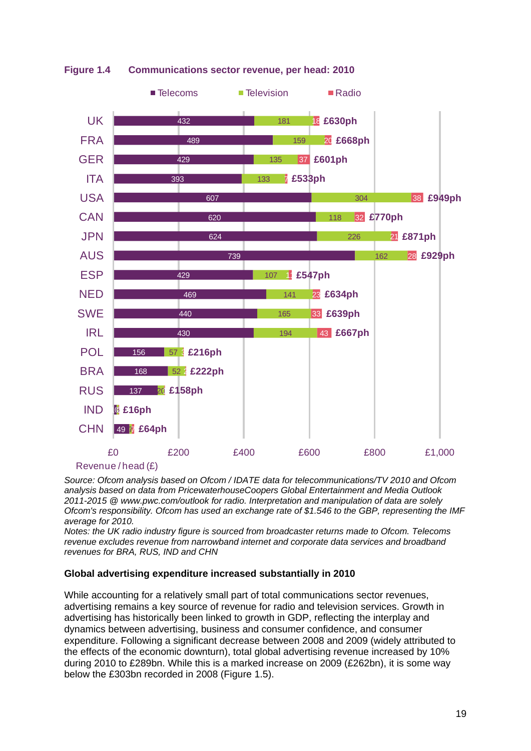**Figure 1.4 Communications sector revenue, per head: 2010**

| Country | Telecoms | Television | Radio | Total |
|---|---|---|---|---|
| UK | 432 | 181 | 18 | £630ph |
| FRA | 489 | 159 | 20 | £668ph |
| GER | 429 | 135 | 37 | £601ph |
| ITA | 393 | 133 | 7 | £533ph |
| USA | 607 | 304 | 38 | £949ph |
| CAN | 620 | 118 | 32 | £770ph |
| JPN | 624 | 226 | 21 | £871ph |
| AUS | 739 | 162 | 28 | £929ph |
| ESP | 429 | 107 | 11 | £547ph |
| NED | 469 | 141 | 23 | £634ph |
| SWE | 440 | 165 | 33 | £639ph |
| IRL | 430 | 194 | 43 | £667ph |
| POL | 156 | 57 | 3 | £216ph |
| BRA | 168 | 52 | 2 | £222ph |
| RUS | 137 | 20 | | £158ph |
| IND | | 6 | | £16ph |
| CHN | 49 | 7 | | £64ph |

Revenue / head (£)

*Source: Ofcom analysis based on Ofcom / IDATE data for telecommunications/TV 2010 and Ofcom analysis based on data from PricewaterhouseCoopers Global Entertainment and Media Outlook 2011-2015 @ www.pwc.com/outlook for radio. Interpretation and manipulation of data are solely Ofcom's responsibility. Ofcom has used an exchange rate of $1.546 to the GBP, representing the IMF average for 2010.*
*Notes: the UK radio industry figure is sourced from broadcaster returns made to Ofcom. Telecoms revenue excludes revenue from narrowband internet and corporate data services and broadband revenues for BRA, RUS, IND and CHN*

**Global advertising expenditure increased substantially in 2010**

While accounting for a relatively small part of total communications sector revenues, advertising remains a key source of revenue for radio and television services. Growth in advertising has historically been linked to growth in GDP, reflecting the interplay and dynamics between advertising, business and consumer confidence, and consumer expenditure. Following a significant decrease between 2008 and 2009 (widely attributed to the effects of the economic downturn), total global advertising revenue increased by 10% during 2010 to £289bn. While this is a marked increase on 2009 (£262bn), it is some way below the £303bn recorded in 2008 (Figure 1.5).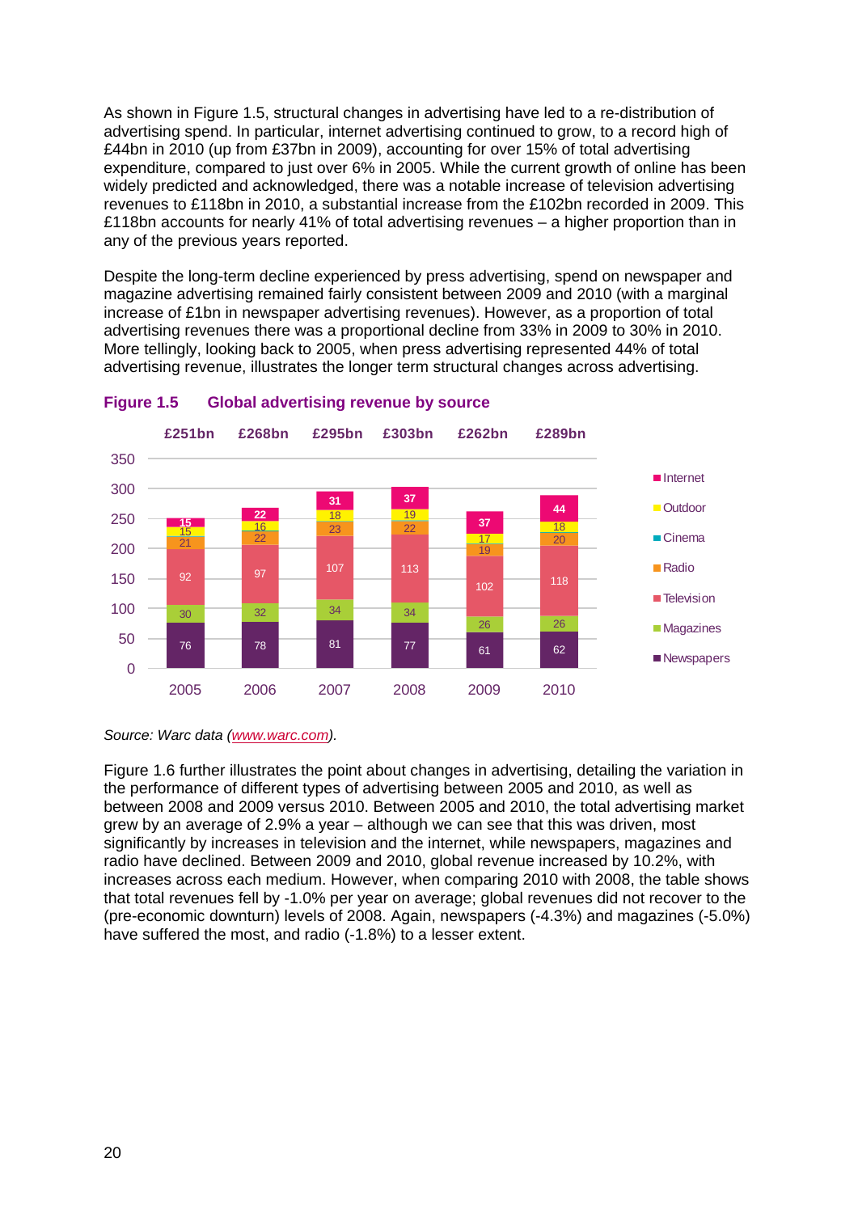As shown in Figure 1.5, structural changes in advertising have led to a re-distribution of advertising spend. In particular, internet advertising continued to grow, to a record high of £44bn in 2010 (up from £37bn in 2009), accounting for over 15% of total advertising expenditure, compared to just over 6% in 2005. While the current growth of online has been widely predicted and acknowledged, there was a notable increase of television advertising revenues to £118bn in 2010, a substantial increase from the £102bn recorded in 2009. This £118bn accounts for nearly 41% of total advertising revenues – a higher proportion than in any of the previous years reported.

Despite the long-term decline experienced by press advertising, spend on newspaper and magazine advertising remained fairly consistent between 2009 and 2010 (with a marginal increase of £1bn in newspaper advertising revenues). However, as a proportion of total advertising revenues there was a proportional decline from 33% in 2009 to 30% in 2010. More tellingly, looking back to 2005, when press advertising represented 44% of total advertising revenue, illustrates the longer term structural changes across advertising.

**Figure 1.5 Global advertising revenue by source**

| | 2005 | 2006 | 2007 | 2008 | 2009 | 2010 |
|---|---|---|---|---|---|---|
| Total | £251bn | £268bn | £295bn | £303bn | £262bn | £289bn |
| Internet | 15 | 22 | 31 | 37 | 37 | 44 |
| Outdoor | 15 | 16 | 18 | 19 | 17 | 18 |
| Radio | 21 | 22 | 23 | 22 | 19 | 20 |
| Television | 92 | 97 | 107 | 113 | 102 | 118 |
| Magazines | 30 | 32 | 34 | 34 | 26 | 26 |
| Newspapers | 76 | 78 | 81 | 77 | 61 | 62 |

*Source: Warc data (www.warc.com).*

Figure 1.6 further illustrates the point about changes in advertising, detailing the variation in the performance of different types of advertising between 2005 and 2010, as well as between 2008 and 2009 versus 2010. Between 2005 and 2010, the total advertising market grew by an average of 2.9% a year – although we can see that this was driven, most significantly by increases in television and the internet, while newspapers, magazines and radio have declined. Between 2009 and 2010, global revenue increased by 10.2%, with increases across each medium. However, when comparing 2010 with 2008, the table shows that total revenues fell by -1.0% per year on average; global revenues did not recover to the (pre-economic downturn) levels of 2008. Again, newspapers (-4.3%) and magazines (-5.0%) have suffered the most, and radio (-1.8%) to a lesser extent.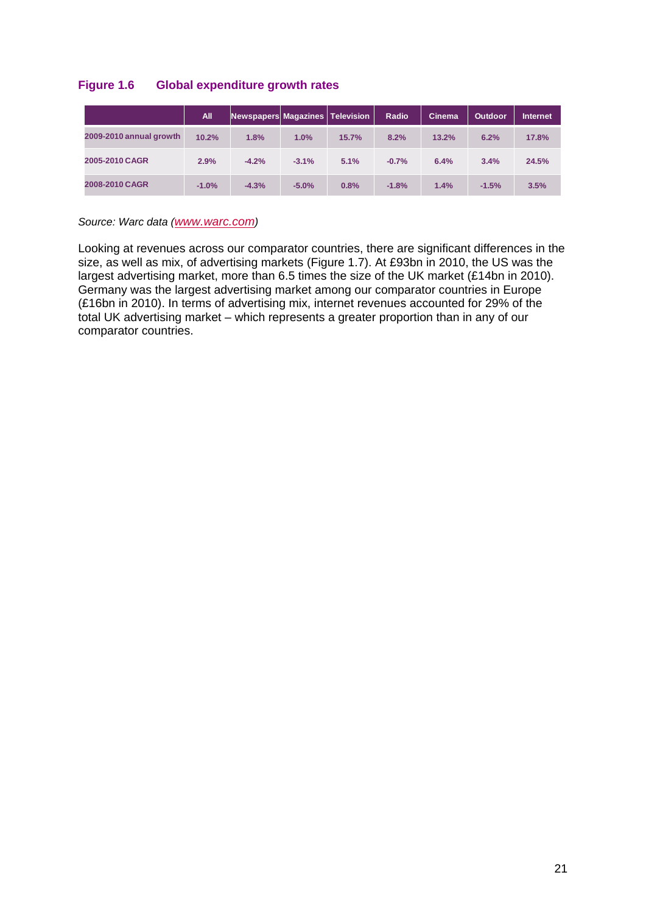**Figure 1.6 Global expenditure growth rates**

| | All | Newspapers | Magazines | Television | Radio | Cinema | Outdoor | Internet |
|---|---|---|---|---|---|---|---|---|
| 2009-2010 annual growth | 10.2% | 1.8% | 1.0% | 15.7% | 8.2% | 13.2% | 6.2% | 17.8% |
| 2005-2010 CAGR | 2.9% | -4.2% | -3.1% | 5.1% | -0.7% | 6.4% | 3.4% | 24.5% |
| 2008-2010 CAGR | -1.0% | -4.3% | -5.0% | 0.8% | -1.8% | 1.4% | -1.5% | 3.5% |

*Source: Warc data (www.warc.com)*

Looking at revenues across our comparator countries, there are significant differences in the size, as well as mix, of advertising markets (Figure 1.7). At £93bn in 2010, the US was the largest advertising market, more than 6.5 times the size of the UK market (£14bn in 2010). Germany was the largest advertising market among our comparator countries in Europe (£16bn in 2010). In terms of advertising mix, internet revenues accounted for 29% of the total UK advertising market – which represents a greater proportion than in any of our comparator countries.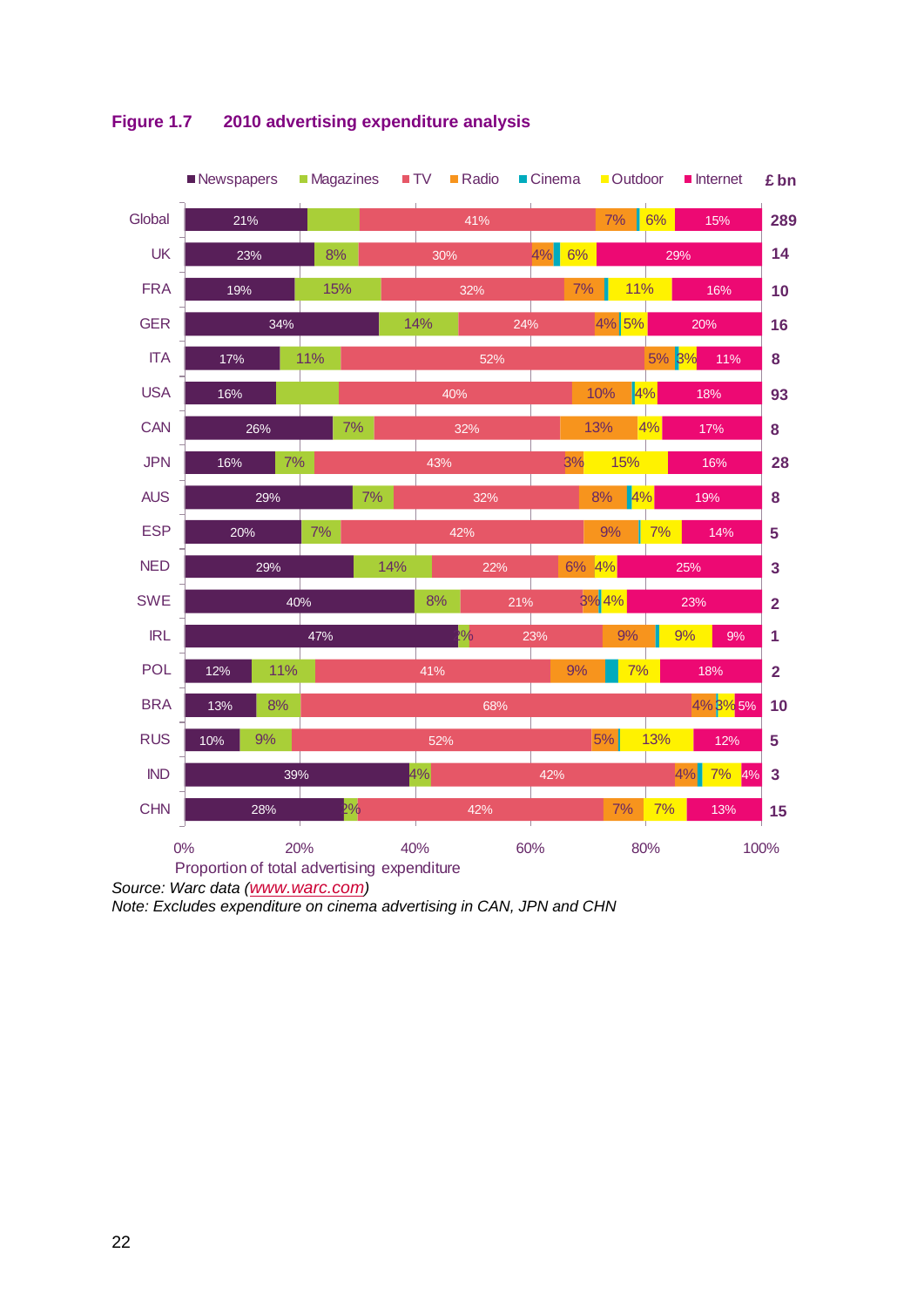**Figure 1.7 2010 advertising expenditure analysis**

| | Newspapers | Magazines | TV | Radio | Cinema | Outdoor | Internet | £ bn |
|---|---|---|---|---|---|---|---|---|
| Global | 21% | | 41% | 7% | | 6% | 15% | 289 |
| UK | 23% | 8% | 30% | 4% | | 6% | 29% | 14 |
| FRA | 19% | 15% | 32% | 7% | | 11% | 16% | 10 |
| GER | 34% | 14% | 24% | 4% | | 5% | 20% | 16 |
| ITA | 17% | 11% | 52% | 5% | | 3% | 11% | 8 |
| USA | 16% | | 40% | 10% | | 4% | 18% | 93 |
| CAN | 26% | 7% | 32% | 13% | | 4% | 17% | 8 |
| JPN | 16% | 7% | 43% | 3% | | 15% | 16% | 28 |
| AUS | 29% | 7% | 32% | 8% | | 4% | 19% | 8 |
| ESP | 20% | 7% | 42% | 9% | | 7% | 14% | 5 |
| NED | 29% | 14% | 22% | 6% | | 4% | 25% | 3 |
| SWE | 40% | 8% | 21% | 3% | | 4% | 23% | 2 |
| IRL | 47% | 2% | 23% | 9% | | 9% | 9% | 1 |
| POL | 12% | 11% | 41% | 9% | | 7% | 18% | 2 |
| BRA | 13% | 8% | 68% | 4% | | 3% | 5% | 10 |
| RUS | 10% | 9% | 52% | 5% | | 13% | 12% | 5 |
| IND | 39% | 4% | 42% | 4% | | 7% | 4% | 3 |
| CHN | 28% | 2% | 42% | 7% | | 7% | 13% | 15 |

Proportion of total advertising expenditure (0% – 100%)

*Source: Warc data (www.warc.com)*

*Note: Excludes expenditure on cinema advertising in CAN, JPN and CHN*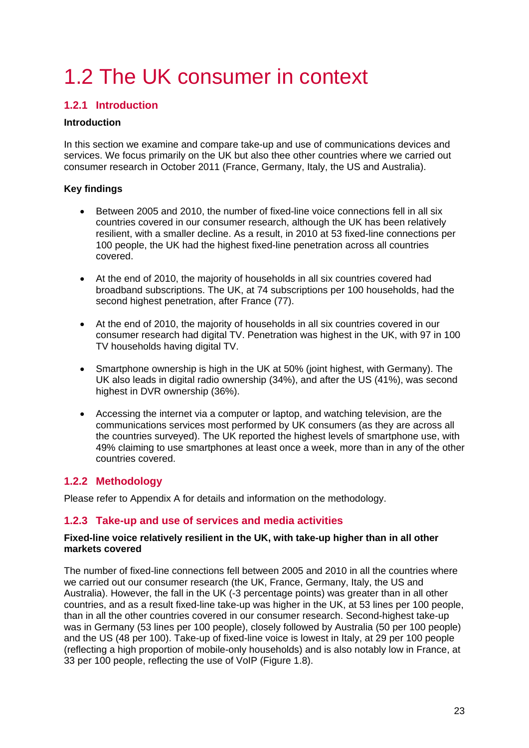# 1.2 The UK consumer in context

## 1.2.1 Introduction

**Introduction**

In this section we examine and compare take-up and use of communications devices and services. We focus primarily on the UK but also thee other countries where we carried out consumer research in October 2011 (France, Germany, Italy, the US and Australia).

**Key findings**

- Between 2005 and 2010, the number of fixed-line voice connections fell in all six countries covered in our consumer research, although the UK has been relatively resilient, with a smaller decline. As a result, in 2010 at 53 fixed-line connections per 100 people, the UK had the highest fixed-line penetration across all countries covered.

- At the end of 2010, the majority of households in all six countries covered had broadband subscriptions. The UK, at 74 subscriptions per 100 households, had the second highest penetration, after France (77).

- At the end of 2010, the majority of households in all six countries covered in our consumer research had digital TV. Penetration was highest in the UK, with 97 in 100 TV households having digital TV.

- Smartphone ownership is high in the UK at 50% (joint highest, with Germany). The UK also leads in digital radio ownership (34%), and after the US (41%), was second highest in DVR ownership (36%).

- Accessing the internet via a computer or laptop, and watching television, are the communications services most performed by UK consumers (as they are across all the countries surveyed). The UK reported the highest levels of smartphone use, with 49% claiming to use smartphones at least once a week, more than in any of the other countries covered.

## 1.2.2 Methodology

Please refer to Appendix A for details and information on the methodology.

## 1.2.3 Take-up and use of services and media activities

**Fixed-line voice relatively resilient in the UK, with take-up higher than in all other markets covered**

The number of fixed-line connections fell between 2005 and 2010 in all the countries where we carried out our consumer research (the UK, France, Germany, Italy, the US and Australia). However, the fall in the UK (-3 percentage points) was greater than in all other countries, and as a result fixed-line take-up was higher in the UK, at 53 lines per 100 people, than in all the other countries covered in our consumer research. Second-highest take-up was in Germany (53 lines per 100 people), closely followed by Australia (50 per 100 people) and the US (48 per 100). Take-up of fixed-line voice is lowest in Italy, at 29 per 100 people (reflecting a high proportion of mobile-only households) and is also notably low in France, at 33 per 100 people, reflecting the use of VoIP (Figure 1.8).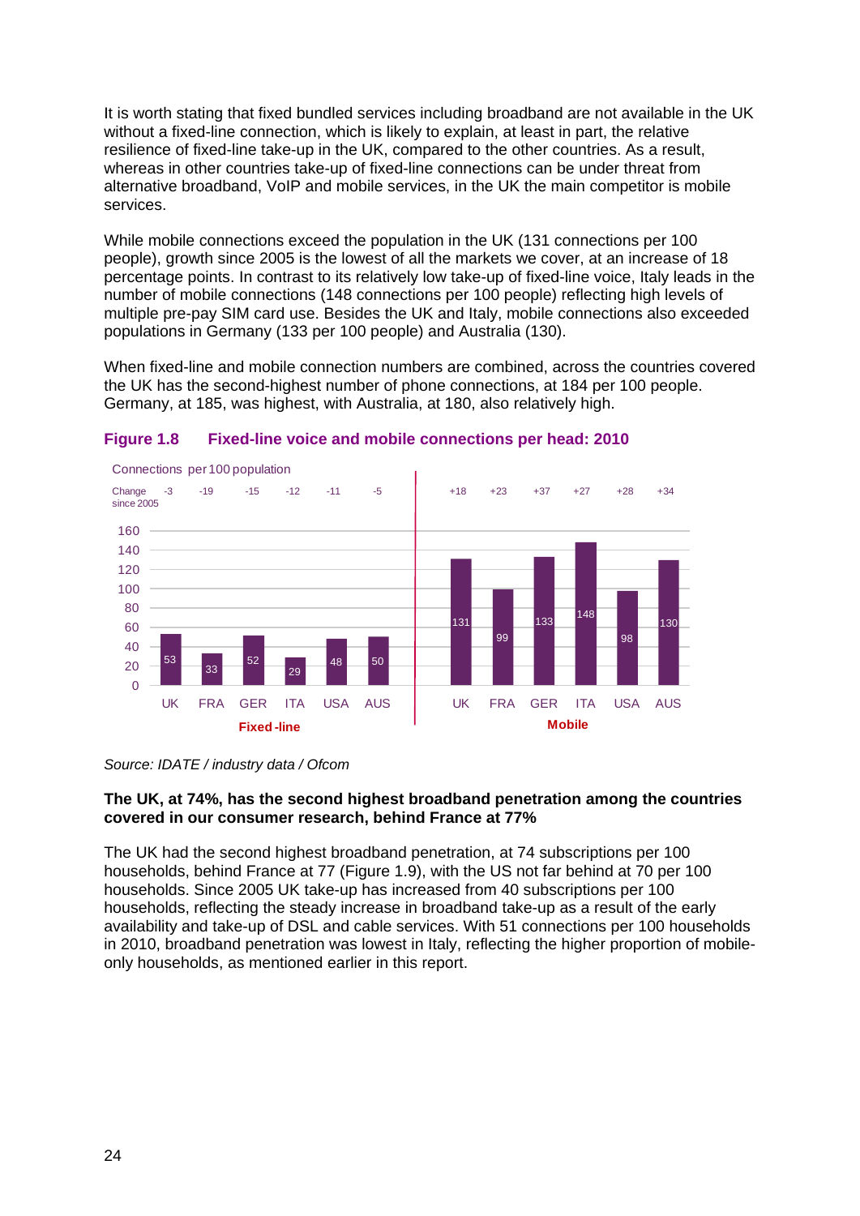It is worth stating that fixed bundled services including broadband are not available in the UK without a fixed-line connection, which is likely to explain, at least in part, the relative resilience of fixed-line take-up in the UK, compared to the other countries. As a result, whereas in other countries take-up of fixed-line connections can be under threat from alternative broadband, VoIP and mobile services, in the UK the main competitor is mobile services.

While mobile connections exceed the population in the UK (131 connections per 100 people), growth since 2005 is the lowest of all the markets we cover, at an increase of 18 percentage points. In contrast to its relatively low take-up of fixed-line voice, Italy leads in the number of mobile connections (148 connections per 100 people) reflecting high levels of multiple pre-pay SIM card use. Besides the UK and Italy, mobile connections also exceeded populations in Germany (133 per 100 people) and Australia (130).

When fixed-line and mobile connection numbers are combined, across the countries covered the UK has the second-highest number of phone connections, at 184 per 100 people. Germany, at 185, was highest, with Australia, at 180, also relatively high.

**Figure 1.8 Fixed-line voice and mobile connections per head: 2010**

Connections per 100 population

| | Fixed-line | | | | | | Mobile | | | | | |
|---|---|---|---|---|---|---|---|---|---|---|---|---|
| | UK | FRA | GER | ITA | USA | AUS | UK | FRA | GER | ITA | USA | AUS |
| Connections | 53 | 33 | 52 | 29 | 48 | 50 | 131 | 99 | 133 | 148 | 98 | 130 |
| Change since 2005 | -3 | -19 | -15 | -12 | -11 | -5 | +18 | +23 | +37 | +27 | +28 | +34 |

*Source: IDATE / industry data / Ofcom*

**The UK, at 74%, has the second highest broadband penetration among the countries covered in our consumer research, behind France at 77%**

The UK had the second highest broadband penetration, at 74 subscriptions per 100 households, behind France at 77 (Figure 1.9), with the US not far behind at 70 per 100 households. Since 2005 UK take-up has increased from 40 subscriptions per 100 households, reflecting the steady increase in broadband take-up as a result of the early availability and take-up of DSL and cable services. With 51 connections per 100 households in 2010, broadband penetration was lowest in Italy, reflecting the higher proportion of mobile-only households, as mentioned earlier in this report.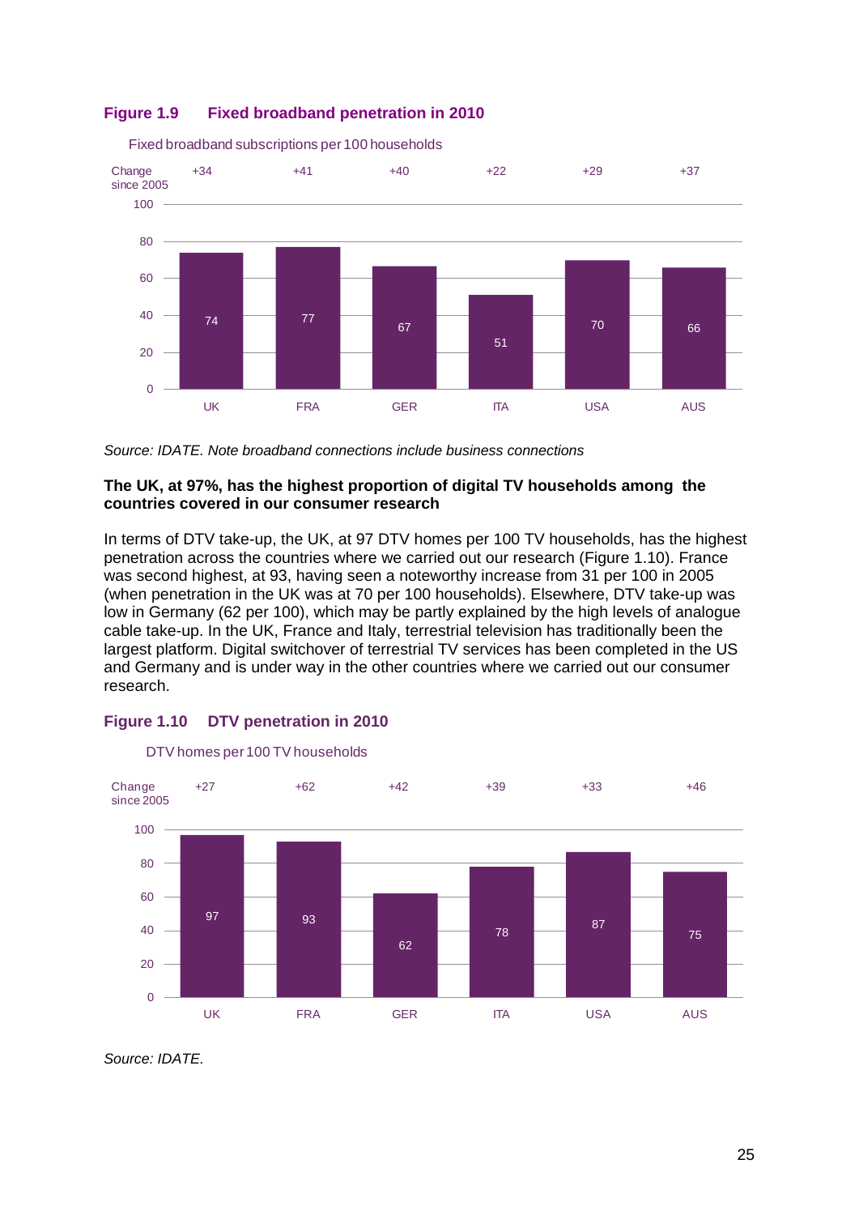**Figure 1.9 Fixed broadband penetration in 2010**

Fixed broadband subscriptions per 100 households

| | UK | FRA | GER | ITA | USA | AUS |
|---|---|---|---|---|---|---|
| Change since 2005 | +34 | +41 | +40 | +22 | +29 | +37 |
| 2010 | 74 | 77 | 67 | 51 | 70 | 66 |

*Source: IDATE. Note broadband connections include business connections*

**The UK, at 97%, has the highest proportion of digital TV households among the countries covered in our consumer research**

In terms of DTV take-up, the UK, at 97 DTV homes per 100 TV households, has the highest penetration across the countries where we carried out our research (Figure 1.10). France was second highest, at 93, having seen a noteworthy increase from 31 per 100 in 2005 (when penetration in the UK was at 70 per 100 households). Elsewhere, DTV take-up was low in Germany (62 per 100), which may be partly explained by the high levels of analogue cable take-up. In the UK, France and Italy, terrestrial television has traditionally been the largest platform. Digital switchover of terrestrial TV services has been completed in the US and Germany and is under way in the other countries where we carried out our consumer research.

**Figure 1.10 DTV penetration in 2010**

DTV homes per 100 TV households

| | UK | FRA | GER | ITA | USA | AUS |
|---|---|---|---|---|---|---|
| Change since 2005 | +27 | +62 | +42 | +39 | +33 | +46 |
| 2010 | 97 | 93 | 62 | 78 | 87 | 75 |

*Source: IDATE.*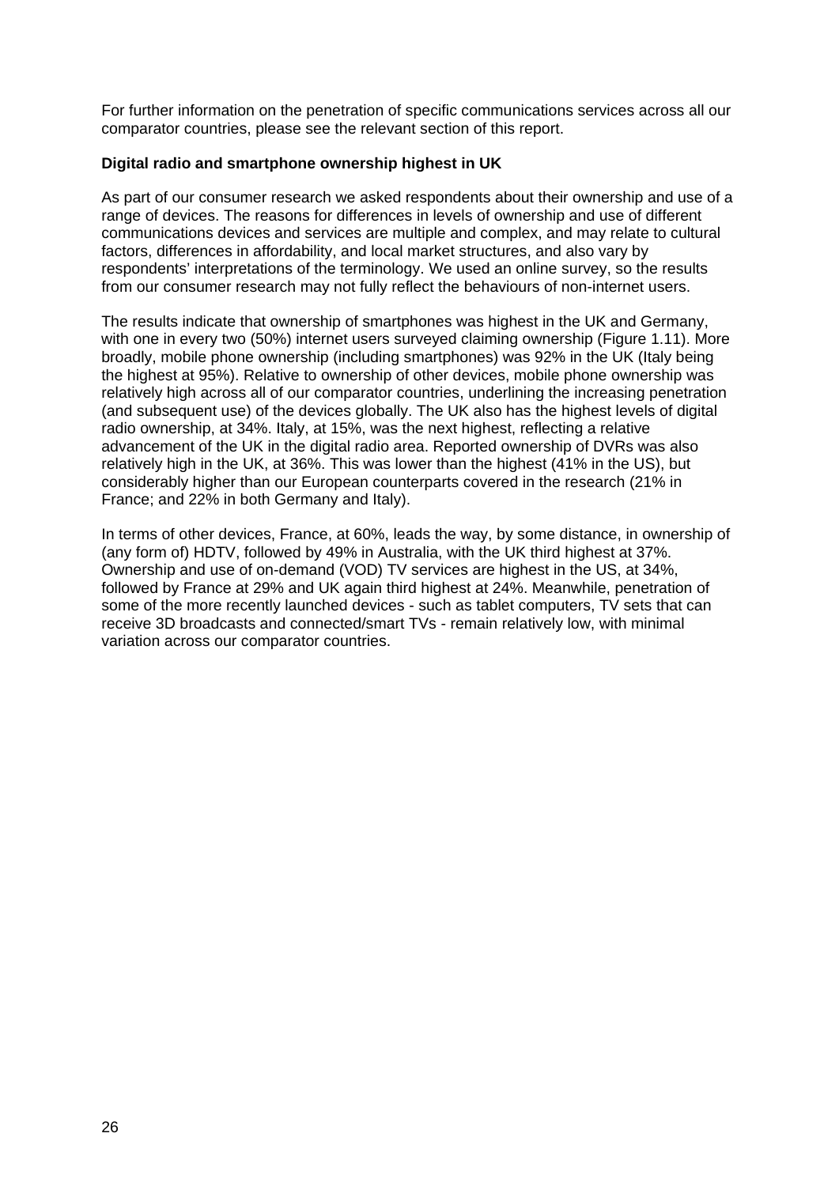For further information on the penetration of specific communications services across all our comparator countries, please see the relevant section of this report.

**Digital radio and smartphone ownership highest in UK**

As part of our consumer research we asked respondents about their ownership and use of a range of devices. The reasons for differences in levels of ownership and use of different communications devices and services are multiple and complex, and may relate to cultural factors, differences in affordability, and local market structures, and also vary by respondents' interpretations of the terminology. We used an online survey, so the results from our consumer research may not fully reflect the behaviours of non-internet users.

The results indicate that ownership of smartphones was highest in the UK and Germany, with one in every two (50%) internet users surveyed claiming ownership (Figure 1.11). More broadly, mobile phone ownership (including smartphones) was 92% in the UK (Italy being the highest at 95%). Relative to ownership of other devices, mobile phone ownership was relatively high across all of our comparator countries, underlining the increasing penetration (and subsequent use) of the devices globally. The UK also has the highest levels of digital radio ownership, at 34%. Italy, at 15%, was the next highest, reflecting a relative advancement of the UK in the digital radio area. Reported ownership of DVRs was also relatively high in the UK, at 36%. This was lower than the highest (41% in the US), but considerably higher than our European counterparts covered in the research (21% in France; and 22% in both Germany and Italy).

In terms of other devices, France, at 60%, leads the way, by some distance, in ownership of (any form of) HDTV, followed by 49% in Australia, with the UK third highest at 37%. Ownership and use of on-demand (VOD) TV services are highest in the US, at 34%, followed by France at 29% and UK again third highest at 24%. Meanwhile, penetration of some of the more recently launched devices - such as tablet computers, TV sets that can receive 3D broadcasts and connected/smart TVs - remain relatively low, with minimal variation across our comparator countries.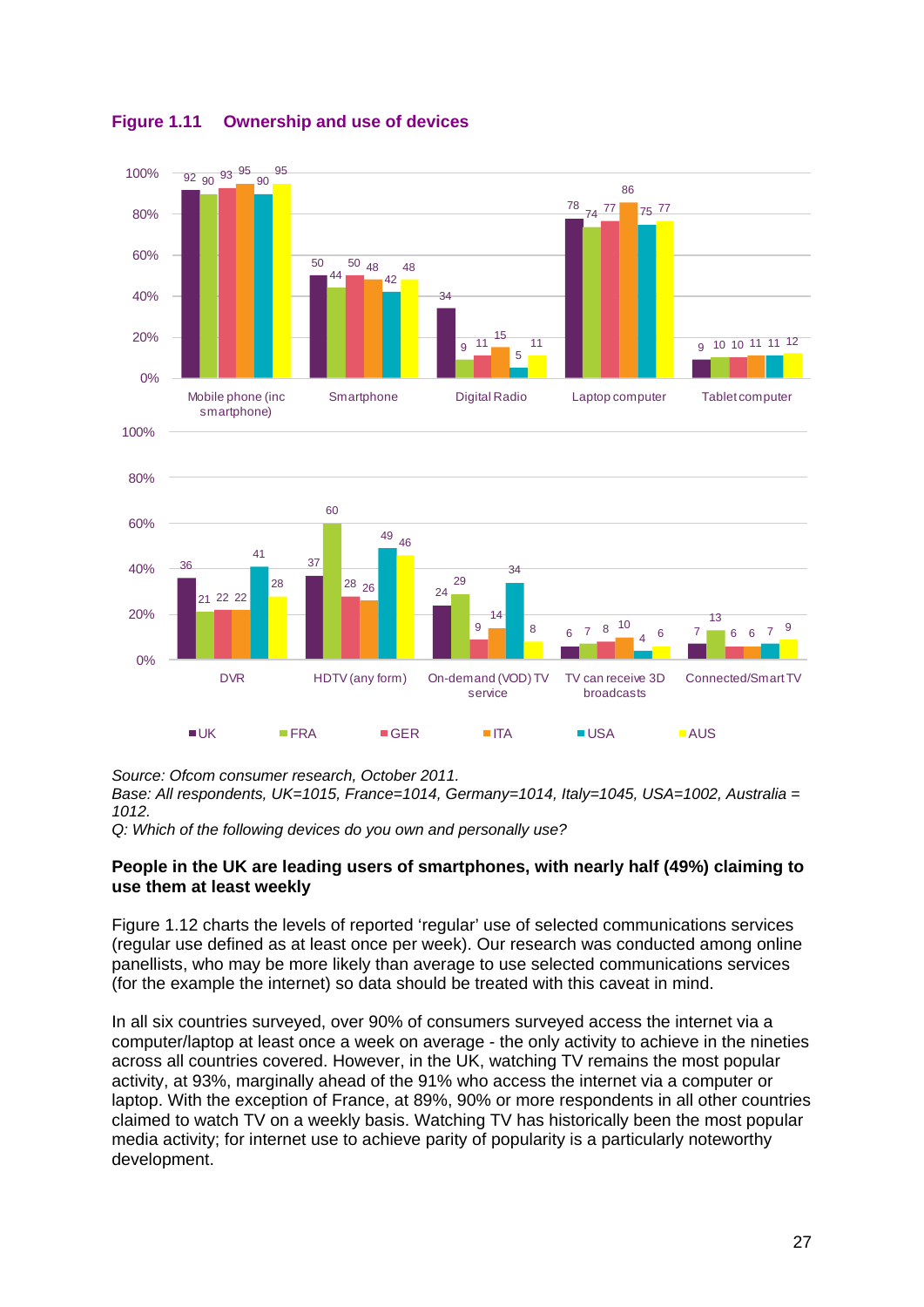**Figure 1.11 Ownership and use of devices**

| Device | UK | FRA | GER | ITA | USA | AUS |
|---|---|---|---|---|---|---|
| Mobile phone (inc smartphone) | 92 | 90 | 93 | 95 | 90 | 95 |
| Smartphone | 50 | 44 | 50 | 48 | 42 | 48 |
| Digital Radio | 34 | 9 | 11 | 15 | 5 | 11 |
| Laptop computer | 78 | 74 | 77 | 86 | 75 | 77 |
| Tablet computer | 9 | 10 | 10 | 11 | 11 | 12 |
| DVR | 36 | 21 | 22 | 22 | 41 | 28 |
| HDTV (any form) | 37 | 60 | 28 | 26 | 49 | 46 |
| On-demand (VOD) TV service | 24 | 29 | 9 | 14 | 34 | 8 |
| TV can receive 3D broadcasts | 6 | 7 | 8 | 10 | 4 | 6 |
| Connected/Smart TV | 7 | 13 | 6 | 6 | 7 | 9 |

*Source: Ofcom consumer research, October 2011.*
*Base: All respondents, UK=1015, France=1014, Germany=1014, Italy=1045, USA=1002, Australia = 1012.*
*Q: Which of the following devices do you own and personally use?*

**People in the UK are leading users of smartphones, with nearly half (49%) claiming to use them at least weekly**

Figure 1.12 charts the levels of reported 'regular' use of selected communications services (regular use defined as at least once per week). Our research was conducted among online panellists, who may be more likely than average to use selected communications services (for the example the internet) so data should be treated with this caveat in mind.

In all six countries surveyed, over 90% of consumers surveyed access the internet via a computer/laptop at least once a week on average - the only activity to achieve in the nineties across all countries covered. However, in the UK, watching TV remains the most popular activity, at 93%, marginally ahead of the 91% who access the internet via a computer or laptop. With the exception of France, at 89%, 90% or more respondents in all other countries claimed to watch TV on a weekly basis. Watching TV has historically been the most popular media activity; for internet use to achieve parity of popularity is a particularly noteworthy development.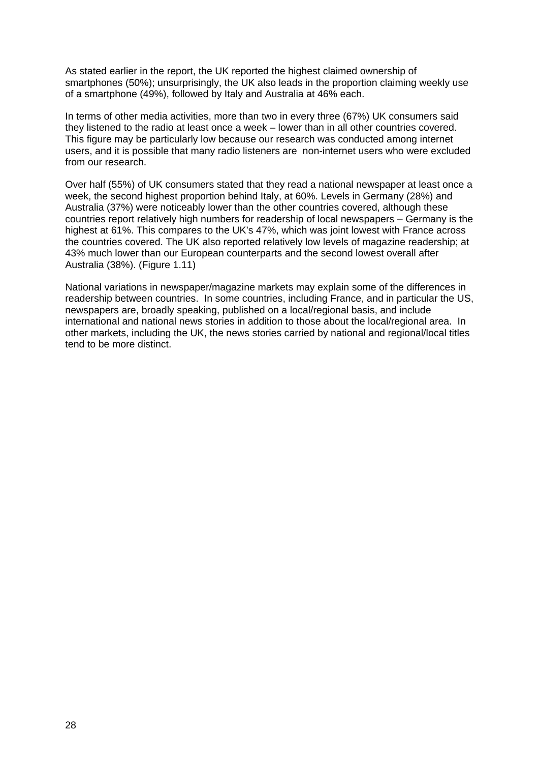As stated earlier in the report, the UK reported the highest claimed ownership of smartphones (50%); unsurprisingly, the UK also leads in the proportion claiming weekly use of a smartphone (49%), followed by Italy and Australia at 46% each.

In terms of other media activities, more than two in every three (67%) UK consumers said they listened to the radio at least once a week – lower than in all other countries covered. This figure may be particularly low because our research was conducted among internet users, and it is possible that many radio listeners are non-internet users who were excluded from our research.

Over half (55%) of UK consumers stated that they read a national newspaper at least once a week, the second highest proportion behind Italy, at 60%. Levels in Germany (28%) and Australia (37%) were noticeably lower than the other countries covered, although these countries report relatively high numbers for readership of local newspapers – Germany is the highest at 61%. This compares to the UK's 47%, which was joint lowest with France across the countries covered. The UK also reported relatively low levels of magazine readership; at 43% much lower than our European counterparts and the second lowest overall after Australia (38%). (Figure 1.11)

National variations in newspaper/magazine markets may explain some of the differences in readership between countries. In some countries, including France, and in particular the US, newspapers are, broadly speaking, published on a local/regional basis, and include international and national news stories in addition to those about the local/regional area. In other markets, including the UK, the news stories carried by national and regional/local titles tend to be more distinct.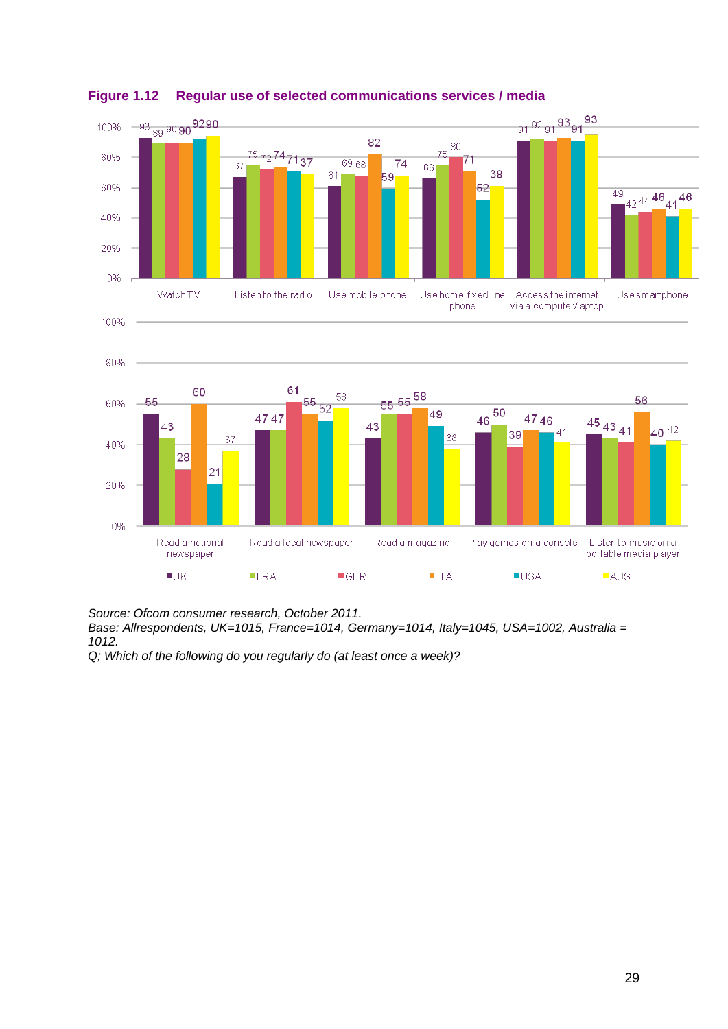**Figure 1.12 Regular use of selected communications services / media**

| | UK | FRA | GER | ITA | USA | AUS |
|---|---|---|---|---|---|---|
| Watch TV | 93 | 89 | 90 | 90 | 92 | 90 |
| Listen to the radio | 67 | 75 | 72 | 74 | 71 | 37 |
| Use mobile phone | 61 | 69 | 68 | 82 | 59 | 74 |
| Use home fixed line phone | 66 | 75 | 80 | 71 | 52 | 38 |
| Access the internet via a computer/laptop | 91 | 92 | 91 | 93 | 91 | 93 |
| Use smartphone | 49 | 42 | 44 | 46 | 41 | 46 |
| Read a national newspaper | 55 | 43 | 28 | 60 | 21 | 37 |
| Read a local newspaper | 47 | 47 | 61 | 55 | 52 | 58 |
| Read a magazine | 43 | 55 | 55 | 58 | 49 | 38 |
| Play games on a console | 46 | 50 | 39 | 47 | 46 | 41 |
| Listen to music on a portable media player | 45 | 43 | 41 | 56 | 40 | 42 |

*Source: Ofcom consumer research, October 2011.*
*Base: All respondents, UK=1015, France=1014, Germany=1014, Italy=1045, USA=1002, Australia = 1012.*
*Q; Which of the following do you regularly do (at least once a week)?*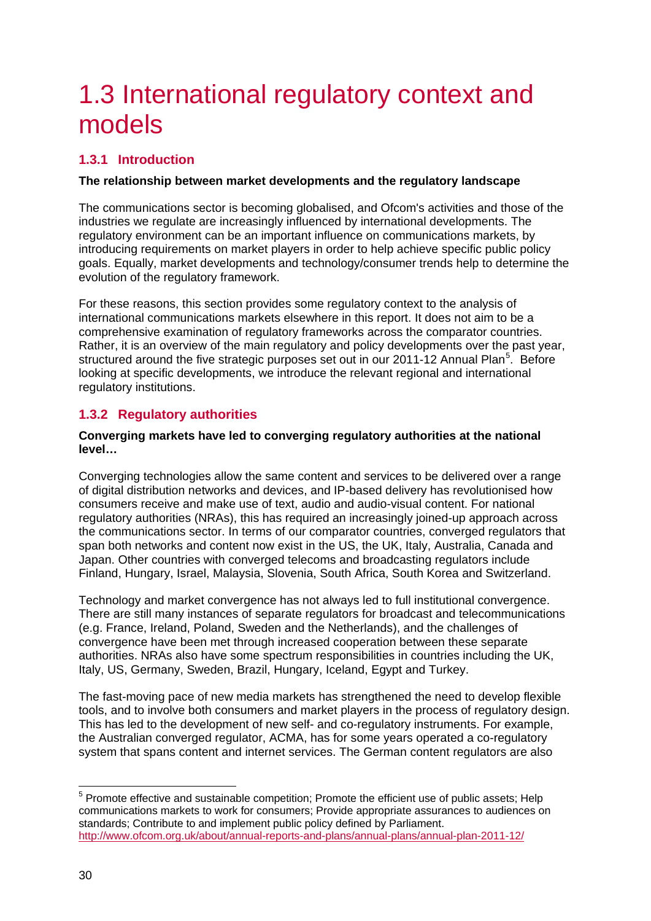# 1.3 International regulatory context and models

## 1.3.1 Introduction

**The relationship between market developments and the regulatory landscape**

The communications sector is becoming globalised, and Ofcom's activities and those of the industries we regulate are increasingly influenced by international developments. The regulatory environment can be an important influence on communications markets, by introducing requirements on market players in order to help achieve specific public policy goals. Equally, market developments and technology/consumer trends help to determine the evolution of the regulatory framework.

For these reasons, this section provides some regulatory context to the analysis of international communications markets elsewhere in this report. It does not aim to be a comprehensive examination of regulatory frameworks across the comparator countries. Rather, it is an overview of the main regulatory and policy developments over the past year, structured around the five strategic purposes set out in our 2011-12 Annual Plan[5]. Before looking at specific developments, we introduce the relevant regional and international regulatory institutions.

## 1.3.2 Regulatory authorities

**Converging markets have led to converging regulatory authorities at the national level…**

Converging technologies allow the same content and services to be delivered over a range of digital distribution networks and devices, and IP-based delivery has revolutionised how consumers receive and make use of text, audio and audio-visual content. For national regulatory authorities (NRAs), this has required an increasingly joined-up approach across the communications sector. In terms of our comparator countries, converged regulators that span both networks and content now exist in the US, the UK, Italy, Australia, Canada and Japan. Other countries with converged telecoms and broadcasting regulators include Finland, Hungary, Israel, Malaysia, Slovenia, South Africa, South Korea and Switzerland.

Technology and market convergence has not always led to full institutional convergence. There are still many instances of separate regulators for broadcast and telecommunications (e.g. France, Ireland, Poland, Sweden and the Netherlands), and the challenges of convergence have been met through increased cooperation between these separate authorities. NRAs also have some spectrum responsibilities in countries including the UK, Italy, US, Germany, Sweden, Brazil, Hungary, Iceland, Egypt and Turkey.

The fast-moving pace of new media markets has strengthened the need to develop flexible tools, and to involve both consumers and market players in the process of regulatory design. This has led to the development of new self- and co-regulatory instruments. For example, the Australian converged regulator, ACMA, has for some years operated a co-regulatory system that spans content and internet services. The German content regulators are also

---

[5] Promote effective and sustainable competition; Promote the efficient use of public assets; Help communications markets to work for consumers; Provide appropriate assurances to audiences on standards; Contribute to and implement public policy defined by Parliament. http://www.ofcom.org.uk/about/annual-reports-and-plans/annual-plans/annual-plan-2011-12/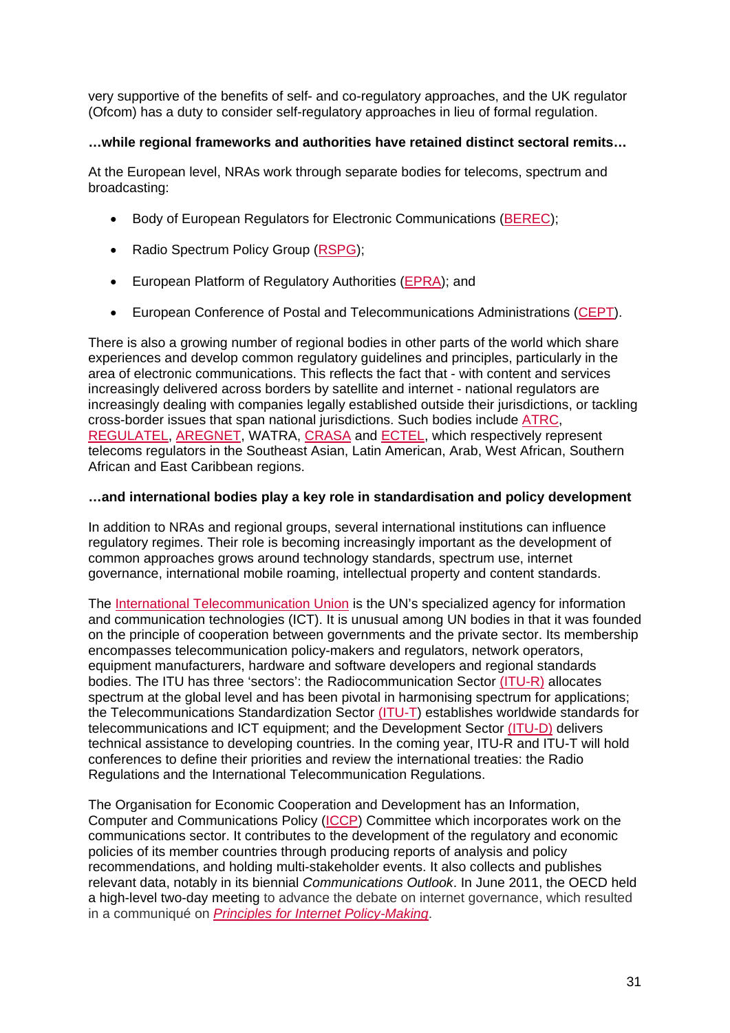very supportive of the benefits of self- and co-regulatory approaches, and the UK regulator (Ofcom) has a duty to consider self-regulatory approaches in lieu of formal regulation.

**…while regional frameworks and authorities have retained distinct sectoral remits…**

At the European level, NRAs work through separate bodies for telecoms, spectrum and broadcasting:

- Body of European Regulators for Electronic Communications (BEREC);
- Radio Spectrum Policy Group (RSPG);
- European Platform of Regulatory Authorities (EPRA); and
- European Conference of Postal and Telecommunications Administrations (CEPT).

There is also a growing number of regional bodies in other parts of the world which share experiences and develop common regulatory guidelines and principles, particularly in the area of electronic communications. This reflects the fact that - with content and services increasingly delivered across borders by satellite and internet - national regulators are increasingly dealing with companies legally established outside their jurisdictions, or tackling cross-border issues that span national jurisdictions. Such bodies include ATRC, REGULATEL, AREGNET, WATRA, CRASA and ECTEL, which respectively represent telecoms regulators in the Southeast Asian, Latin American, Arab, West African, Southern African and East Caribbean regions.

**…and international bodies play a key role in standardisation and policy development**

In addition to NRAs and regional groups, several international institutions can influence regulatory regimes. Their role is becoming increasingly important as the development of common approaches grows around technology standards, spectrum use, internet governance, international mobile roaming, intellectual property and content standards.

The International Telecommunication Union is the UN's specialized agency for information and communication technologies (ICT). It is unusual among UN bodies in that it was founded on the principle of cooperation between governments and the private sector. Its membership encompasses telecommunication policy-makers and regulators, network operators, equipment manufacturers, hardware and software developers and regional standards bodies. The ITU has three 'sectors': the Radiocommunication Sector (ITU-R) allocates spectrum at the global level and has been pivotal in harmonising spectrum for applications; the Telecommunications Standardization Sector (ITU-T) establishes worldwide standards for telecommunications and ICT equipment; and the Development Sector (ITU-D) delivers technical assistance to developing countries. In the coming year, ITU-R and ITU-T will hold conferences to define their priorities and review the international treaties: the Radio Regulations and the International Telecommunication Regulations.

The Organisation for Economic Cooperation and Development has an Information, Computer and Communications Policy (ICCP) Committee which incorporates work on the communications sector. It contributes to the development of the regulatory and economic policies of its member countries through producing reports of analysis and policy recommendations, and holding multi-stakeholder events. It also collects and publishes relevant data, notably in its biennial *Communications Outlook*. In June 2011, the OECD held a high-level two-day meeting to advance the debate on internet governance, which resulted in a communiqué on *Principles for Internet Policy-Making*.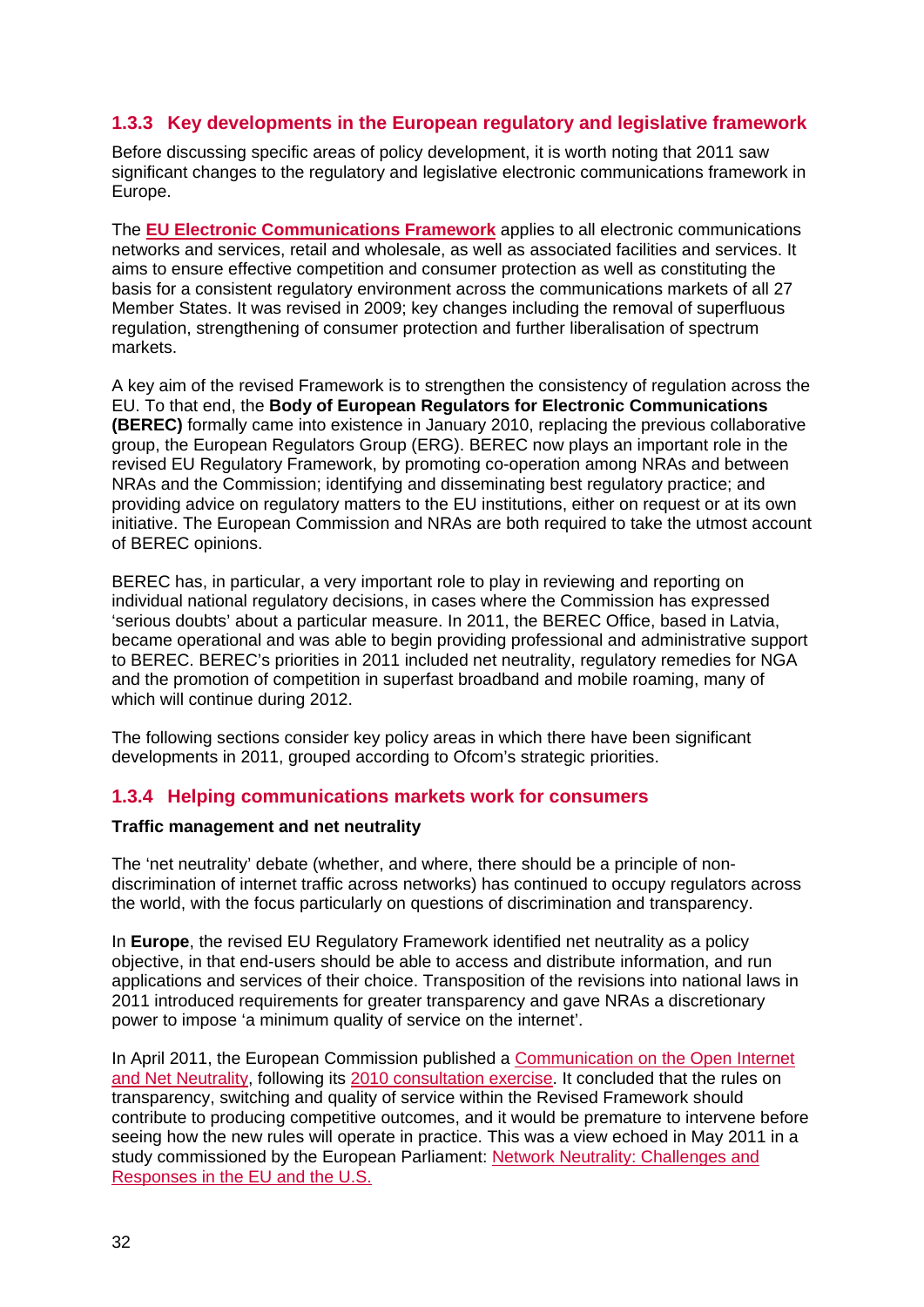### 1.3.3 Key developments in the European regulatory and legislative framework

Before discussing specific areas of policy development, it is worth noting that 2011 saw significant changes to the regulatory and legislative electronic communications framework in Europe.

The **EU Electronic Communications Framework** applies to all electronic communications networks and services, retail and wholesale, as well as associated facilities and services. It aims to ensure effective competition and consumer protection as well as constituting the basis for a consistent regulatory environment across the communications markets of all 27 Member States. It was revised in 2009; key changes including the removal of superfluous regulation, strengthening of consumer protection and further liberalisation of spectrum markets.

A key aim of the revised Framework is to strengthen the consistency of regulation across the EU. To that end, the **Body of European Regulators for Electronic Communications (BEREC)** formally came into existence in January 2010, replacing the previous collaborative group, the European Regulators Group (ERG). BEREC now plays an important role in the revised EU Regulatory Framework, by promoting co-operation among NRAs and between NRAs and the Commission; identifying and disseminating best regulatory practice; and providing advice on regulatory matters to the EU institutions, either on request or at its own initiative. The European Commission and NRAs are both required to take the utmost account of BEREC opinions.

BEREC has, in particular, a very important role to play in reviewing and reporting on individual national regulatory decisions, in cases where the Commission has expressed 'serious doubts' about a particular measure. In 2011, the BEREC Office, based in Latvia, became operational and was able to begin providing professional and administrative support to BEREC. BEREC's priorities in 2011 included net neutrality, regulatory remedies for NGA and the promotion of competition in superfast broadband and mobile roaming, many of which will continue during 2012.

The following sections consider key policy areas in which there have been significant developments in 2011, grouped according to Ofcom's strategic priorities.

### 1.3.4 Helping communications markets work for consumers

**Traffic management and net neutrality**

The 'net neutrality' debate (whether, and where, there should be a principle of non-discrimination of internet traffic across networks) has continued to occupy regulators across the world, with the focus particularly on questions of discrimination and transparency.

In **Europe**, the revised EU Regulatory Framework identified net neutrality as a policy objective, in that end-users should be able to access and distribute information, and run applications and services of their choice. Transposition of the revisions into national laws in 2011 introduced requirements for greater transparency and gave NRAs a discretionary power to impose 'a minimum quality of service on the internet'.

In April 2011, the European Commission published a Communication on the Open Internet and Net Neutrality, following its 2010 consultation exercise. It concluded that the rules on transparency, switching and quality of service within the Revised Framework should contribute to producing competitive outcomes, and it would be premature to intervene before seeing how the new rules will operate in practice. This was a view echoed in May 2011 in a study commissioned by the European Parliament: Network Neutrality: Challenges and Responses in the EU and the U.S.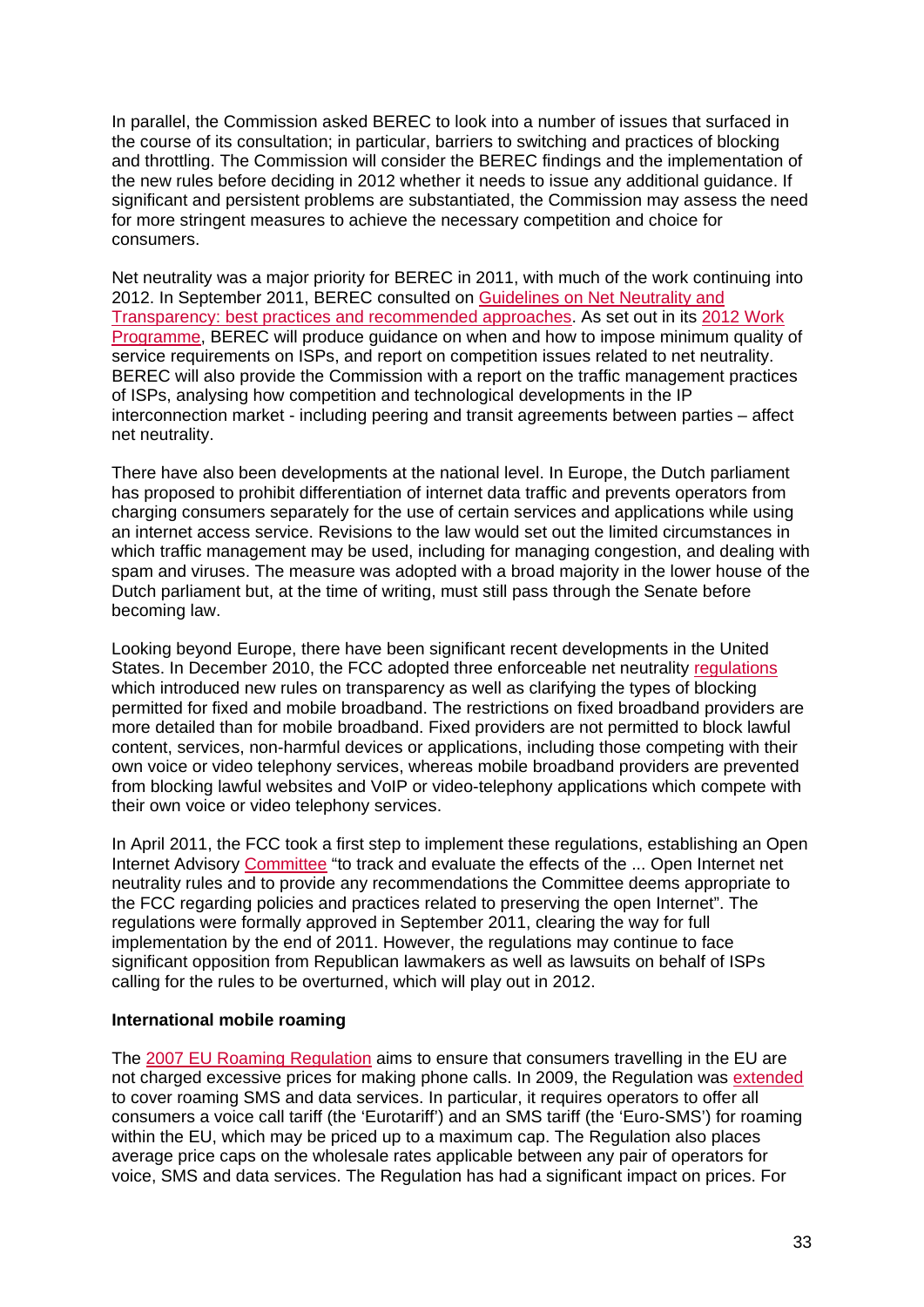In parallel, the Commission asked BEREC to look into a number of issues that surfaced in the course of its consultation; in particular, barriers to switching and practices of blocking and throttling. The Commission will consider the BEREC findings and the implementation of the new rules before deciding in 2012 whether it needs to issue any additional guidance. If significant and persistent problems are substantiated, the Commission may assess the need for more stringent measures to achieve the necessary competition and choice for consumers.

Net neutrality was a major priority for BEREC in 2011, with much of the work continuing into 2012. In September 2011, BEREC consulted on Guidelines on Net Neutrality and Transparency: best practices and recommended approaches. As set out in its 2012 Work Programme, BEREC will produce guidance on when and how to impose minimum quality of service requirements on ISPs, and report on competition issues related to net neutrality. BEREC will also provide the Commission with a report on the traffic management practices of ISPs, analysing how competition and technological developments in the IP interconnection market - including peering and transit agreements between parties – affect net neutrality.

There have also been developments at the national level. In Europe, the Dutch parliament has proposed to prohibit differentiation of internet data traffic and prevents operators from charging consumers separately for the use of certain services and applications while using an internet access service. Revisions to the law would set out the limited circumstances in which traffic management may be used, including for managing congestion, and dealing with spam and viruses. The measure was adopted with a broad majority in the lower house of the Dutch parliament but, at the time of writing, must still pass through the Senate before becoming law.

Looking beyond Europe, there have been significant recent developments in the United States. In December 2010, the FCC adopted three enforceable net neutrality regulations which introduced new rules on transparency as well as clarifying the types of blocking permitted for fixed and mobile broadband. The restrictions on fixed broadband providers are more detailed than for mobile broadband. Fixed providers are not permitted to block lawful content, services, non-harmful devices or applications, including those competing with their own voice or video telephony services, whereas mobile broadband providers are prevented from blocking lawful websites and VoIP or video-telephony applications which compete with their own voice or video telephony services.

In April 2011, the FCC took a first step to implement these regulations, establishing an Open Internet Advisory Committee "to track and evaluate the effects of the ... Open Internet net neutrality rules and to provide any recommendations the Committee deems appropriate to the FCC regarding policies and practices related to preserving the open Internet". The regulations were formally approved in September 2011, clearing the way for full implementation by the end of 2011. However, the regulations may continue to face significant opposition from Republican lawmakers as well as lawsuits on behalf of ISPs calling for the rules to be overturned, which will play out in 2012.

**International mobile roaming**

The 2007 EU Roaming Regulation aims to ensure that consumers travelling in the EU are not charged excessive prices for making phone calls. In 2009, the Regulation was extended to cover roaming SMS and data services. In particular, it requires operators to offer all consumers a voice call tariff (the 'Eurotariff') and an SMS tariff (the 'Euro-SMS') for roaming within the EU, which may be priced up to a maximum cap. The Regulation also places average price caps on the wholesale rates applicable between any pair of operators for voice, SMS and data services. The Regulation has had a significant impact on prices. For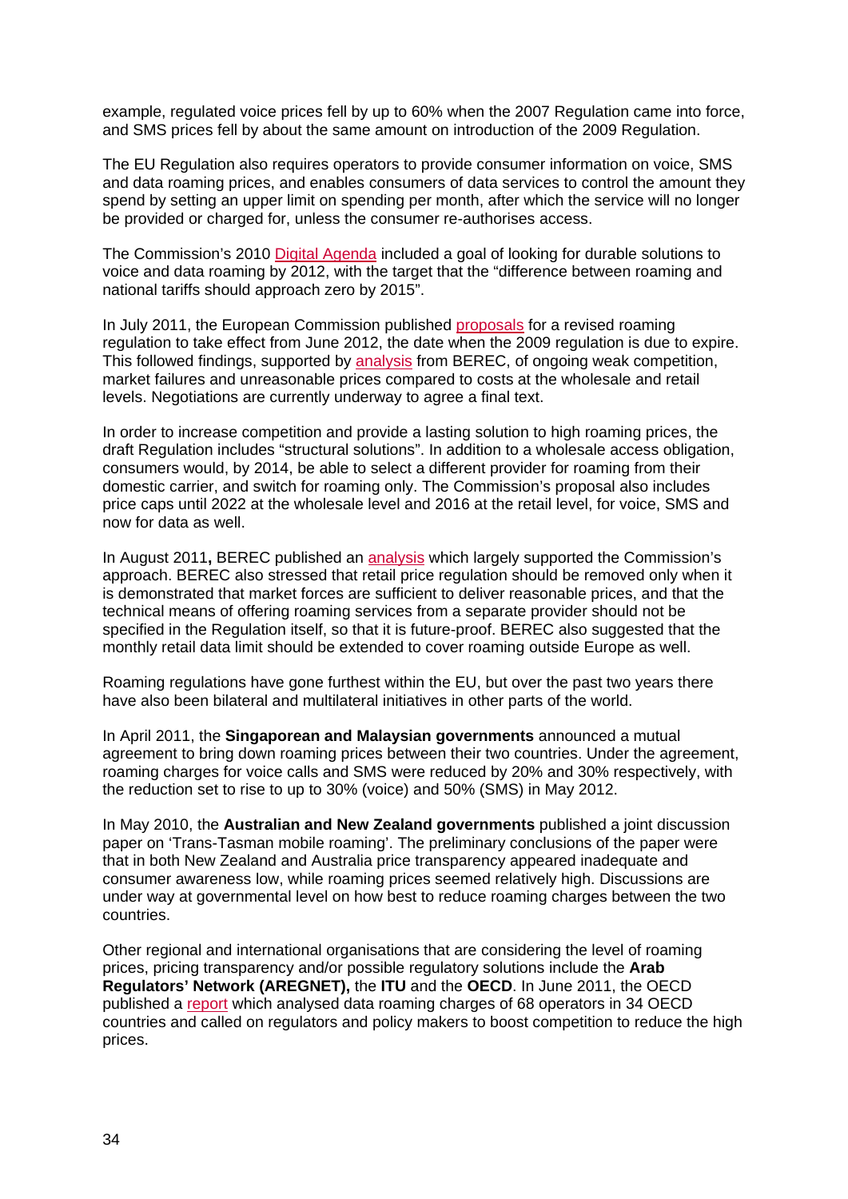example, regulated voice prices fell by up to 60% when the 2007 Regulation came into force, and SMS prices fell by about the same amount on introduction of the 2009 Regulation.

The EU Regulation also requires operators to provide consumer information on voice, SMS and data roaming prices, and enables consumers of data services to control the amount they spend by setting an upper limit on spending per month, after which the service will no longer be provided or charged for, unless the consumer re-authorises access.

The Commission's 2010 Digital Agenda included a goal of looking for durable solutions to voice and data roaming by 2012, with the target that the "difference between roaming and national tariffs should approach zero by 2015".

In July 2011, the European Commission published proposals for a revised roaming regulation to take effect from June 2012, the date when the 2009 regulation is due to expire. This followed findings, supported by analysis from BEREC, of ongoing weak competition, market failures and unreasonable prices compared to costs at the wholesale and retail levels. Negotiations are currently underway to agree a final text.

In order to increase competition and provide a lasting solution to high roaming prices, the draft Regulation includes "structural solutions". In addition to a wholesale access obligation, consumers would, by 2014, be able to select a different provider for roaming from their domestic carrier, and switch for roaming only. The Commission's proposal also includes price caps until 2022 at the wholesale level and 2016 at the retail level, for voice, SMS and now for data as well.

In August 2011**,** BEREC published an analysis which largely supported the Commission's approach. BEREC also stressed that retail price regulation should be removed only when it is demonstrated that market forces are sufficient to deliver reasonable prices, and that the technical means of offering roaming services from a separate provider should not be specified in the Regulation itself, so that it is future-proof. BEREC also suggested that the monthly retail data limit should be extended to cover roaming outside Europe as well.

Roaming regulations have gone furthest within the EU, but over the past two years there have also been bilateral and multilateral initiatives in other parts of the world.

In April 2011, the **Singaporean and Malaysian governments** announced a mutual agreement to bring down roaming prices between their two countries. Under the agreement, roaming charges for voice calls and SMS were reduced by 20% and 30% respectively, with the reduction set to rise to up to 30% (voice) and 50% (SMS) in May 2012.

In May 2010, the **Australian and New Zealand governments** published a joint discussion paper on 'Trans-Tasman mobile roaming'. The preliminary conclusions of the paper were that in both New Zealand and Australia price transparency appeared inadequate and consumer awareness low, while roaming prices seemed relatively high. Discussions are under way at governmental level on how best to reduce roaming charges between the two countries.

Other regional and international organisations that are considering the level of roaming prices, pricing transparency and/or possible regulatory solutions include the **Arab Regulators' Network (AREGNET),** the **ITU** and the **OECD**. In June 2011, the OECD published a report which analysed data roaming charges of 68 operators in 34 OECD countries and called on regulators and policy makers to boost competition to reduce the high prices.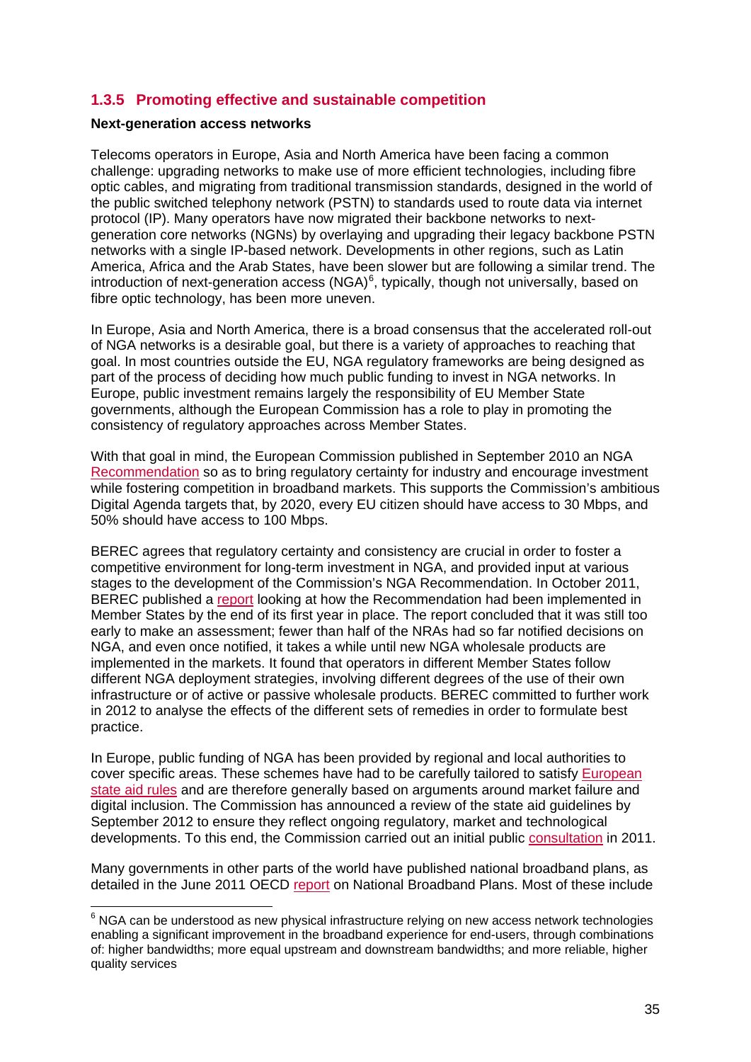### 1.3.5 Promoting effective and sustainable competition

**Next-generation access networks**

Telecoms operators in Europe, Asia and North America have been facing a common challenge: upgrading networks to make use of more efficient technologies, including fibre optic cables, and migrating from traditional transmission standards, designed in the world of the public switched telephony network (PSTN) to standards used to route data via internet protocol (IP). Many operators have now migrated their backbone networks to next-generation core networks (NGNs) by overlaying and upgrading their legacy backbone PSTN networks with a single IP-based network. Developments in other regions, such as Latin America, Africa and the Arab States, have been slower but are following a similar trend. The introduction of next-generation access (NGA)[6], typically, though not universally, based on fibre optic technology, has been more uneven.

In Europe, Asia and North America, there is a broad consensus that the accelerated roll-out of NGA networks is a desirable goal, but there is a variety of approaches to reaching that goal. In most countries outside the EU, NGA regulatory frameworks are being designed as part of the process of deciding how much public funding to invest in NGA networks. In Europe, public investment remains largely the responsibility of EU Member State governments, although the European Commission has a role to play in promoting the consistency of regulatory approaches across Member States.

With that goal in mind, the European Commission published in September 2010 an NGA Recommendation so as to bring regulatory certainty for industry and encourage investment while fostering competition in broadband markets. This supports the Commission's ambitious Digital Agenda targets that, by 2020, every EU citizen should have access to 30 Mbps, and 50% should have access to 100 Mbps.

BEREC agrees that regulatory certainty and consistency are crucial in order to foster a competitive environment for long-term investment in NGA, and provided input at various stages to the development of the Commission's NGA Recommendation. In October 2011, BEREC published a report looking at how the Recommendation had been implemented in Member States by the end of its first year in place. The report concluded that it was still too early to make an assessment; fewer than half of the NRAs had so far notified decisions on NGA, and even once notified, it takes a while until new NGA wholesale products are implemented in the markets. It found that operators in different Member States follow different NGA deployment strategies, involving different degrees of the use of their own infrastructure or of active or passive wholesale products. BEREC committed to further work in 2012 to analyse the effects of the different sets of remedies in order to formulate best practice.

In Europe, public funding of NGA has been provided by regional and local authorities to cover specific areas. These schemes have had to be carefully tailored to satisfy European state aid rules and are therefore generally based on arguments around market failure and digital inclusion. The Commission has announced a review of the state aid guidelines by September 2012 to ensure they reflect ongoing regulatory, market and technological developments. To this end, the Commission carried out an initial public consultation in 2011.

Many governments in other parts of the world have published national broadband plans, as detailed in the June 2011 OECD report on National Broadband Plans. Most of these include

[6] NGA can be understood as new physical infrastructure relying on new access network technologies enabling a significant improvement in the broadband experience for end-users, through combinations of: higher bandwidths; more equal upstream and downstream bandwidths; and more reliable, higher quality services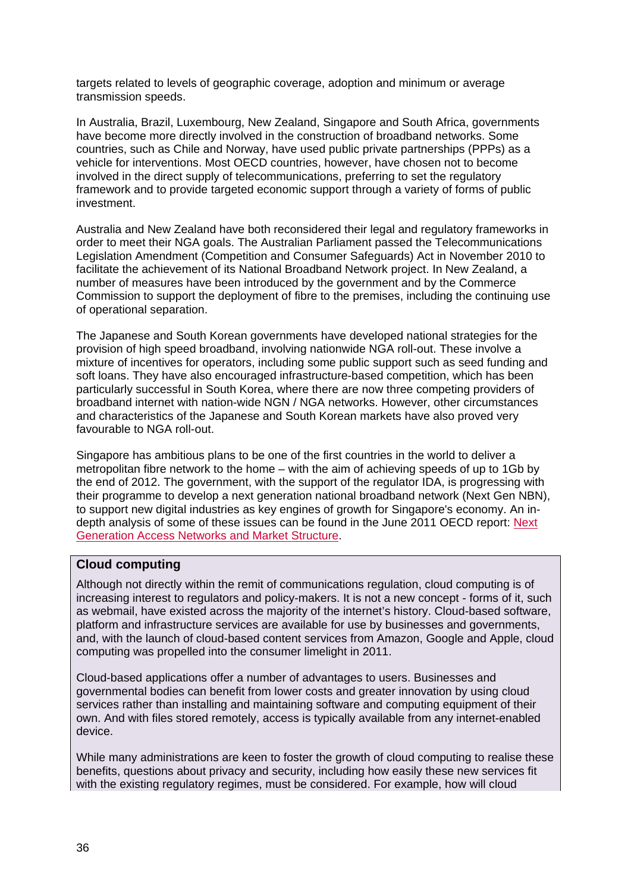targets related to levels of geographic coverage, adoption and minimum or average transmission speeds.

In Australia, Brazil, Luxembourg, New Zealand, Singapore and South Africa, governments have become more directly involved in the construction of broadband networks. Some countries, such as Chile and Norway, have used public private partnerships (PPPs) as a vehicle for interventions. Most OECD countries, however, have chosen not to become involved in the direct supply of telecommunications, preferring to set the regulatory framework and to provide targeted economic support through a variety of forms of public investment.

Australia and New Zealand have both reconsidered their legal and regulatory frameworks in order to meet their NGA goals. The Australian Parliament passed the Telecommunications Legislation Amendment (Competition and Consumer Safeguards) Act in November 2010 to facilitate the achievement of its National Broadband Network project. In New Zealand, a number of measures have been introduced by the government and by the Commerce Commission to support the deployment of fibre to the premises, including the continuing use of operational separation.

The Japanese and South Korean governments have developed national strategies for the provision of high speed broadband, involving nationwide NGA roll-out. These involve a mixture of incentives for operators, including some public support such as seed funding and soft loans. They have also encouraged infrastructure-based competition, which has been particularly successful in South Korea, where there are now three competing providers of broadband internet with nation-wide NGN / NGA networks. However, other circumstances and characteristics of the Japanese and South Korean markets have also proved very favourable to NGA roll-out.

Singapore has ambitious plans to be one of the first countries in the world to deliver a metropolitan fibre network to the home – with the aim of achieving speeds of up to 1Gb by the end of 2012. The government, with the support of the regulator IDA, is progressing with their programme to develop a next generation national broadband network (Next Gen NBN), to support new digital industries as key engines of growth for Singapore's economy. An in-depth analysis of some of these issues can be found in the June 2011 OECD report: Next Generation Access Networks and Market Structure.

**Cloud computing**

Although not directly within the remit of communications regulation, cloud computing is of increasing interest to regulators and policy-makers. It is not a new concept - forms of it, such as webmail, have existed across the majority of the internet's history. Cloud-based software, platform and infrastructure services are available for use by businesses and governments, and, with the launch of cloud-based content services from Amazon, Google and Apple, cloud computing was propelled into the consumer limelight in 2011.

Cloud-based applications offer a number of advantages to users. Businesses and governmental bodies can benefit from lower costs and greater innovation by using cloud services rather than installing and maintaining software and computing equipment of their own. And with files stored remotely, access is typically available from any internet-enabled device.

While many administrations are keen to foster the growth of cloud computing to realise these benefits, questions about privacy and security, including how easily these new services fit with the existing regulatory regimes, must be considered. For example, how will cloud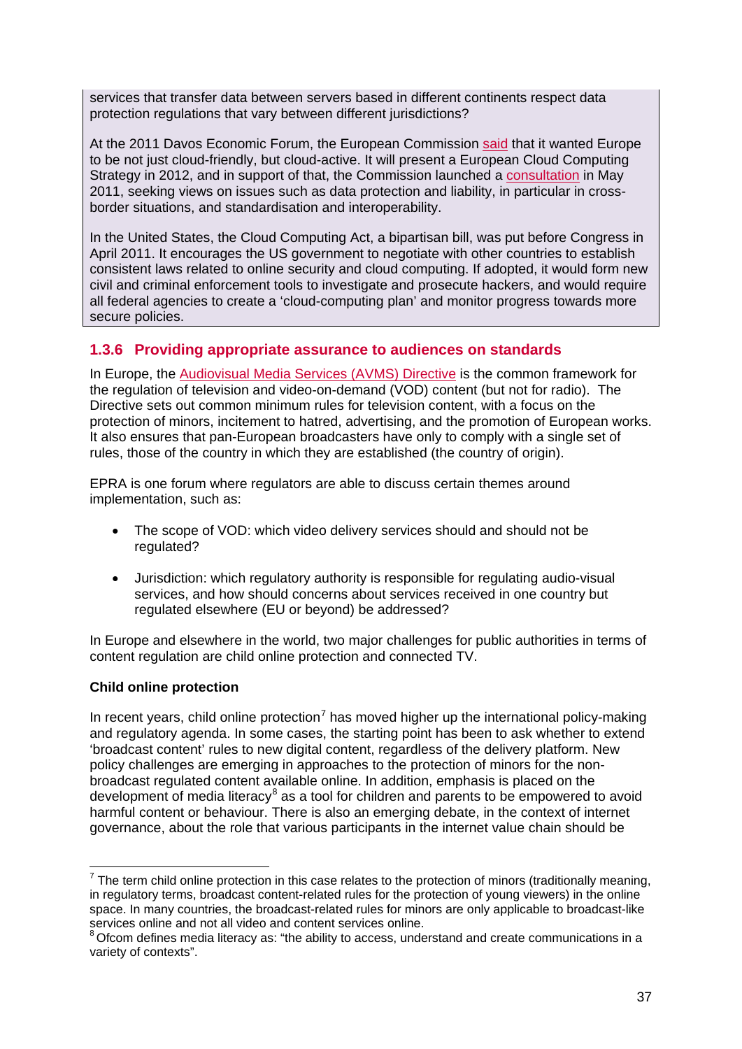services that transfer data between servers based in different continents respect data protection regulations that vary between different jurisdictions?

At the 2011 Davos Economic Forum, the European Commission said that it wanted Europe to be not just cloud-friendly, but cloud-active. It will present a European Cloud Computing Strategy in 2012, and in support of that, the Commission launched a consultation in May 2011, seeking views on issues such as data protection and liability, in particular in cross-border situations, and standardisation and interoperability.

In the United States, the Cloud Computing Act, a bipartisan bill, was put before Congress in April 2011. It encourages the US government to negotiate with other countries to establish consistent laws related to online security and cloud computing. If adopted, it would form new civil and criminal enforcement tools to investigate and prosecute hackers, and would require all federal agencies to create a 'cloud-computing plan' and monitor progress towards more secure policies.

### 1.3.6 Providing appropriate assurance to audiences on standards

In Europe, the Audiovisual Media Services (AVMS) Directive is the common framework for the regulation of television and video-on-demand (VOD) content (but not for radio). The Directive sets out common minimum rules for television content, with a focus on the protection of minors, incitement to hatred, advertising, and the promotion of European works. It also ensures that pan-European broadcasters have only to comply with a single set of rules, those of the country in which they are established (the country of origin).

EPRA is one forum where regulators are able to discuss certain themes around implementation, such as:

- The scope of VOD: which video delivery services should and should not be regulated?
- Jurisdiction: which regulatory authority is responsible for regulating audio-visual services, and how should concerns about services received in one country but regulated elsewhere (EU or beyond) be addressed?

In Europe and elsewhere in the world, two major challenges for public authorities in terms of content regulation are child online protection and connected TV.

**Child online protection**

In recent years, child online protection[7] has moved higher up the international policy-making and regulatory agenda. In some cases, the starting point has been to ask whether to extend 'broadcast content' rules to new digital content, regardless of the delivery platform. New policy challenges are emerging in approaches to the protection of minors for the non-broadcast regulated content available online. In addition, emphasis is placed on the development of media literacy[8] as a tool for children and parents to be empowered to avoid harmful content or behaviour. There is also an emerging debate, in the context of internet governance, about the role that various participants in the internet value chain should be

[7] The term child online protection in this case relates to the protection of minors (traditionally meaning, in regulatory terms, broadcast content-related rules for the protection of young viewers) in the online space. In many countries, the broadcast-related rules for minors are only applicable to broadcast-like services online and not all video and content services online.

[8] Ofcom defines media literacy as: "the ability to access, understand and create communications in a variety of contexts".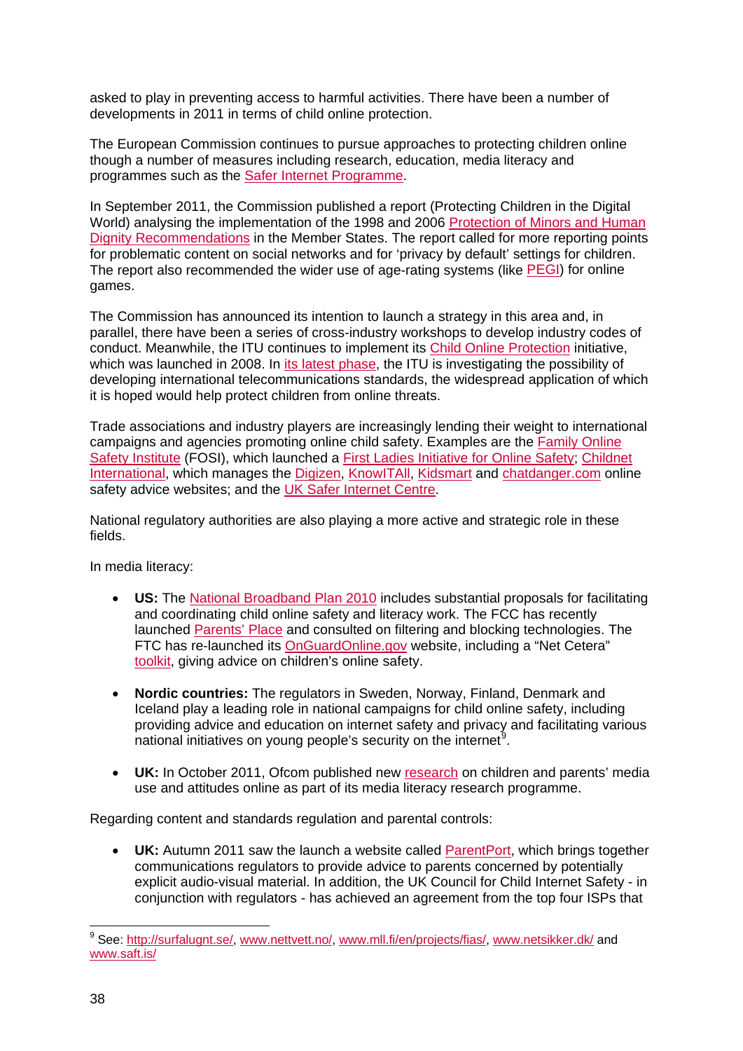asked to play in preventing access to harmful activities. There have been a number of developments in 2011 in terms of child online protection.

The European Commission continues to pursue approaches to protecting children online though a number of measures including research, education, media literacy and programmes such as the Safer Internet Programme.

In September 2011, the Commission published a report (Protecting Children in the Digital World) analysing the implementation of the 1998 and 2006 Protection of Minors and Human Dignity Recommendations in the Member States. The report called for more reporting points for problematic content on social networks and for 'privacy by default' settings for children. The report also recommended the wider use of age-rating systems (like PEGI) for online games.

The Commission has announced its intention to launch a strategy in this area and, in parallel, there have been a series of cross-industry workshops to develop industry codes of conduct. Meanwhile, the ITU continues to implement its Child Online Protection initiative, which was launched in 2008. In its latest phase, the ITU is investigating the possibility of developing international telecommunications standards, the widespread application of which it is hoped would help protect children from online threats.

Trade associations and industry players are increasingly lending their weight to international campaigns and agencies promoting online child safety. Examples are the Family Online Safety Institute (FOSI), which launched a First Ladies Initiative for Online Safety; Childnet International, which manages the Digizen, KnowITAll, Kidsmart and chatdanger.com online safety advice websites; and the UK Safer Internet Centre.

National regulatory authorities are also playing a more active and strategic role in these fields.

In media literacy:

- **US:** The National Broadband Plan 2010 includes substantial proposals for facilitating and coordinating child online safety and literacy work. The FCC has recently launched Parents' Place and consulted on filtering and blocking technologies. The FTC has re-launched its OnGuardOnline.gov website, including a "Net Cetera" toolkit, giving advice on children's online safety.

- **Nordic countries:** The regulators in Sweden, Norway, Finland, Denmark and Iceland play a leading role in national campaigns for child online safety, including providing advice and education on internet safety and privacy and facilitating various national initiatives on young people's security on the internet[9].

- **UK:** In October 2011, Ofcom published new research on children and parents' media use and attitudes online as part of its media literacy research programme.

Regarding content and standards regulation and parental controls:

- **UK:** Autumn 2011 saw the launch a website called ParentPort, which brings together communications regulators to provide advice to parents concerned by potentially explicit audio-visual material. In addition, the UK Council for Child Internet Safety - in conjunction with regulators - has achieved an agreement from the top four ISPs that

[9] See: http://surfalugnt.se/, www.nettvett.no/, www.mll.fi/en/projects/fias/, www.netsikker.dk/ and www.saft.is/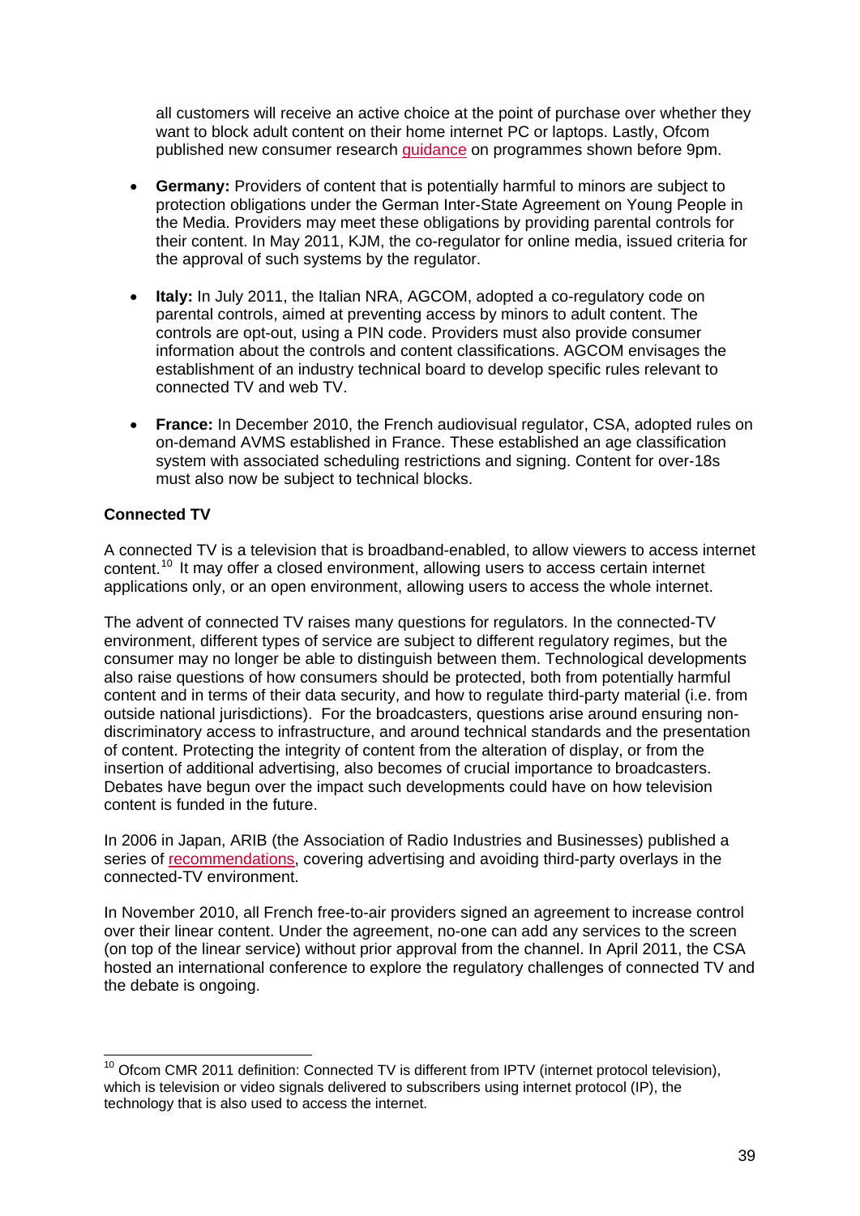all customers will receive an active choice at the point of purchase over whether they want to block adult content on their home internet PC or laptops. Lastly, Ofcom published new consumer research guidance on programmes shown before 9pm.

- **Germany:** Providers of content that is potentially harmful to minors are subject to protection obligations under the German Inter-State Agreement on Young People in the Media. Providers may meet these obligations by providing parental controls for their content. In May 2011, KJM, the co-regulator for online media, issued criteria for the approval of such systems by the regulator.

- **Italy:** In July 2011, the Italian NRA, AGCOM, adopted a co-regulatory code on parental controls, aimed at preventing access by minors to adult content. The controls are opt-out, using a PIN code. Providers must also provide consumer information about the controls and content classifications. AGCOM envisages the establishment of an industry technical board to develop specific rules relevant to connected TV and web TV.

- **France:** In December 2010, the French audiovisual regulator, CSA, adopted rules on on-demand AVMS established in France. These established an age classification system with associated scheduling restrictions and signing. Content for over-18s must also now be subject to technical blocks.

**Connected TV**

A connected TV is a television that is broadband-enabled, to allow viewers to access internet content.[10] It may offer a closed environment, allowing users to access certain internet applications only, or an open environment, allowing users to access the whole internet.

The advent of connected TV raises many questions for regulators. In the connected-TV environment, different types of service are subject to different regulatory regimes, but the consumer may no longer be able to distinguish between them. Technological developments also raise questions of how consumers should be protected, both from potentially harmful content and in terms of their data security, and how to regulate third-party material (i.e. from outside national jurisdictions). For the broadcasters, questions arise around ensuring non-discriminatory access to infrastructure, and around technical standards and the presentation of content. Protecting the integrity of content from the alteration of display, or from the insertion of additional advertising, also becomes of crucial importance to broadcasters. Debates have begun over the impact such developments could have on how television content is funded in the future.

In 2006 in Japan, ARIB (the Association of Radio Industries and Businesses) published a series of recommendations, covering advertising and avoiding third-party overlays in the connected-TV environment.

In November 2010, all French free-to-air providers signed an agreement to increase control over their linear content. Under the agreement, no-one can add any services to the screen (on top of the linear service) without prior approval from the channel. In April 2011, the CSA hosted an international conference to explore the regulatory challenges of connected TV and the debate is ongoing.

[10] Ofcom CMR 2011 definition: Connected TV is different from IPTV (internet protocol television), which is television or video signals delivered to subscribers using internet protocol (IP), the technology that is also used to access the internet.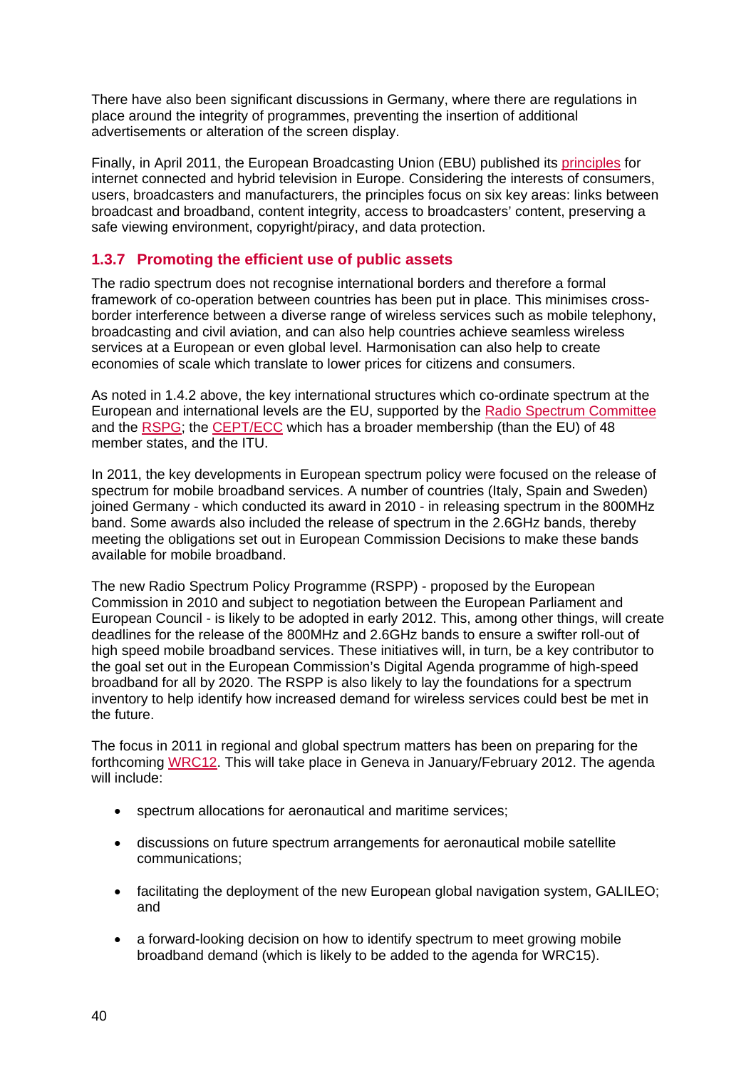There have also been significant discussions in Germany, where there are regulations in place around the integrity of programmes, preventing the insertion of additional advertisements or alteration of the screen display.

Finally, in April 2011, the European Broadcasting Union (EBU) published its principles for internet connected and hybrid television in Europe. Considering the interests of consumers, users, broadcasters and manufacturers, the principles focus on six key areas: links between broadcast and broadband, content integrity, access to broadcasters' content, preserving a safe viewing environment, copyright/piracy, and data protection.

### 1.3.7 Promoting the efficient use of public assets

The radio spectrum does not recognise international borders and therefore a formal framework of co-operation between countries has been put in place. This minimises cross-border interference between a diverse range of wireless services such as mobile telephony, broadcasting and civil aviation, and can also help countries achieve seamless wireless services at a European or even global level. Harmonisation can also help to create economies of scale which translate to lower prices for citizens and consumers.

As noted in 1.4.2 above, the key international structures which co-ordinate spectrum at the European and international levels are the EU, supported by the Radio Spectrum Committee and the RSPG; the CEPT/ECC which has a broader membership (than the EU) of 48 member states, and the ITU.

In 2011, the key developments in European spectrum policy were focused on the release of spectrum for mobile broadband services. A number of countries (Italy, Spain and Sweden) joined Germany - which conducted its award in 2010 - in releasing spectrum in the 800MHz band. Some awards also included the release of spectrum in the 2.6GHz bands, thereby meeting the obligations set out in European Commission Decisions to make these bands available for mobile broadband.

The new Radio Spectrum Policy Programme (RSPP) - proposed by the European Commission in 2010 and subject to negotiation between the European Parliament and European Council - is likely to be adopted in early 2012. This, among other things, will create deadlines for the release of the 800MHz and 2.6GHz bands to ensure a swifter roll-out of high speed mobile broadband services. These initiatives will, in turn, be a key contributor to the goal set out in the European Commission's Digital Agenda programme of high-speed broadband for all by 2020. The RSPP is also likely to lay the foundations for a spectrum inventory to help identify how increased demand for wireless services could best be met in the future.

The focus in 2011 in regional and global spectrum matters has been on preparing for the forthcoming WRC12. This will take place in Geneva in January/February 2012. The agenda will include:

- spectrum allocations for aeronautical and maritime services;
- discussions on future spectrum arrangements for aeronautical mobile satellite communications;
- facilitating the deployment of the new European global navigation system, GALILEO; and
- a forward-looking decision on how to identify spectrum to meet growing mobile broadband demand (which is likely to be added to the agenda for WRC15).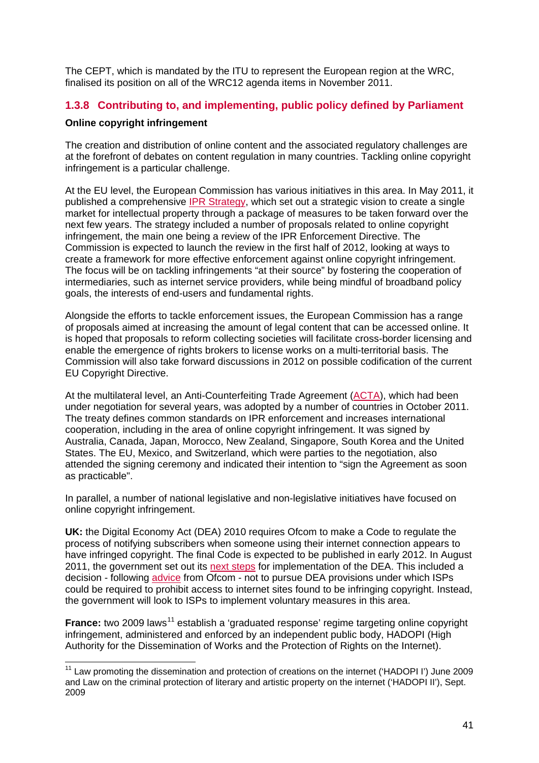The CEPT, which is mandated by the ITU to represent the European region at the WRC, finalised its position on all of the WRC12 agenda items in November 2011.

### 1.3.8 Contributing to, and implementing, public policy defined by Parliament

**Online copyright infringement**

The creation and distribution of online content and the associated regulatory challenges are at the forefront of debates on content regulation in many countries. Tackling online copyright infringement is a particular challenge.

At the EU level, the European Commission has various initiatives in this area. In May 2011, it published a comprehensive IPR Strategy, which set out a strategic vision to create a single market for intellectual property through a package of measures to be taken forward over the next few years. The strategy included a number of proposals related to online copyright infringement, the main one being a review of the IPR Enforcement Directive. The Commission is expected to launch the review in the first half of 2012, looking at ways to create a framework for more effective enforcement against online copyright infringement. The focus will be on tackling infringements "at their source" by fostering the cooperation of intermediaries, such as internet service providers, while being mindful of broadband policy goals, the interests of end-users and fundamental rights.

Alongside the efforts to tackle enforcement issues, the European Commission has a range of proposals aimed at increasing the amount of legal content that can be accessed online. It is hoped that proposals to reform collecting societies will facilitate cross-border licensing and enable the emergence of rights brokers to license works on a multi-territorial basis. The Commission will also take forward discussions in 2012 on possible codification of the current EU Copyright Directive.

At the multilateral level, an Anti-Counterfeiting Trade Agreement (ACTA), which had been under negotiation for several years, was adopted by a number of countries in October 2011. The treaty defines common standards on IPR enforcement and increases international cooperation, including in the area of online copyright infringement. It was signed by Australia, Canada, Japan, Morocco, New Zealand, Singapore, South Korea and the United States. The EU, Mexico, and Switzerland, which were parties to the negotiation, also attended the signing ceremony and indicated their intention to "sign the Agreement as soon as practicable".

In parallel, a number of national legislative and non-legislative initiatives have focused on online copyright infringement.

**UK:** the Digital Economy Act (DEA) 2010 requires Ofcom to make a Code to regulate the process of notifying subscribers when someone using their internet connection appears to have infringed copyright. The final Code is expected to be published in early 2012. In August 2011, the government set out its next steps for implementation of the DEA. This included a decision - following advice from Ofcom - not to pursue DEA provisions under which ISPs could be required to prohibit access to internet sites found to be infringing copyright. Instead, the government will look to ISPs to implement voluntary measures in this area.

**France:** two 2009 laws[11] establish a 'graduated response' regime targeting online copyright infringement, administered and enforced by an independent public body, HADOPI (High Authority for the Dissemination of Works and the Protection of Rights on the Internet).

[11] Law promoting the dissemination and protection of creations on the internet ('HADOPI I') June 2009 and Law on the criminal protection of literary and artistic property on the internet ('HADOPI II'), Sept. 2009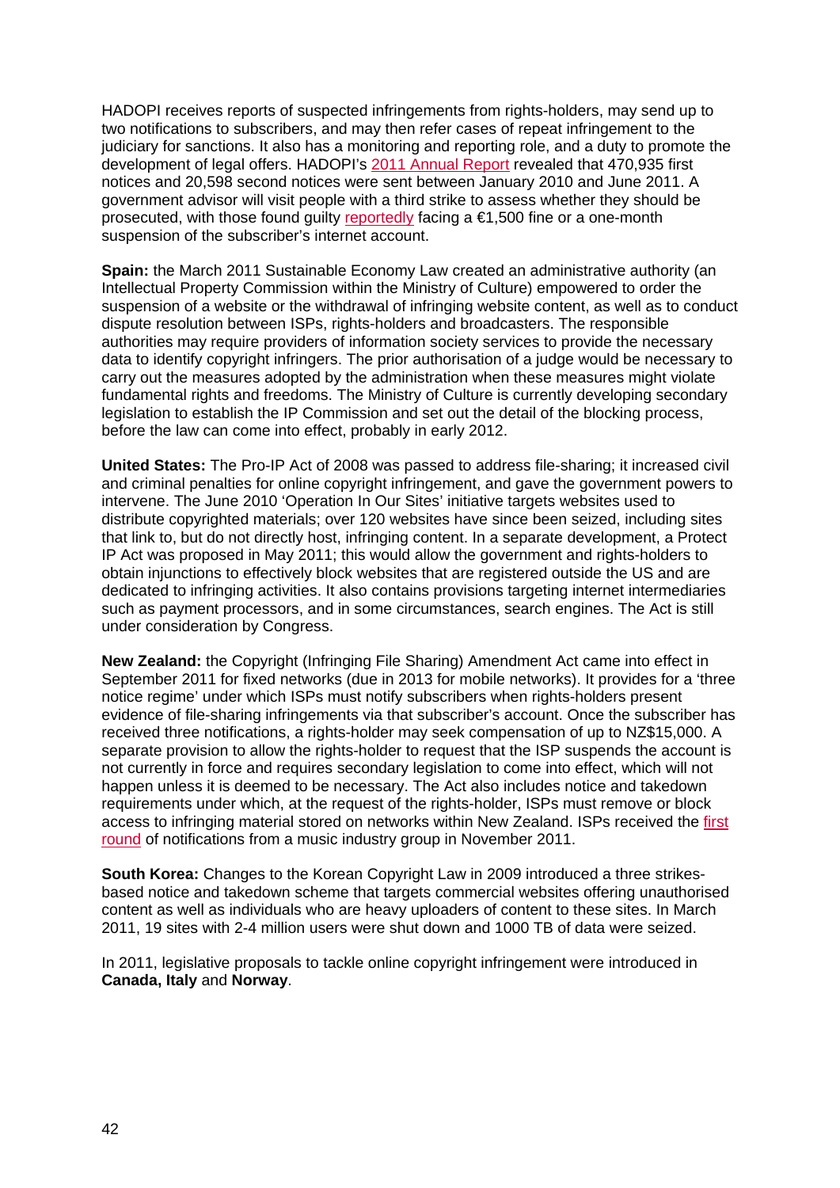HADOPI receives reports of suspected infringements from rights-holders, may send up to two notifications to subscribers, and may then refer cases of repeat infringement to the judiciary for sanctions. It also has a monitoring and reporting role, and a duty to promote the development of legal offers. HADOPI's 2011 Annual Report revealed that 470,935 first notices and 20,598 second notices were sent between January 2010 and June 2011. A government advisor will visit people with a third strike to assess whether they should be prosecuted, with those found guilty reportedly facing a €1,500 fine or a one-month suspension of the subscriber's internet account.

**Spain:** the March 2011 Sustainable Economy Law created an administrative authority (an Intellectual Property Commission within the Ministry of Culture) empowered to order the suspension of a website or the withdrawal of infringing website content, as well as to conduct dispute resolution between ISPs, rights-holders and broadcasters. The responsible authorities may require providers of information society services to provide the necessary data to identify copyright infringers. The prior authorisation of a judge would be necessary to carry out the measures adopted by the administration when these measures might violate fundamental rights and freedoms. The Ministry of Culture is currently developing secondary legislation to establish the IP Commission and set out the detail of the blocking process, before the law can come into effect, probably in early 2012.

**United States:** The Pro-IP Act of 2008 was passed to address file-sharing; it increased civil and criminal penalties for online copyright infringement, and gave the government powers to intervene. The June 2010 'Operation In Our Sites' initiative targets websites used to distribute copyrighted materials; over 120 websites have since been seized, including sites that link to, but do not directly host, infringing content. In a separate development, a Protect IP Act was proposed in May 2011; this would allow the government and rights-holders to obtain injunctions to effectively block websites that are registered outside the US and are dedicated to infringing activities. It also contains provisions targeting internet intermediaries such as payment processors, and in some circumstances, search engines. The Act is still under consideration by Congress.

**New Zealand:** the Copyright (Infringing File Sharing) Amendment Act came into effect in September 2011 for fixed networks (due in 2013 for mobile networks). It provides for a 'three notice regime' under which ISPs must notify subscribers when rights-holders present evidence of file-sharing infringements via that subscriber's account. Once the subscriber has received three notifications, a rights-holder may seek compensation of up to NZ$15,000. A separate provision to allow the rights-holder to request that the ISP suspends the account is not currently in force and requires secondary legislation to come into effect, which will not happen unless it is deemed to be necessary. The Act also includes notice and takedown requirements under which, at the request of the rights-holder, ISPs must remove or block access to infringing material stored on networks within New Zealand. ISPs received the first round of notifications from a music industry group in November 2011.

**South Korea:** Changes to the Korean Copyright Law in 2009 introduced a three strikes-based notice and takedown scheme that targets commercial websites offering unauthorised content as well as individuals who are heavy uploaders of content to these sites. In March 2011, 19 sites with 2-4 million users were shut down and 1000 TB of data were seized.

In 2011, legislative proposals to tackle online copyright infringement were introduced in **Canada, Italy** and **Norway**.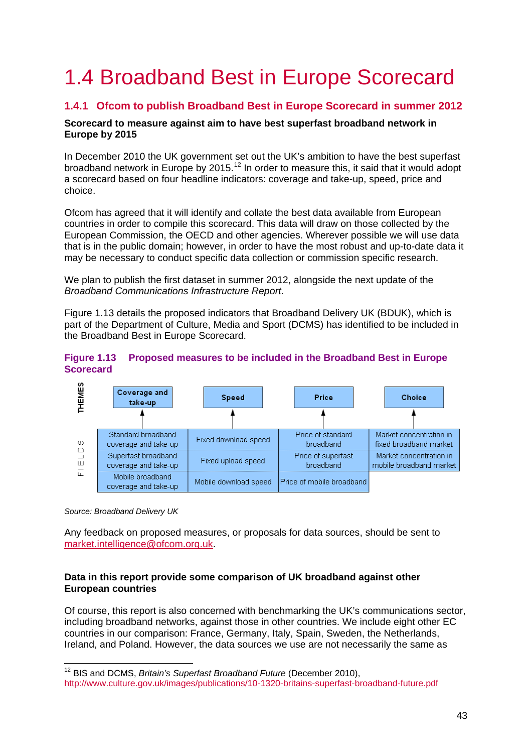# 1.4 Broadband Best in Europe Scorecard

## 1.4.1 Ofcom to publish Broadband Best in Europe Scorecard in summer 2012

**Scorecard to measure against aim to have best superfast broadband network in Europe by 2015**

In December 2010 the UK government set out the UK's ambition to have the best superfast broadband network in Europe by 2015.[12] In order to measure this, it said that it would adopt a scorecard based on four headline indicators: coverage and take-up, speed, price and choice.

Ofcom has agreed that it will identify and collate the best data available from European countries in order to compile this scorecard. This data will draw on those collected by the European Commission, the OECD and other agencies. Wherever possible we will use data that is in the public domain; however, in order to have the most robust and up-to-date data it may be necessary to conduct specific data collection or commission specific research.

We plan to publish the first dataset in summer 2012, alongside the next update of the *Broadband Communications Infrastructure Report*.

Figure 1.13 details the proposed indicators that Broadband Delivery UK (BDUK), which is part of the Department of Culture, Media and Sport (DCMS) has identified to be included in the Broadband Best in Europe Scorecard.

**Figure 1.13 Proposed measures to be included in the Broadband Best in Europe Scorecard**

| THEMES | Coverage and take-up | Speed | Price | Choice |
|---|---|---|---|---|
| FIELDS | Standard broadband coverage and take-up | Fixed download speed | Price of standard broadband | Market concentration in fixed broadband market |
| | Superfast broadband coverage and take-up | Fixed upload speed | Price of superfast broadband | Market concentration in mobile broadband market |
| | Mobile broadband coverage and take-up | Mobile download speed | Price of mobile broadband | |

*Source: Broadband Delivery UK*

Any feedback on proposed measures, or proposals for data sources, should be sent to market.intelligence@ofcom.org.uk.

**Data in this report provide some comparison of UK broadband against other European countries**

Of course, this report is also concerned with benchmarking the UK's communications sector, including broadband networks, against those in other countries. We include eight other EC countries in our comparison: France, Germany, Italy, Spain, Sweden, the Netherlands, Ireland, and Poland. However, the data sources we use are not necessarily the same as

---

[12] BIS and DCMS, *Britain's Superfast Broadband Future* (December 2010), http://www.culture.gov.uk/images/publications/10-1320-britains-superfast-broadband-future.pdf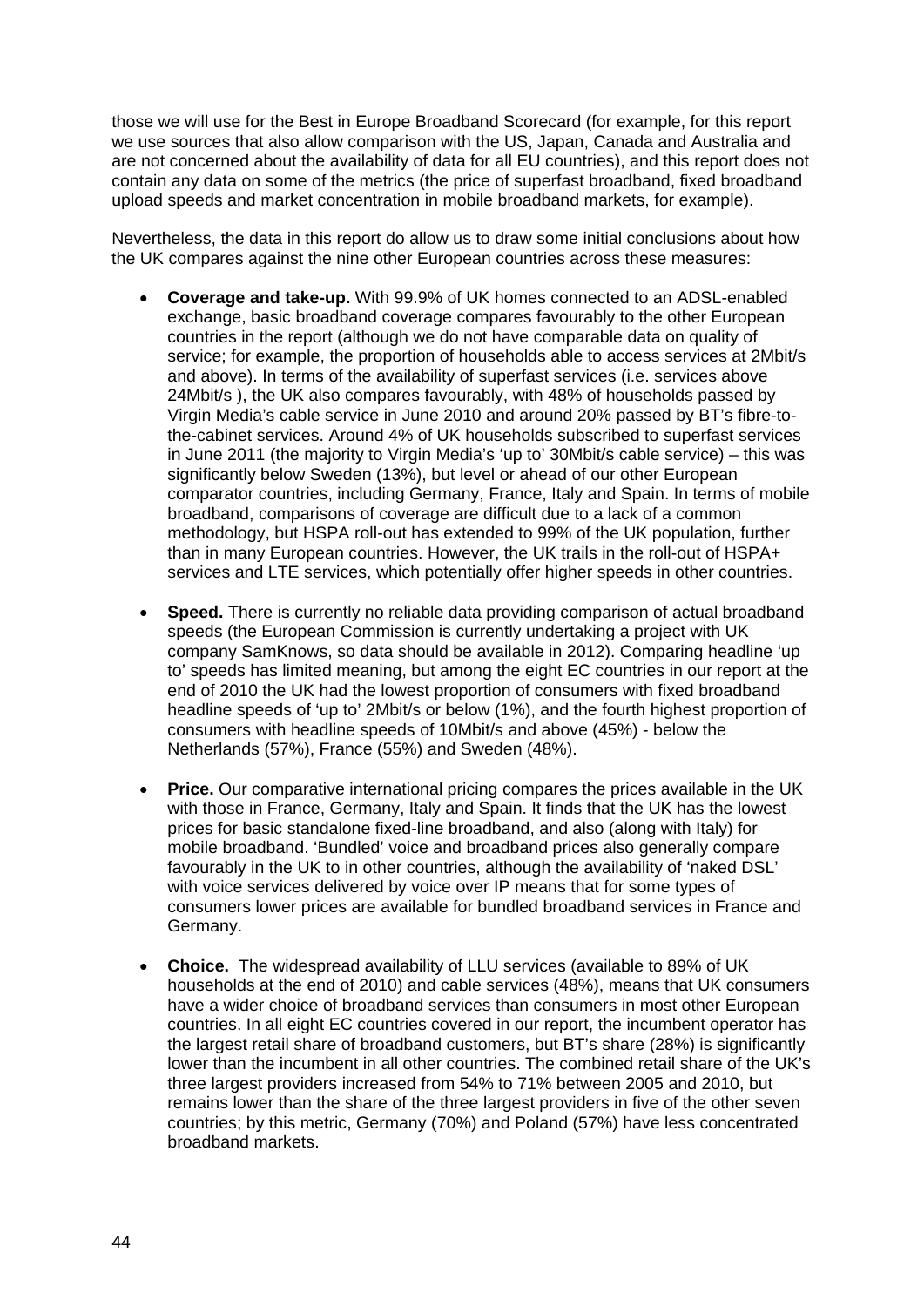those we will use for the Best in Europe Broadband Scorecard (for example, for this report we use sources that also allow comparison with the US, Japan, Canada and Australia and are not concerned about the availability of data for all EU countries), and this report does not contain any data on some of the metrics (the price of superfast broadband, fixed broadband upload speeds and market concentration in mobile broadband markets, for example).

Nevertheless, the data in this report do allow us to draw some initial conclusions about how the UK compares against the nine other European countries across these measures:

- **Coverage and take-up.** With 99.9% of UK homes connected to an ADSL-enabled exchange, basic broadband coverage compares favourably to the other European countries in the report (although we do not have comparable data on quality of service; for example, the proportion of households able to access services at 2Mbit/s and above). In terms of the availability of superfast services (i.e. services above 24Mbit/s ), the UK also compares favourably, with 48% of households passed by Virgin Media's cable service in June 2010 and around 20% passed by BT's fibre-to-the-cabinet services. Around 4% of UK households subscribed to superfast services in June 2011 (the majority to Virgin Media's 'up to' 30Mbit/s cable service) – this was significantly below Sweden (13%), but level or ahead of our other European comparator countries, including Germany, France, Italy and Spain. In terms of mobile broadband, comparisons of coverage are difficult due to a lack of a common methodology, but HSPA roll-out has extended to 99% of the UK population, further than in many European countries. However, the UK trails in the roll-out of HSPA+ services and LTE services, which potentially offer higher speeds in other countries.

- **Speed.** There is currently no reliable data providing comparison of actual broadband speeds (the European Commission is currently undertaking a project with UK company SamKnows, so data should be available in 2012). Comparing headline 'up to' speeds has limited meaning, but among the eight EC countries in our report at the end of 2010 the UK had the lowest proportion of consumers with fixed broadband headline speeds of 'up to' 2Mbit/s or below (1%), and the fourth highest proportion of consumers with headline speeds of 10Mbit/s and above (45%) - below the Netherlands (57%), France (55%) and Sweden (48%).

- **Price.** Our comparative international pricing compares the prices available in the UK with those in France, Germany, Italy and Spain. It finds that the UK has the lowest prices for basic standalone fixed-line broadband, and also (along with Italy) for mobile broadband. 'Bundled' voice and broadband prices also generally compare favourably in the UK to in other countries, although the availability of 'naked DSL' with voice services delivered by voice over IP means that for some types of consumers lower prices are available for bundled broadband services in France and Germany.

- **Choice.** The widespread availability of LLU services (available to 89% of UK households at the end of 2010) and cable services (48%), means that UK consumers have a wider choice of broadband services than consumers in most other European countries. In all eight EC countries covered in our report, the incumbent operator has the largest retail share of broadband customers, but BT's share (28%) is significantly lower than the incumbent in all other countries. The combined retail share of the UK's three largest providers increased from 54% to 71% between 2005 and 2010, but remains lower than the share of the three largest providers in five of the other seven countries; by this metric, Germany (70%) and Poland (57%) have less concentrated broadband markets.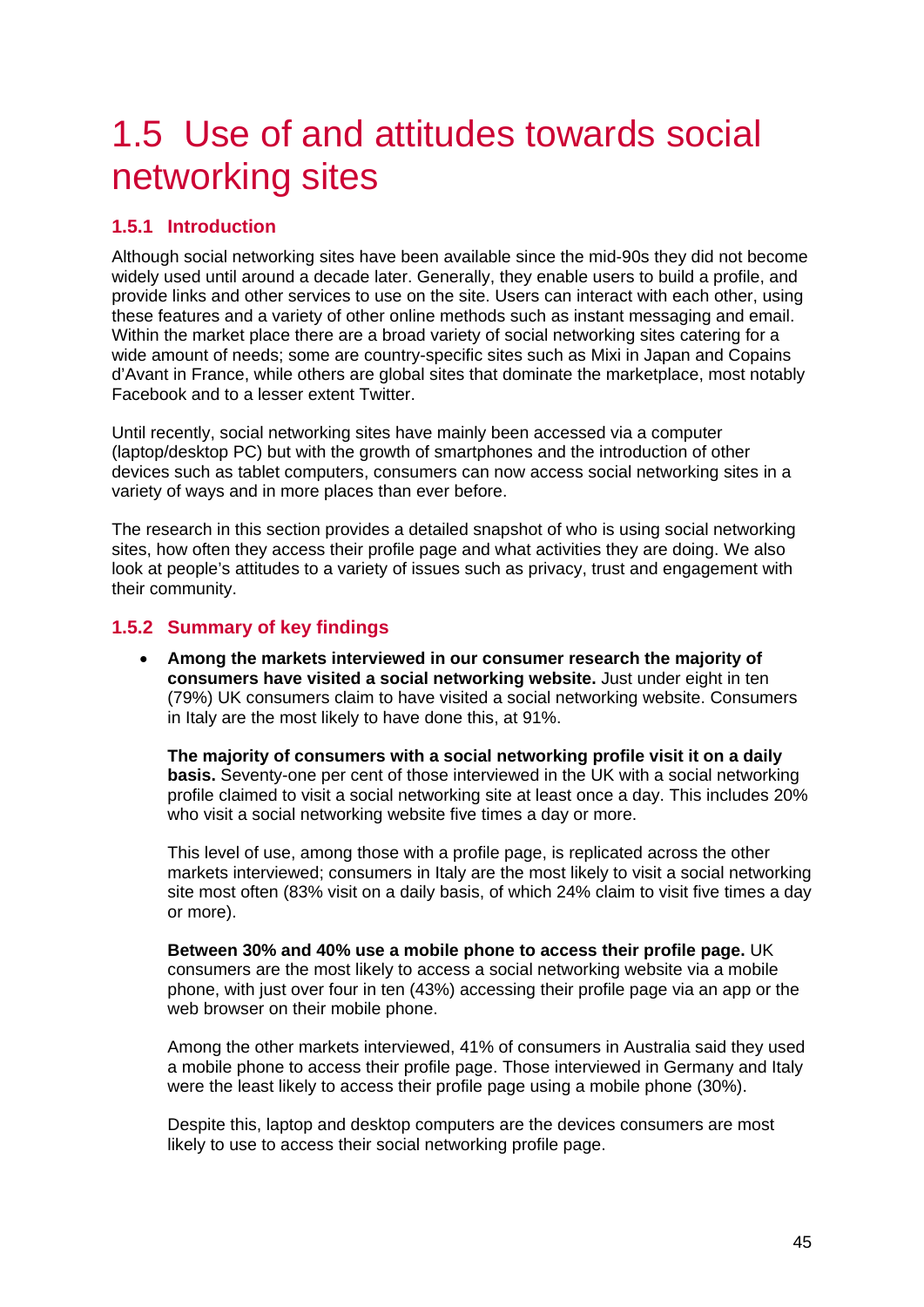# 1.5 Use of and attitudes towards social networking sites

## 1.5.1 Introduction

Although social networking sites have been available since the mid-90s they did not become widely used until around a decade later. Generally, they enable users to build a profile, and provide links and other services to use on the site. Users can interact with each other, using these features and a variety of other online methods such as instant messaging and email. Within the market place there are a broad variety of social networking sites catering for a wide amount of needs; some are country-specific sites such as Mixi in Japan and Copains d'Avant in France, while others are global sites that dominate the marketplace, most notably Facebook and to a lesser extent Twitter.

Until recently, social networking sites have mainly been accessed via a computer (laptop/desktop PC) but with the growth of smartphones and the introduction of other devices such as tablet computers, consumers can now access social networking sites in a variety of ways and in more places than ever before.

The research in this section provides a detailed snapshot of who is using social networking sites, how often they access their profile page and what activities they are doing. We also look at people's attitudes to a variety of issues such as privacy, trust and engagement with their community.

## 1.5.2 Summary of key findings

- **Among the markets interviewed in our consumer research the majority of consumers have visited a social networking website.** Just under eight in ten (79%) UK consumers claim to have visited a social networking website. Consumers in Italy are the most likely to have done this, at 91%.

  **The majority of consumers with a social networking profile visit it on a daily basis.** Seventy-one per cent of those interviewed in the UK with a social networking profile claimed to visit a social networking site at least once a day. This includes 20% who visit a social networking website five times a day or more.

  This level of use, among those with a profile page, is replicated across the other markets interviewed; consumers in Italy are the most likely to visit a social networking site most often (83% visit on a daily basis, of which 24% claim to visit five times a day or more).

  **Between 30% and 40% use a mobile phone to access their profile page.** UK consumers are the most likely to access a social networking website via a mobile phone, with just over four in ten (43%) accessing their profile page via an app or the web browser on their mobile phone.

  Among the other markets interviewed, 41% of consumers in Australia said they used a mobile phone to access their profile page. Those interviewed in Germany and Italy were the least likely to access their profile page using a mobile phone (30%).

  Despite this, laptop and desktop computers are the devices consumers are most likely to use to access their social networking profile page.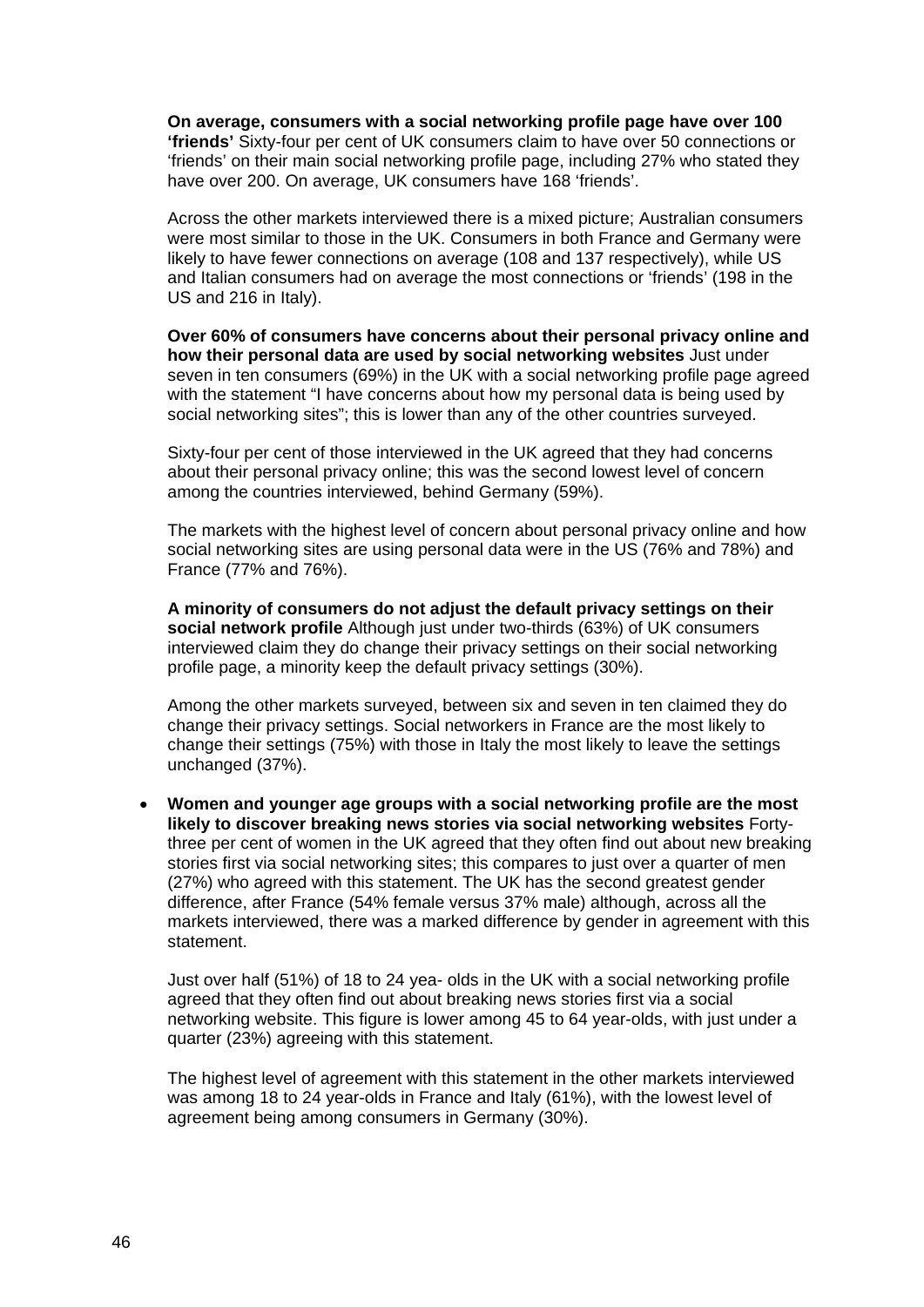**On average, consumers with a social networking profile page have over 100 'friends'** Sixty-four per cent of UK consumers claim to have over 50 connections or 'friends' on their main social networking profile page, including 27% who stated they have over 200. On average, UK consumers have 168 'friends'.

Across the other markets interviewed there is a mixed picture; Australian consumers were most similar to those in the UK. Consumers in both France and Germany were likely to have fewer connections on average (108 and 137 respectively), while US and Italian consumers had on average the most connections or 'friends' (198 in the US and 216 in Italy).

**Over 60% of consumers have concerns about their personal privacy online and how their personal data are used by social networking websites** Just under seven in ten consumers (69%) in the UK with a social networking profile page agreed with the statement "I have concerns about how my personal data is being used by social networking sites"; this is lower than any of the other countries surveyed.

Sixty-four per cent of those interviewed in the UK agreed that they had concerns about their personal privacy online; this was the second lowest level of concern among the countries interviewed, behind Germany (59%).

The markets with the highest level of concern about personal privacy online and how social networking sites are using personal data were in the US (76% and 78%) and France (77% and 76%).

**A minority of consumers do not adjust the default privacy settings on their social network profile** Although just under two-thirds (63%) of UK consumers interviewed claim they do change their privacy settings on their social networking profile page, a minority keep the default privacy settings (30%).

Among the other markets surveyed, between six and seven in ten claimed they do change their privacy settings. Social networkers in France are the most likely to change their settings (75%) with those in Italy the most likely to leave the settings unchanged (37%).

- **Women and younger age groups with a social networking profile are the most likely to discover breaking news stories via social networking websites** Forty-three per cent of women in the UK agreed that they often find out about new breaking stories first via social networking sites; this compares to just over a quarter of men (27%) who agreed with this statement. The UK has the second greatest gender difference, after France (54% female versus 37% male) although, across all the markets interviewed, there was a marked difference by gender in agreement with this statement.

  Just over half (51%) of 18 to 24 yea- olds in the UK with a social networking profile agreed that they often find out about breaking news stories first via a social networking website. This figure is lower among 45 to 64 year-olds, with just under a quarter (23%) agreeing with this statement.

  The highest level of agreement with this statement in the other markets interviewed was among 18 to 24 year-olds in France and Italy (61%), with the lowest level of agreement being among consumers in Germany (30%).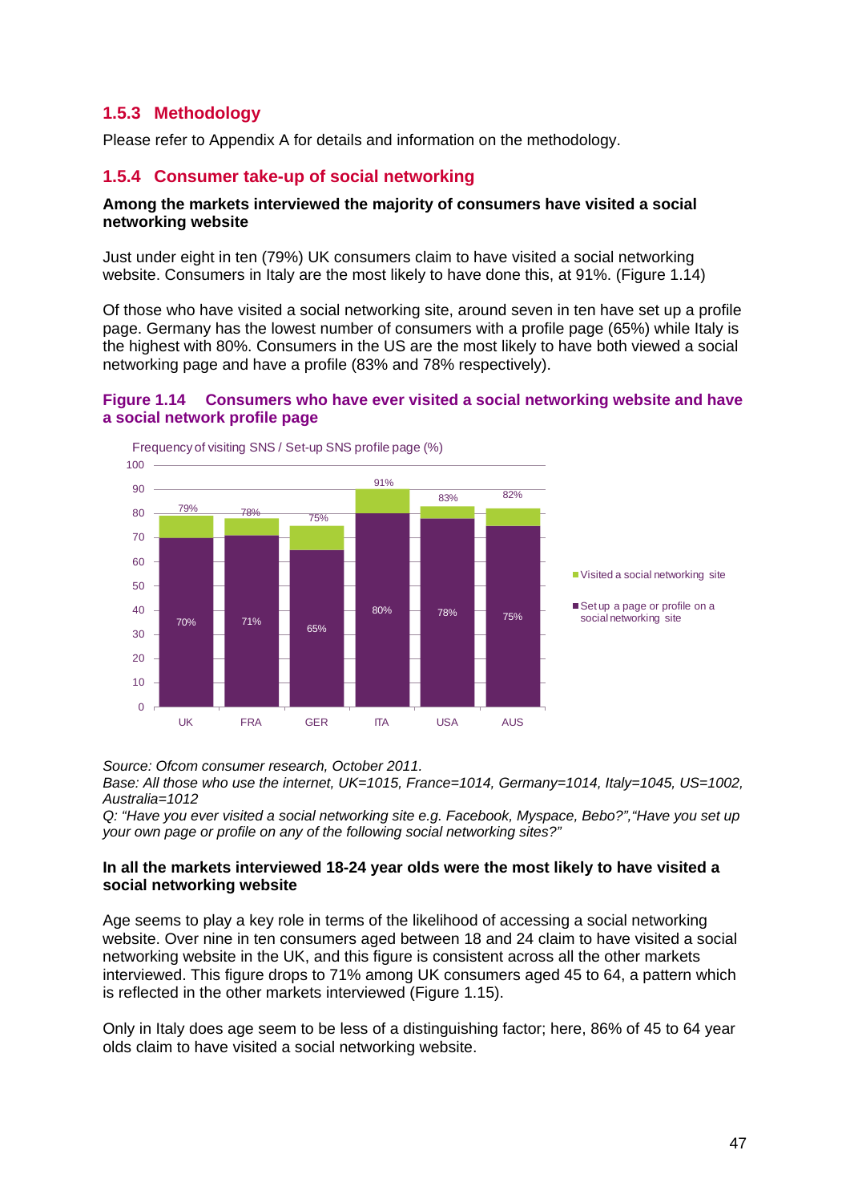### 1.5.3 Methodology

Please refer to Appendix A for details and information on the methodology.

### 1.5.4 Consumer take-up of social networking

**Among the markets interviewed the majority of consumers have visited a social networking website**

Just under eight in ten (79%) UK consumers claim to have visited a social networking website. Consumers in Italy are the most likely to have done this, at 91%. (Figure 1.14)

Of those who have visited a social networking site, around seven in ten have set up a profile page. Germany has the lowest number of consumers with a profile page (65%) while Italy is the highest with 80%. Consumers in the US are the most likely to have both viewed a social networking page and have a profile (83% and 78% respectively).

**Figure 1.14 Consumers who have ever visited a social networking website and have a social network profile page**

Frequency of visiting SNS / Set-up SNS profile page (%)

| | UK | FRA | GER | ITA | USA | AUS |
|---|---|---|---|---|---|---|
| Visited a social networking site | 79% | 78% | 75% | 91% | 83% | 82% |
| Set up a page or profile on a social networking site | 70% | 71% | 65% | 80% | 78% | 75% |

*Source: Ofcom consumer research, October 2011.*
*Base: All those who use the internet, UK=1015, France=1014, Germany=1014, Italy=1045, US=1002, Australia=1012*
*Q: "Have you ever visited a social networking site e.g. Facebook, Myspace, Bebo?","Have you set up your own page or profile on any of the following social networking sites?"*

**In all the markets interviewed 18-24 year olds were the most likely to have visited a social networking website**

Age seems to play a key role in terms of the likelihood of accessing a social networking website. Over nine in ten consumers aged between 18 and 24 claim to have visited a social networking website in the UK, and this figure is consistent across all the other markets interviewed. This figure drops to 71% among UK consumers aged 45 to 64, a pattern which is reflected in the other markets interviewed (Figure 1.15).

Only in Italy does age seem to be less of a distinguishing factor; here, 86% of 45 to 64 year olds claim to have visited a social networking website.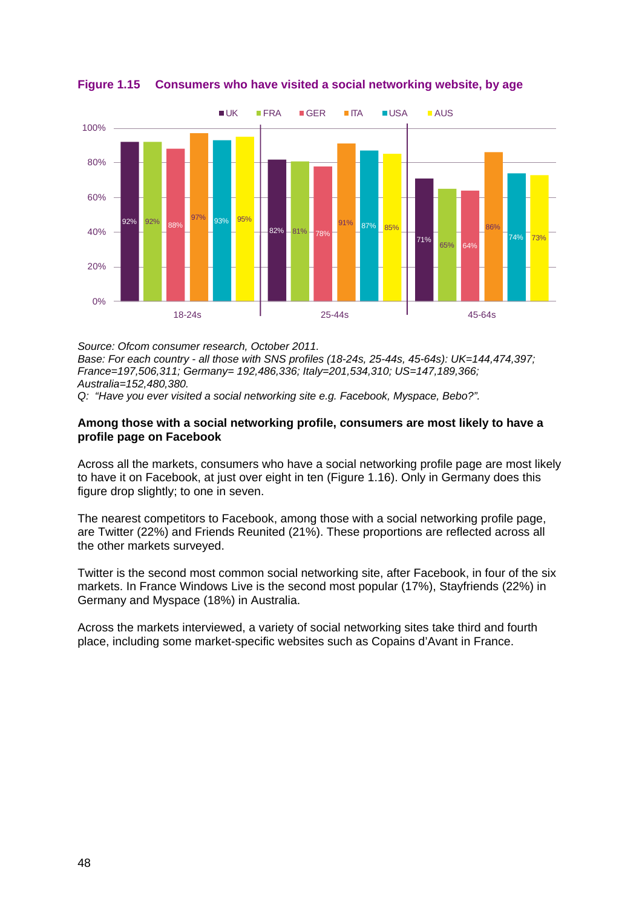**Figure 1.15 Consumers who have visited a social networking website, by age**

| | UK | FRA | GER | ITA | USA | AUS |
|---|---|---|---|---|---|---|
| 18-24s | 92% | 92% | 88% | 97% | 93% | 95% |
| 25-44s | 82% | 81% | 78% | 91% | 87% | 85% |
| 45-64s | 71% | 65% | 64% | 86% | 74% | 73% |

*Source: Ofcom consumer research, October 2011.*
*Base: For each country - all those with SNS profiles (18-24s, 25-44s, 45-64s): UK=144,474,397; France=197,506,311; Germany= 192,486,336; Italy=201,534,310; US=147,189,366; Australia=152,480,380.*
*Q: "Have you ever visited a social networking site e.g. Facebook, Myspace, Bebo?".*

**Among those with a social networking profile, consumers are most likely to have a profile page on Facebook**

Across all the markets, consumers who have a social networking profile page are most likely to have it on Facebook, at just over eight in ten (Figure 1.16). Only in Germany does this figure drop slightly; to one in seven.

The nearest competitors to Facebook, among those with a social networking profile page, are Twitter (22%) and Friends Reunited (21%). These proportions are reflected across all the other markets surveyed.

Twitter is the second most common social networking site, after Facebook, in four of the six markets. In France Windows Live is the second most popular (17%), Stayfriends (22%) in Germany and Myspace (18%) in Australia.

Across the markets interviewed, a variety of social networking sites take third and fourth place, including some market-specific websites such as Copains d'Avant in France.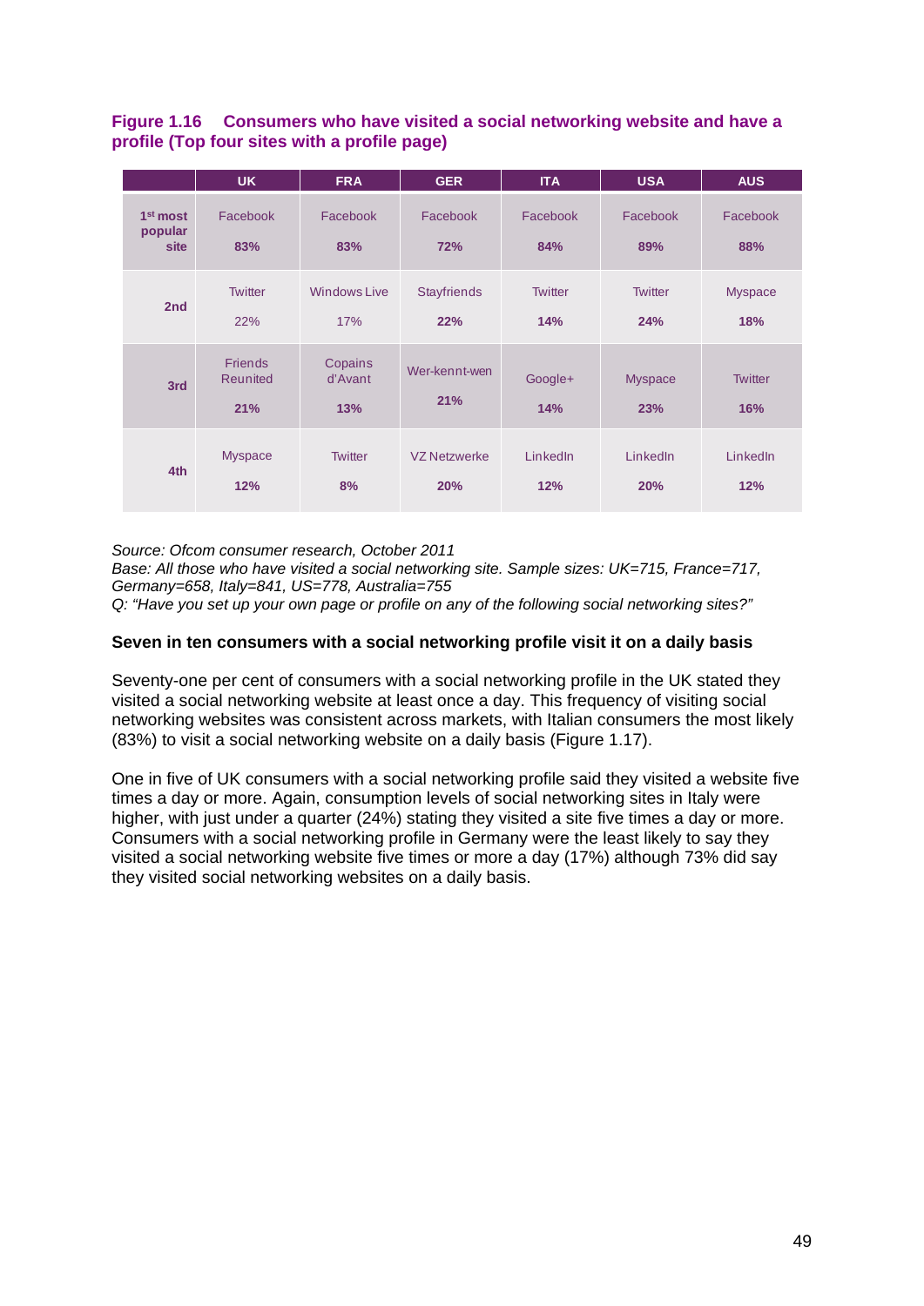**Figure 1.16 Consumers who have visited a social networking website and have a profile (Top four sites with a profile page)**

| | UK | FRA | GER | ITA | USA | AUS |
|---|---|---|---|---|---|---|
| **1st most popular site** | Facebook **83%** | Facebook **83%** | Facebook **72%** | Facebook **84%** | Facebook **89%** | Facebook **88%** |
| **2nd** | Twitter 22% | Windows Live 17% | Stayfriends **22%** | Twitter **14%** | Twitter **24%** | Myspace **18%** |
| **3rd** | Friends Reunited **21%** | Copains d'Avant **13%** | Wer-kennt-wen **21%** | Google+ **14%** | Myspace **23%** | Twitter **16%** |
| **4th** | Myspace **12%** | Twitter **8%** | VZ Netzwerke **20%** | LinkedIn **12%** | LinkedIn **20%** | LinkedIn **12%** |

*Source: Ofcom consumer research, October 2011*
*Base: All those who have visited a social networking site. Sample sizes: UK=715, France=717, Germany=658, Italy=841, US=778, Australia=755*
*Q: "Have you set up your own page or profile on any of the following social networking sites?"*

### Seven in ten consumers with a social networking profile visit it on a daily basis

Seventy-one per cent of consumers with a social networking profile in the UK stated they visited a social networking website at least once a day. This frequency of visiting social networking websites was consistent across markets, with Italian consumers the most likely (83%) to visit a social networking website on a daily basis (Figure 1.17).

One in five of UK consumers with a social networking profile said they visited a website five times a day or more. Again, consumption levels of social networking sites in Italy were higher, with just under a quarter (24%) stating they visited a site five times a day or more. Consumers with a social networking profile in Germany were the least likely to say they visited a social networking website five times or more a day (17%) although 73% did say they visited social networking websites on a daily basis.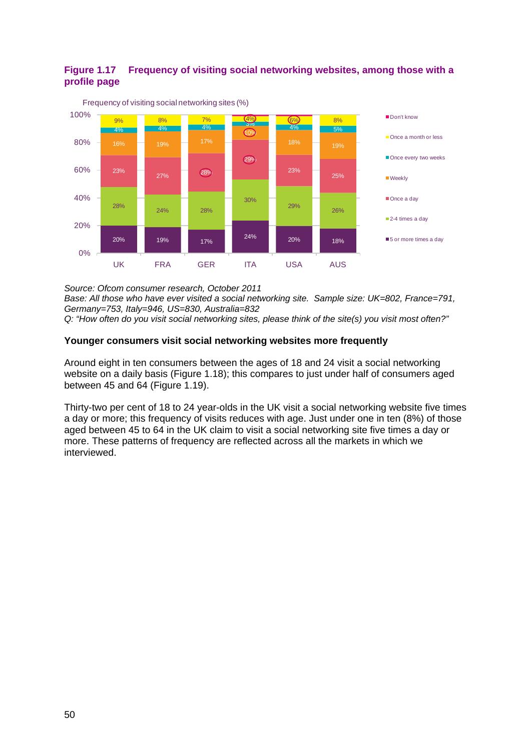**Figure 1.17 Frequency of visiting social networking websites, among those with a profile page**

Frequency of visiting social networking sites (%)

| | UK | FRA | GER | ITA | USA | AUS |
|---|---|---|---|---|---|---|
| Don't know | | | | | | |
| Once a month or less | 9% | 8% | 7% | 4% | 6% | 8% |
| Once every two weeks | 4% | 4% | 4% | 3% | 4% | 5% |
| Weekly | 16% | 19% | 17% | 10% | 18% | 19% |
| Once a day | 23% | 27% | 28% | 29% | 23% | 25% |
| 2-4 times a day | 28% | 24% | 28% | 30% | 29% | 26% |
| 5 or more times a day | 20% | 19% | 17% | 24% | 20% | 18% |

*Source: Ofcom consumer research, October 2011*
*Base: All those who have ever visited a social networking site. Sample size: UK=802, France=791, Germany=753, Italy=946, US=830, Australia=832*
*Q: "How often do you visit social networking sites, please think of the site(s) you visit most often?"*

**Younger consumers visit social networking websites more frequently**

Around eight in ten consumers between the ages of 18 and 24 visit a social networking website on a daily basis (Figure 1.18); this compares to just under half of consumers aged between 45 and 64 (Figure 1.19).

Thirty-two per cent of 18 to 24 year-olds in the UK visit a social networking website five times a day or more; this frequency of visits reduces with age. Just under one in ten (8%) of those aged between 45 to 64 in the UK claim to visit a social networking site five times a day or more. These patterns of frequency are reflected across all the markets in which we interviewed.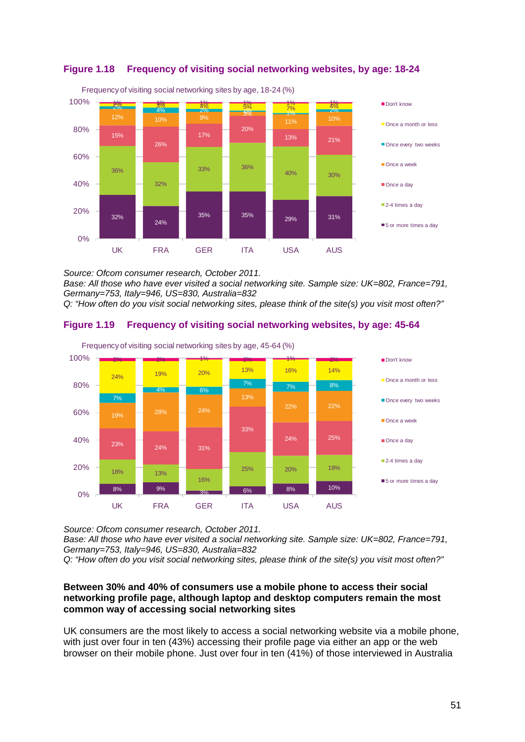**Figure 1.18 Frequency of visiting social networking websites, by age: 18-24**

Frequency of visiting social networking sites by age, 18-24 (%)

| | UK | FRA | GER | ITA | USA | AUS |
|---|---|---|---|---|---|---|
| Don't know | 1% | 1% | 1% | 1% | 1% | 1% |
| Once a month or less | 2% | 3% | 4% | 5% | 7% | 4% |
| Once every two weeks | 2% | 4% | 2% | 1% | 1% | 2% |
| Once a week | 12% | 10% | 9% | 3% | 11% | 10% |
| Once a day | 15% | 26% | 17% | 20% | 13% | 21% |
| 2-4 times a day | 36% | 32% | 33% | 36% | 40% | 30% |
| 5 or more times a day | 32% | 24% | 35% | 35% | 29% | 31% |

*Source: Ofcom consumer research, October 2011.*
*Base: All those who have ever visited a social networking site. Sample size: UK=802, France=791, Germany=753, Italy=946, US=830, Australia=832*
*Q: "How often do you visit social networking sites, please think of the site(s) you visit most often?"*

**Figure 1.19 Frequency of visiting social networking websites, by age: 45-64**

Frequency of visiting social networking sites by age, 45-64 (%)

| | UK | FRA | GER | ITA | USA | AUS |
|---|---|---|---|---|---|---|
| Don't know | 2% | 2% | 1% | 2% | 1% | 2% |
| Once a month or less | 24% | 19% | 20% | 13% | 16% | 14% |
| Once every two weeks | 7% | 4% | 6% | 7% | 7% | 8% |
| Once a week | 19% | 28% | 24% | 13% | 22% | 22% |
| Once a day | 23% | 24% | 31% | 33% | 24% | 25% |
| 2-4 times a day | 18% | 13% | 16% | 25% | 20% | 19% |
| 5 or more times a day | 8% | 9% | 3% | 6% | 8% | 10% |

*Source: Ofcom consumer research, October 2011.*
*Base: All those who have ever visited a social networking site. Sample size: UK=802, France=791, Germany=753, Italy=946, US=830, Australia=832*
*Q: "How often do you visit social networking sites, please think of the site(s) you visit most often?"*

**Between 30% and 40% of consumers use a mobile phone to access their social networking profile page, although laptop and desktop computers remain the most common way of accessing social networking sites**

UK consumers are the most likely to access a social networking website via a mobile phone, with just over four in ten (43%) accessing their profile page via either an app or the web browser on their mobile phone. Just over four in ten (41%) of those interviewed in Australia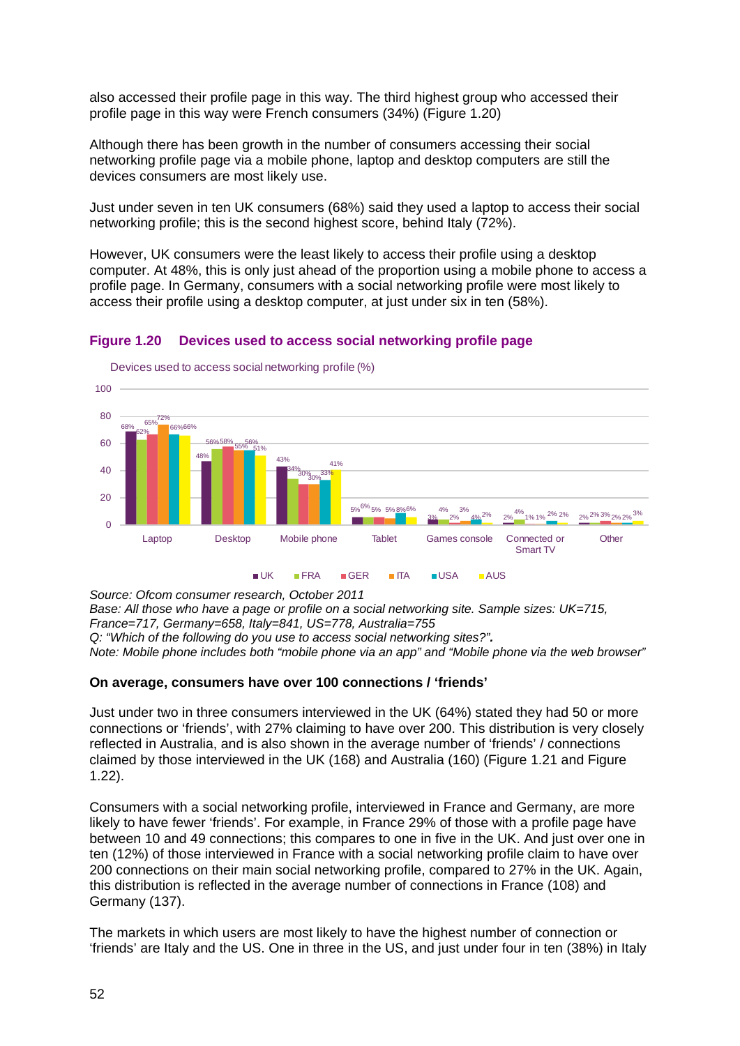also accessed their profile page in this way. The third highest group who accessed their profile page in this way were French consumers (34%) (Figure 1.20)

Although there has been growth in the number of consumers accessing their social networking profile page via a mobile phone, laptop and desktop computers are still the devices consumers are most likely use.

Just under seven in ten UK consumers (68%) said they used a laptop to access their social networking profile; this is the second highest score, behind Italy (72%).

However, UK consumers were the least likely to access their profile using a desktop computer. At 48%, this is only just ahead of the proportion using a mobile phone to access a profile page. In Germany, consumers with a social networking profile were most likely to access their profile using a desktop computer, at just under six in ten (58%).

### Figure 1.20 Devices used to access social networking profile page

Devices used to access social networking profile (%)

| | UK | FRA | GER | ITA | USA | AUS |
|---|---|---|---|---|---|---|
| Laptop | 68% | 62% | 65% | 72% | 66% | 66% |
| Desktop | 48% | 56% | 58% | 55% | 56% | 51% |
| Mobile phone | 43% | 34% | 30% | 30% | 33% | 41% |
| Tablet | 5% | 6% | 5% | 5% | 8% | 6% |
| Games console | 3% | 4% | 2% | 3% | 4% | 2% |
| Connected or Smart TV | 2% | 4% | 1% | 1% | 2% | 2% |
| Other | 2% | 2% | 3% | 2% | 2% | 3% |

*Source: Ofcom consumer research, October 2011*
*Base: All those who have a page or profile on a social networking site. Sample sizes: UK=715, France=717, Germany=658, Italy=841, US=778, Australia=755*
*Q: "Which of the following do you use to access social networking sites?".*
*Note: Mobile phone includes both "mobile phone via an app" and "Mobile phone via the web browser"*

**On average, consumers have over 100 connections / 'friends'**

Just under two in three consumers interviewed in the UK (64%) stated they had 50 or more connections or 'friends', with 27% claiming to have over 200. This distribution is very closely reflected in Australia, and is also shown in the average number of 'friends' / connections claimed by those interviewed in the UK (168) and Australia (160) (Figure 1.21 and Figure 1.22).

Consumers with a social networking profile, interviewed in France and Germany, are more likely to have fewer 'friends'. For example, in France 29% of those with a profile page have between 10 and 49 connections; this compares to one in five in the UK. And just over one in ten (12%) of those interviewed in France with a social networking profile claim to have over 200 connections on their main social networking profile, compared to 27% in the UK. Again, this distribution is reflected in the average number of connections in France (108) and Germany (137).

The markets in which users are most likely to have the highest number of connection or 'friends' are Italy and the US. One in three in the US, and just under four in ten (38%) in Italy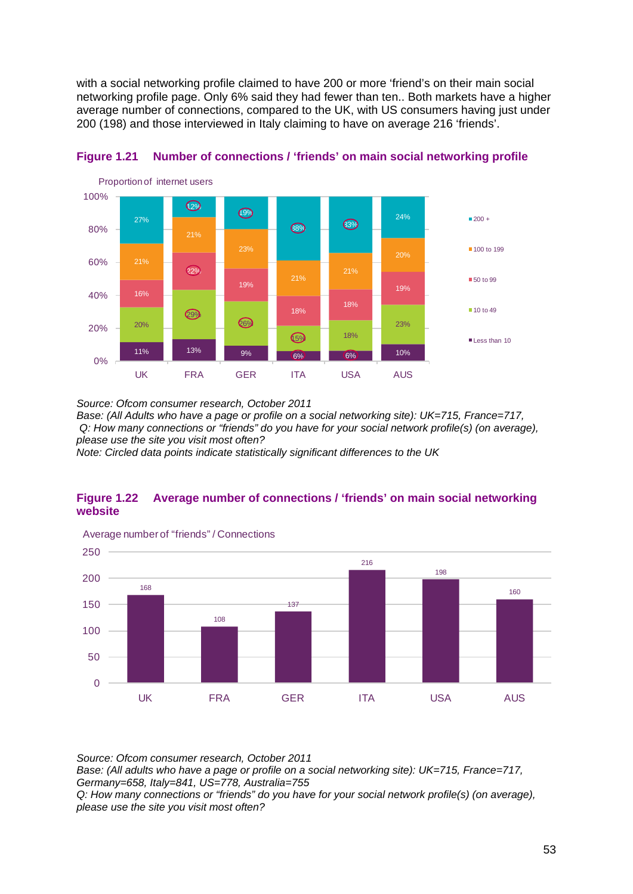with a social networking profile claimed to have 200 or more 'friend's on their main social networking profile page. Only 6% said they had fewer than ten.. Both markets have a higher average number of connections, compared to the UK, with US consumers having just under 200 (198) and those interviewed in Italy claiming to have on average 216 'friends'.

**Figure 1.21 Number of connections / 'friends' on main social networking profile**

Proportion of internet users

|  | UK | FRA | GER | ITA | USA | AUS |
|---|---|---|---|---|---|---|
| 200 + | 27% | 12% | 19% | 38% | 33% | 24% |
| 100 to 199 | 21% | 21% | 23% | 21% | 21% | 20% |
| 50 to 99 | 16% | 22% | 19% | 18% | 18% | 19% |
| 10 to 49 | 20% | 29% | 26% | 15% | 18% | 23% |
| Less than 10 | 11% | 13% | 9% | 6% | 6% | 10% |

*Source: Ofcom consumer research, October 2011*
*Base: (All Adults who have a page or profile on a social networking site): UK=715, France=717,*
*Q: How many connections or "friends" do you have for your social network profile(s) (on average), please use the site you visit most often?*
*Note: Circled data points indicate statistically significant differences to the UK*

**Figure 1.22 Average number of connections / 'friends' on main social networking website**

Average number of "friends" / Connections

|  | UK | FRA | GER | ITA | USA | AUS |
|---|---|---|---|---|---|---|
| Average number of "friends" / Connections | 168 | 108 | 137 | 216 | 198 | 160 |

*Source: Ofcom consumer research, October 2011*
*Base: (All adults who have a page or profile on a social networking site): UK=715, France=717, Germany=658, Italy=841, US=778, Australia=755*
*Q: How many connections or "friends" do you have for your social network profile(s) (on average), please use the site you visit most often?*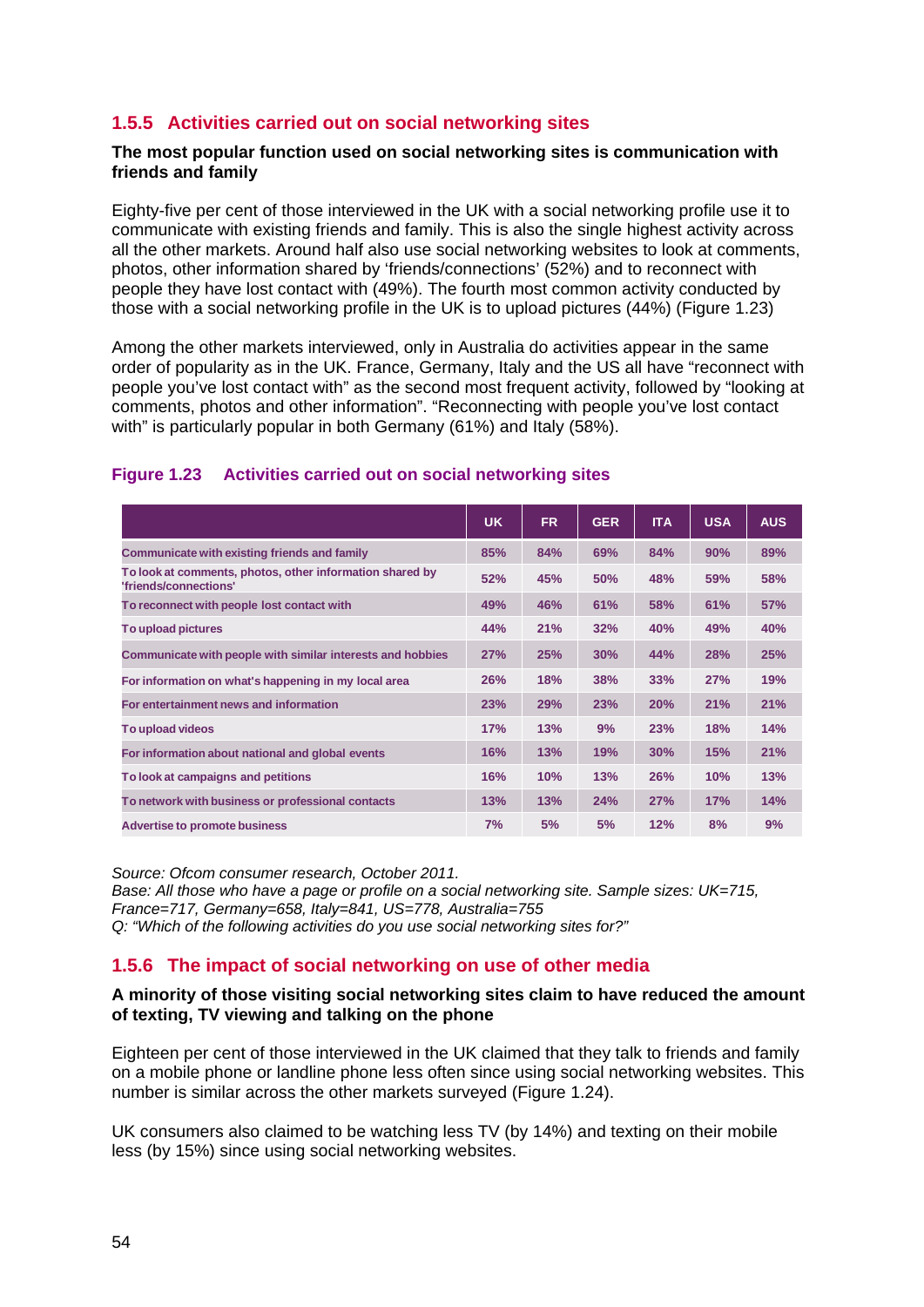### 1.5.5 Activities carried out on social networking sites

**The most popular function used on social networking sites is communication with friends and family**

Eighty-five per cent of those interviewed in the UK with a social networking profile use it to communicate with existing friends and family. This is also the single highest activity across all the other markets. Around half also use social networking websites to look at comments, photos, other information shared by 'friends/connections' (52%) and to reconnect with people they have lost contact with (49%). The fourth most common activity conducted by those with a social networking profile in the UK is to upload pictures (44%) (Figure 1.23)

Among the other markets interviewed, only in Australia do activities appear in the same order of popularity as in the UK. France, Germany, Italy and the US all have "reconnect with people you've lost contact with" as the second most frequent activity, followed by "looking at comments, photos and other information". "Reconnecting with people you've lost contact with" is particularly popular in both Germany (61%) and Italy (58%).

**Figure 1.23 Activities carried out on social networking sites**

| | UK | FR | GER | ITA | USA | AUS |
|---|---|---|---|---|---|---|
| Communicate with existing friends and family | 85% | 84% | 69% | 84% | 90% | 89% |
| To look at comments, photos, other information shared by 'friends/connections' | 52% | 45% | 50% | 48% | 59% | 58% |
| To reconnect with people lost contact with | 49% | 46% | 61% | 58% | 61% | 57% |
| To upload pictures | 44% | 21% | 32% | 40% | 49% | 40% |
| Communicate with people with similar interests and hobbies | 27% | 25% | 30% | 44% | 28% | 25% |
| For information on what's happening in my local area | 26% | 18% | 38% | 33% | 27% | 19% |
| For entertainment news and information | 23% | 29% | 23% | 20% | 21% | 21% |
| To upload videos | 17% | 13% | 9% | 23% | 18% | 14% |
| For information about national and global events | 16% | 13% | 19% | 30% | 15% | 21% |
| To look at campaigns and petitions | 16% | 10% | 13% | 26% | 10% | 13% |
| To network with business or professional contacts | 13% | 13% | 24% | 27% | 17% | 14% |
| Advertise to promote business | 7% | 5% | 5% | 12% | 8% | 9% |

*Source: Ofcom consumer research, October 2011.*
*Base: All those who have a page or profile on a social networking site. Sample sizes: UK=715, France=717, Germany=658, Italy=841, US=778, Australia=755*
*Q: "Which of the following activities do you use social networking sites for?"*

### 1.5.6 The impact of social networking on use of other media

**A minority of those visiting social networking sites claim to have reduced the amount of texting, TV viewing and talking on the phone**

Eighteen per cent of those interviewed in the UK claimed that they talk to friends and family on a mobile phone or landline phone less often since using social networking websites. This number is similar across the other markets surveyed (Figure 1.24).

UK consumers also claimed to be watching less TV (by 14%) and texting on their mobile less (by 15%) since using social networking websites.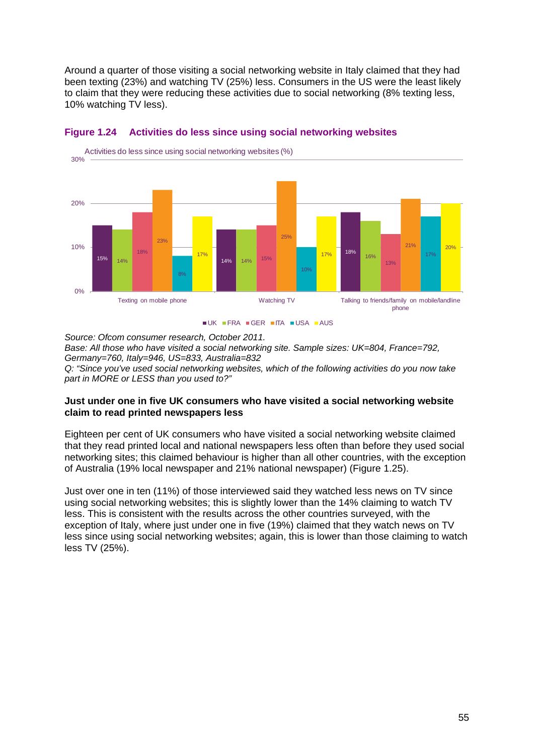Around a quarter of those visiting a social networking website in Italy claimed that they had been texting (23%) and watching TV (25%) less. Consumers in the US were the least likely to claim that they were reducing these activities due to social networking (8% texting less, 10% watching TV less).

**Figure 1.24 Activities do less since using social networking websites**

Activities do less since using social networking websites (%)

| | UK | FRA | GER | ITA | USA | AUS |
|---|---|---|---|---|---|---|
| Texting on mobile phone | 15% | 14% | 18% | 23% | 8% | 17% |
| Watching TV | 14% | 14% | 15% | 25% | 10% | 17% |
| Talking to friends/family on mobile/landline phone | 18% | 16% | 13% | 21% | 17% | 20% |

*Source: Ofcom consumer research, October 2011.*
*Base: All those who have visited a social networking site. Sample sizes: UK=804, France=792, Germany=760, Italy=946, US=833, Australia=832*
*Q: "Since you've used social networking websites, which of the following activities do you now take part in MORE or LESS than you used to?"*

**Just under one in five UK consumers who have visited a social networking website claim to read printed newspapers less**

Eighteen per cent of UK consumers who have visited a social networking website claimed that they read printed local and national newspapers less often than before they used social networking sites; this claimed behaviour is higher than all other countries, with the exception of Australia (19% local newspaper and 21% national newspaper) (Figure 1.25).

Just over one in ten (11%) of those interviewed said they watched less news on TV since using social networking websites; this is slightly lower than the 14% claiming to watch TV less. This is consistent with the results across the other countries surveyed, with the exception of Italy, where just under one in five (19%) claimed that they watch news on TV less since using social networking websites; again, this is lower than those claiming to watch less TV (25%).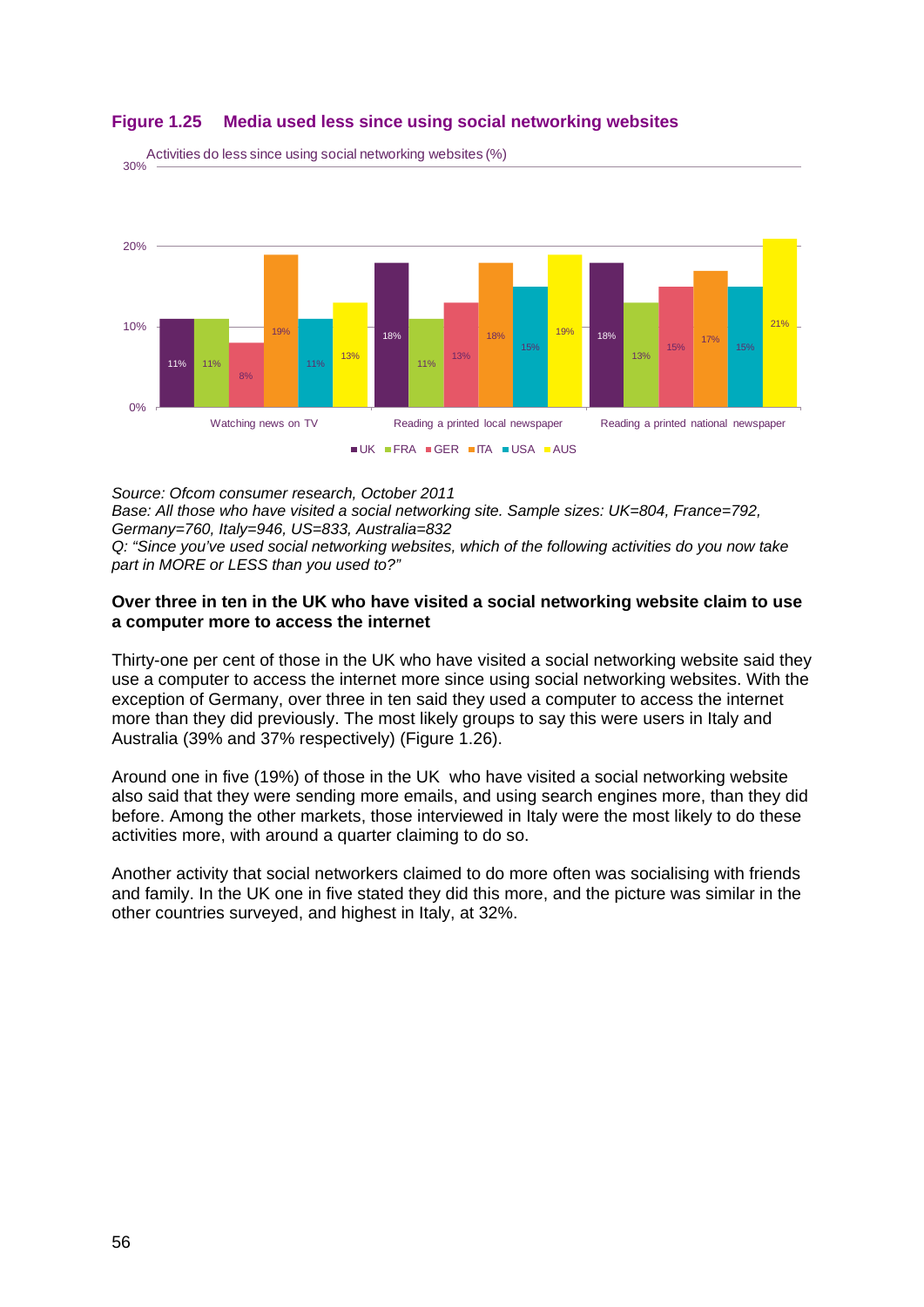**Figure 1.25 Media used less since using social networking websites**

Activities do less since using social networking websites (%)

| | UK | FRA | GER | ITA | USA | AUS |
|---|---|---|---|---|---|---|
| Watching news on TV | 11% | 11% | 8% | 19% | 11% | 13% |
| Reading a printed local newspaper | 18% | 11% | 13% | 18% | 15% | 19% |
| Reading a printed national newspaper | 18% | 13% | 15% | 17% | 15% | 21% |

*Source: Ofcom consumer research, October 2011*
*Base: All those who have visited a social networking site. Sample sizes: UK=804, France=792, Germany=760, Italy=946, US=833, Australia=832*
*Q: "Since you've used social networking websites, which of the following activities do you now take part in MORE or LESS than you used to?"*

**Over three in ten in the UK who have visited a social networking website claim to use a computer more to access the internet**

Thirty-one per cent of those in the UK who have visited a social networking website said they use a computer to access the internet more since using social networking websites. With the exception of Germany, over three in ten said they used a computer to access the internet more than they did previously. The most likely groups to say this were users in Italy and Australia (39% and 37% respectively) (Figure 1.26).

Around one in five (19%) of those in the UK who have visited a social networking website also said that they were sending more emails, and using search engines more, than they did before. Among the other markets, those interviewed in Italy were the most likely to do these activities more, with around a quarter claiming to do so.

Another activity that social networkers claimed to do more often was socialising with friends and family. In the UK one in five stated they did this more, and the picture was similar in the other countries surveyed, and highest in Italy, at 32%.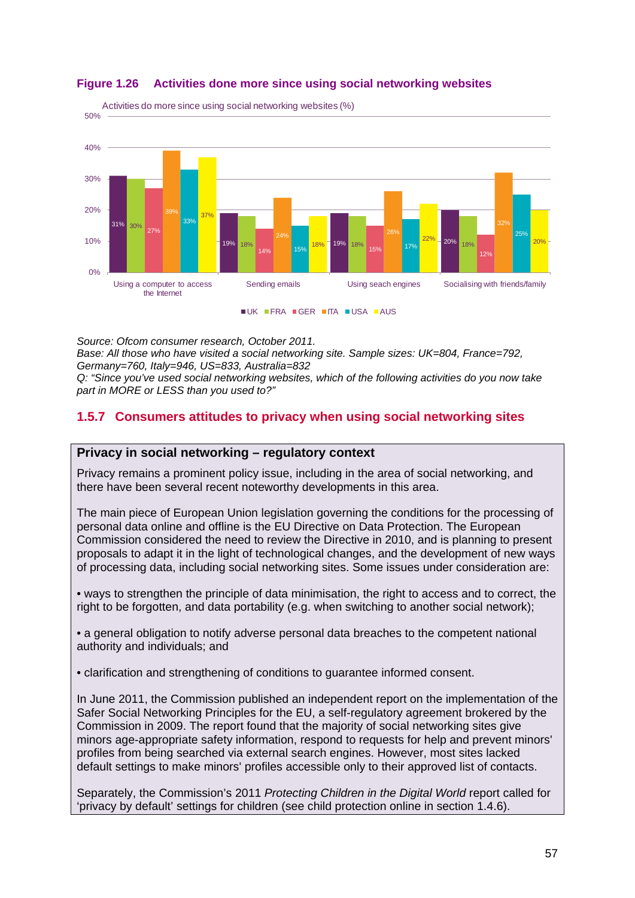**Figure 1.26 Activities done more since using social networking websites**

Activities do more since using social networking websites (%)

| | UK | FRA | GER | ITA | USA | AUS |
|---|---|---|---|---|---|---|
| Using a computer to access the Internet | 31% | 30% | 27% | 39% | 33% | 37% |
| Sending emails | 19% | 18% | 14% | 24% | 15% | 18% |
| Using seach engines | 19% | 18% | 15% | 26% | 17% | 22% |
| Socialising with friends/family | 20% | 18% | 12% | 32% | 25% | 20% |

*Source: Ofcom consumer research, October 2011.*
*Base: All those who have visited a social networking site. Sample sizes: UK=804, France=792, Germany=760, Italy=946, US=833, Australia=832*
*Q: "Since you've used social networking websites, which of the following activities do you now take part in MORE or LESS than you used to?"*

### 1.5.7 Consumers attitudes to privacy when using social networking sites

**Privacy in social networking – regulatory context**

Privacy remains a prominent policy issue, including in the area of social networking, and there have been several recent noteworthy developments in this area.

The main piece of European Union legislation governing the conditions for the processing of personal data online and offline is the EU Directive on Data Protection. The European Commission considered the need to review the Directive in 2010, and is planning to present proposals to adapt it in the light of technological changes, and the development of new ways of processing data, including social networking sites. Some issues under consideration are:

- ways to strengthen the principle of data minimisation, the right to access and to correct, the right to be forgotten, and data portability (e.g. when switching to another social network);
- a general obligation to notify adverse personal data breaches to the competent national authority and individuals; and
- clarification and strengthening of conditions to guarantee informed consent.

In June 2011, the Commission published an independent report on the implementation of the Safer Social Networking Principles for the EU, a self-regulatory agreement brokered by the Commission in 2009. The report found that the majority of social networking sites give minors age-appropriate safety information, respond to requests for help and prevent minors' profiles from being searched via external search engines. However, most sites lacked default settings to make minors' profiles accessible only to their approved list of contacts.

Separately, the Commission's 2011 *Protecting Children in the Digital World* report called for 'privacy by default' settings for children (see child protection online in section 1.4.6).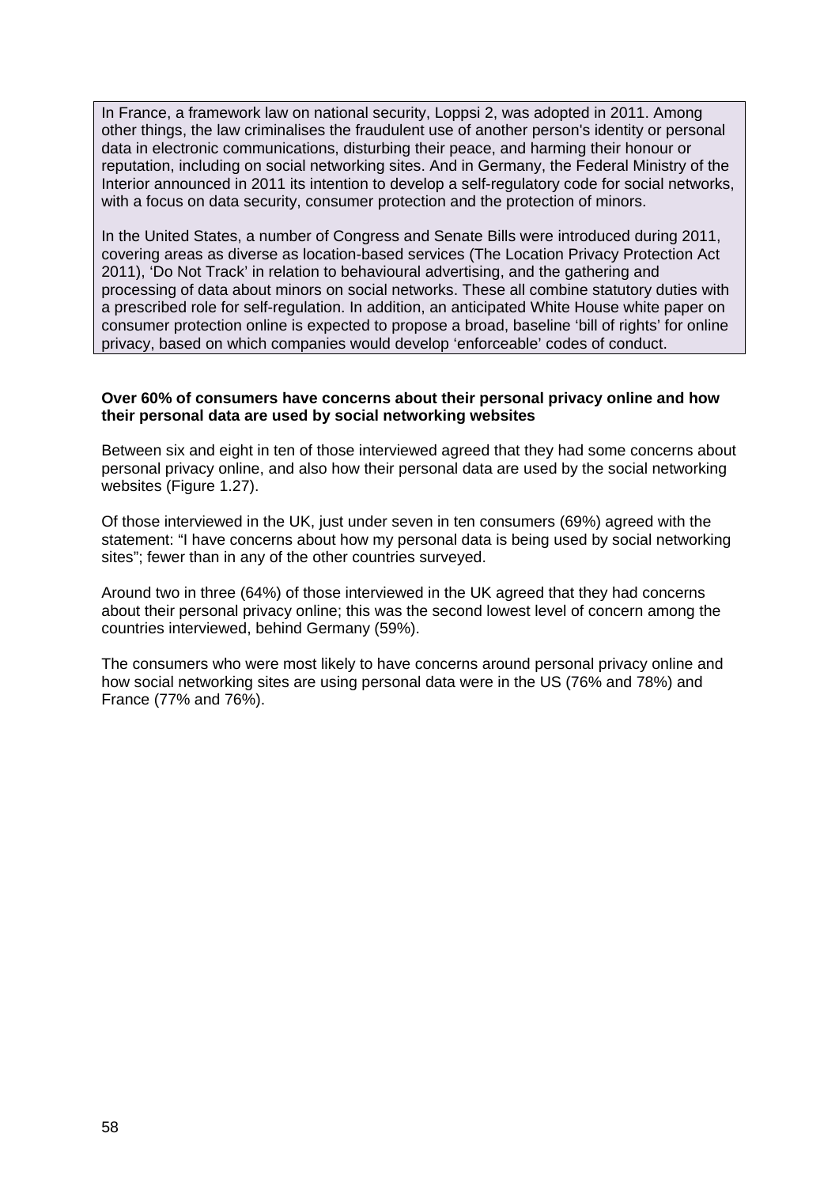In France, a framework law on national security, Loppsi 2, was adopted in 2011. Among other things, the law criminalises the fraudulent use of another person's identity or personal data in electronic communications, disturbing their peace, and harming their honour or reputation, including on social networking sites. And in Germany, the Federal Ministry of the Interior announced in 2011 its intention to develop a self-regulatory code for social networks, with a focus on data security, consumer protection and the protection of minors.

In the United States, a number of Congress and Senate Bills were introduced during 2011, covering areas as diverse as location-based services (The Location Privacy Protection Act 2011), 'Do Not Track' in relation to behavioural advertising, and the gathering and processing of data about minors on social networks. These all combine statutory duties with a prescribed role for self-regulation. In addition, an anticipated White House white paper on consumer protection online is expected to propose a broad, baseline 'bill of rights' for online privacy, based on which companies would develop 'enforceable' codes of conduct.

**Over 60% of consumers have concerns about their personal privacy online and how their personal data are used by social networking websites**

Between six and eight in ten of those interviewed agreed that they had some concerns about personal privacy online, and also how their personal data are used by the social networking websites (Figure 1.27).

Of those interviewed in the UK, just under seven in ten consumers (69%) agreed with the statement: "I have concerns about how my personal data is being used by social networking sites"; fewer than in any of the other countries surveyed.

Around two in three (64%) of those interviewed in the UK agreed that they had concerns about their personal privacy online; this was the second lowest level of concern among the countries interviewed, behind Germany (59%).

The consumers who were most likely to have concerns around personal privacy online and how social networking sites are using personal data were in the US (76% and 78%) and France (77% and 76%).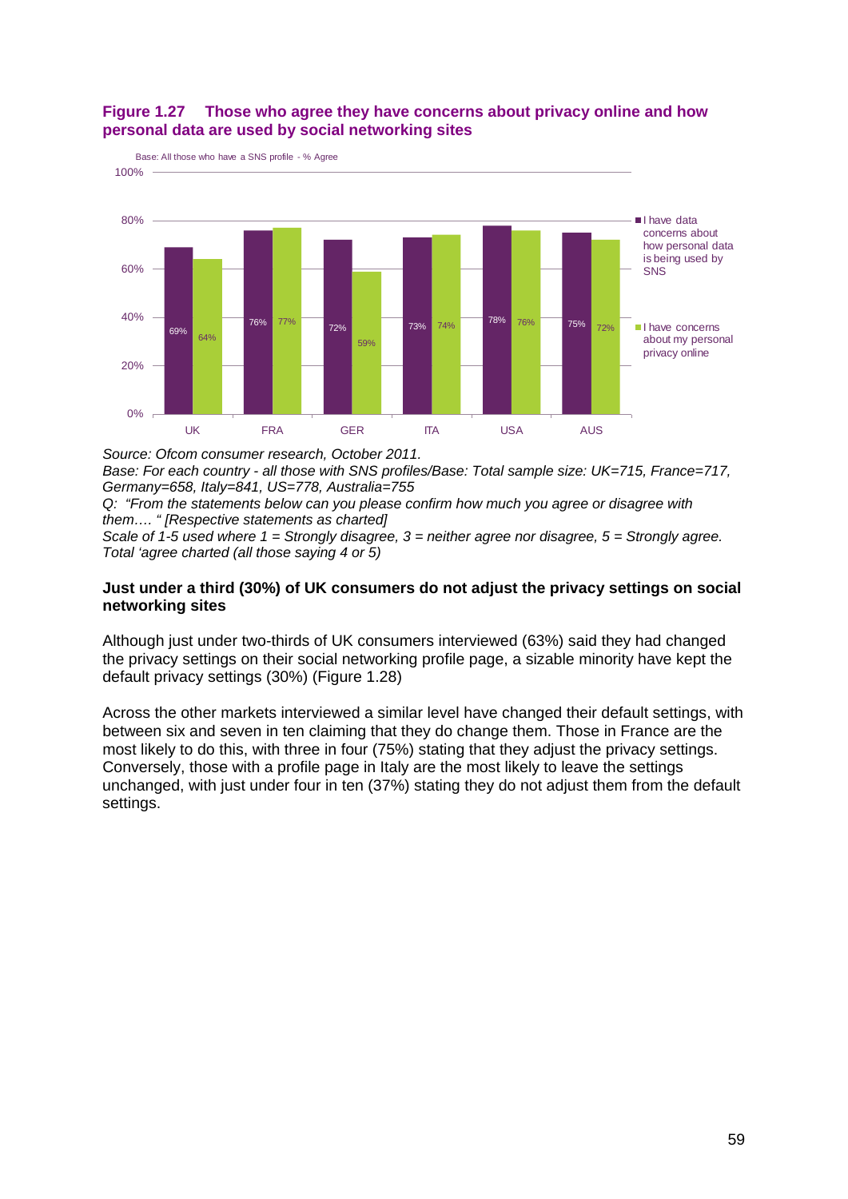**Figure 1.27 Those who agree they have concerns about privacy online and how personal data are used by social networking sites**

Base: All those who have a SNS profile - % Agree

| | UK | FRA | GER | ITA | USA | AUS |
|---|---|---|---|---|---|---|
| I have data concerns about how personal data is being used by SNS | 69% | 76% | 72% | 73% | 78% | 75% |
| I have concerns about my personal privacy online | 64% | 77% | 59% | 74% | 76% | 72% |

*Source: Ofcom consumer research, October 2011.*
*Base: For each country - all those with SNS profiles/Base: Total sample size: UK=715, France=717, Germany=658, Italy=841, US=778, Australia=755*
*Q: "From the statements below can you please confirm how much you agree or disagree with them…. " [Respective statements as charted]*
*Scale of 1-5 used where 1 = Strongly disagree, 3 = neither agree nor disagree, 5 = Strongly agree. Total 'agree charted (all those saying 4 or 5)*

**Just under a third (30%) of UK consumers do not adjust the privacy settings on social networking sites**

Although just under two-thirds of UK consumers interviewed (63%) said they had changed the privacy settings on their social networking profile page, a sizable minority have kept the default privacy settings (30%) (Figure 1.28)

Across the other markets interviewed a similar level have changed their default settings, with between six and seven in ten claiming that they do change them. Those in France are the most likely to do this, with three in four (75%) stating that they adjust the privacy settings. Conversely, those with a profile page in Italy are the most likely to leave the settings unchanged, with just under four in ten (37%) stating they do not adjust them from the default settings.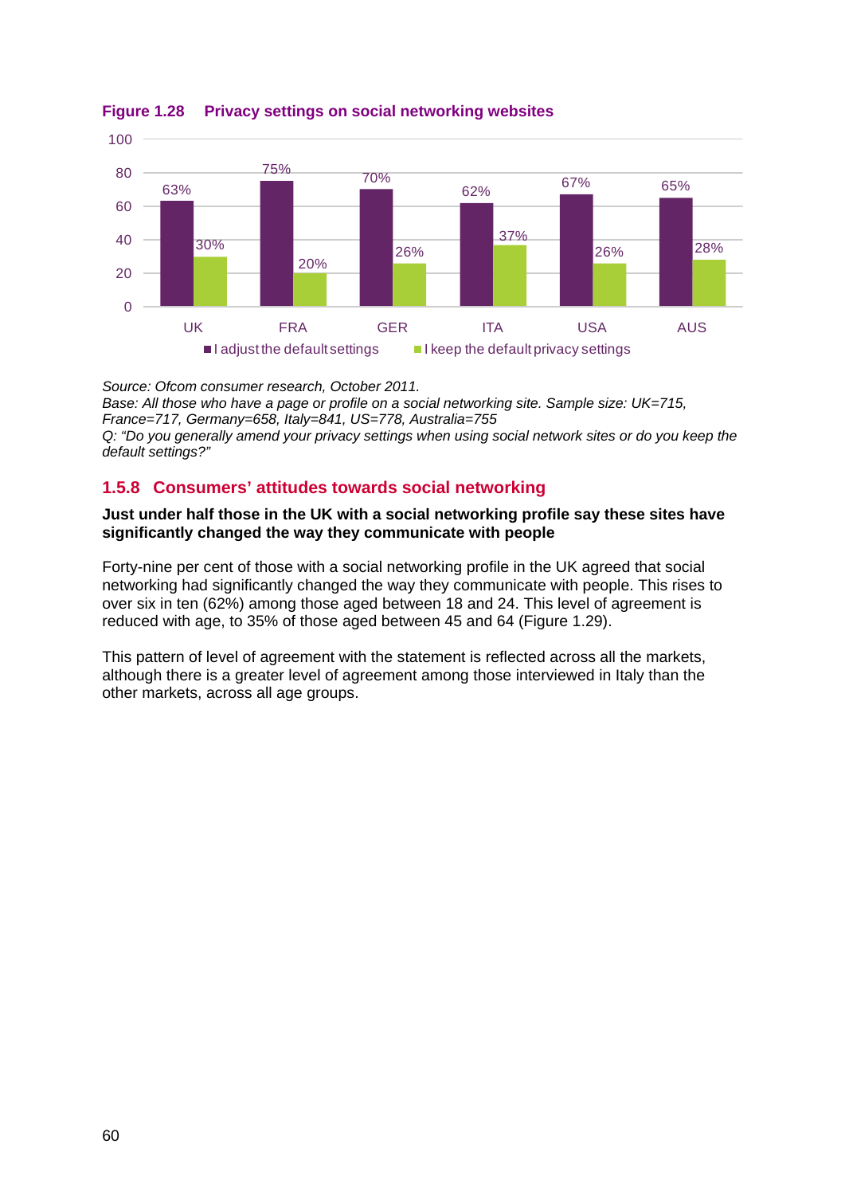**Figure 1.28 Privacy settings on social networking websites**

| | UK | FRA | GER | ITA | USA | AUS |
|---|---|---|---|---|---|---|
| I adjust the default settings | 63% | 75% | 70% | 62% | 67% | 65% |
| I keep the default privacy settings | 30% | 20% | 26% | 37% | 26% | 28% |

*Source: Ofcom consumer research, October 2011.*
*Base: All those who have a page or profile on a social networking site. Sample size: UK=715, France=717, Germany=658, Italy=841, US=778, Australia=755*
*Q: "Do you generally amend your privacy settings when using social network sites or do you keep the default settings?"*

### 1.5.8 Consumers' attitudes towards social networking

**Just under half those in the UK with a social networking profile say these sites have significantly changed the way they communicate with people**

Forty-nine per cent of those with a social networking profile in the UK agreed that social networking had significantly changed the way they communicate with people. This rises to over six in ten (62%) among those aged between 18 and 24. This level of agreement is reduced with age, to 35% of those aged between 45 and 64 (Figure 1.29).

This pattern of level of agreement with the statement is reflected across all the markets, although there is a greater level of agreement among those interviewed in Italy than the other markets, across all age groups.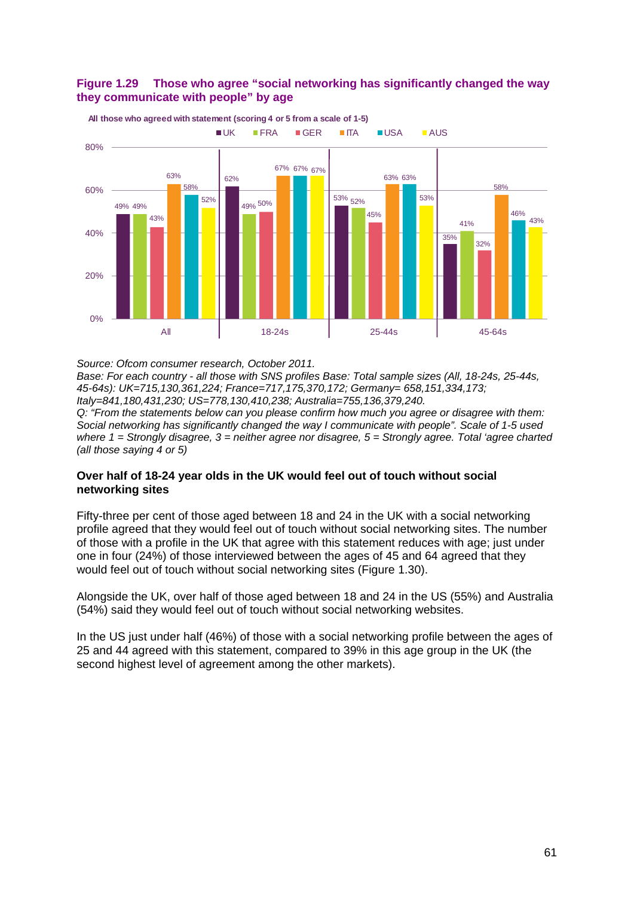**Figure 1.29 Those who agree "social networking has significantly changed the way they communicate with people" by age**

All those who agreed with statement (scoring 4 or 5 from a scale of 1-5)

| | UK | FRA | GER | ITA | USA | AUS |
|---|---|---|---|---|---|---|
| All | 49% | 49% | 43% | 63% | 58% | 52% |
| 18-24s | 62% | 49% | 50% | 67% | 67% | 67% |
| 25-44s | 53% | 52% | 45% | 63% | 63% | 53% |
| 45-64s | 35% | 41% | 32% | 58% | 46% | 43% |

*Source: Ofcom consumer research, October 2011.*
*Base: For each country - all those with SNS profiles Base: Total sample sizes (All, 18-24s, 25-44s, 45-64s): UK=715,130,361,224; France=717,175,370,172; Germany= 658,151,334,173; Italy=841,180,431,230; US=778,130,410,238; Australia=755,136,379,240.*
*Q: "From the statements below can you please confirm how much you agree or disagree with them: Social networking has significantly changed the way I communicate with people". Scale of 1-5 used where 1 = Strongly disagree, 3 = neither agree nor disagree, 5 = Strongly agree. Total 'agree charted (all those saying 4 or 5)*

### Over half of 18-24 year olds in the UK would feel out of touch without social networking sites

Fifty-three per cent of those aged between 18 and 24 in the UK with a social networking profile agreed that they would feel out of touch without social networking sites. The number of those with a profile in the UK that agree with this statement reduces with age; just under one in four (24%) of those interviewed between the ages of 45 and 64 agreed that they would feel out of touch without social networking sites (Figure 1.30).

Alongside the UK, over half of those aged between 18 and 24 in the US (55%) and Australia (54%) said they would feel out of touch without social networking websites.

In the US just under half (46%) of those with a social networking profile between the ages of 25 and 44 agreed with this statement, compared to 39% in this age group in the UK (the second highest level of agreement among the other markets).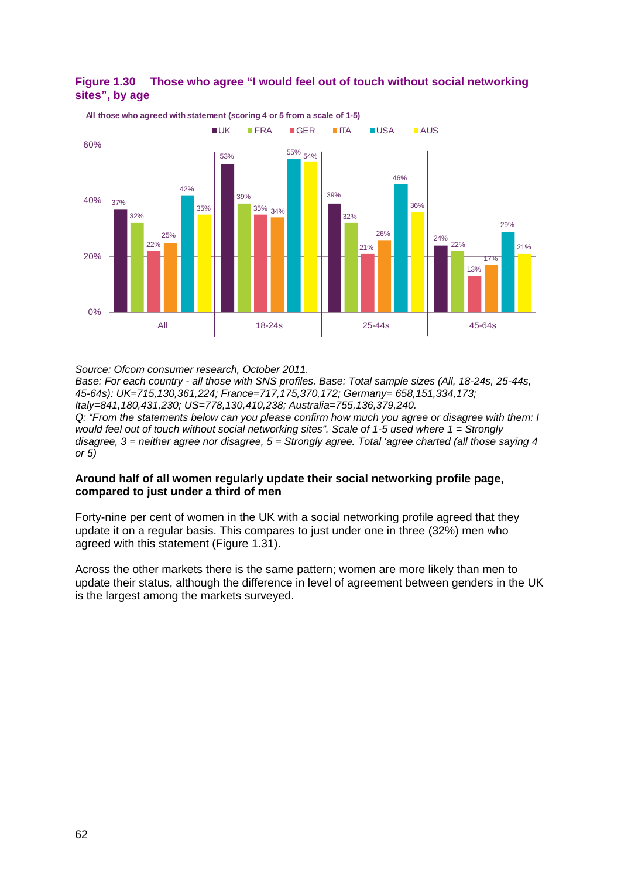**Figure 1.30 Those who agree "I would feel out of touch without social networking sites", by age**

All those who agreed with statement (scoring 4 or 5 from a scale of 1-5)

| | UK | FRA | GER | ITA | USA | AUS |
|---|---|---|---|---|---|---|
| All | 37% | 32% | 22% | 25% | 42% | 35% |
| 18-24s | 53% | 39% | 35% | 34% | 55% | 54% |
| 25-44s | 39% | 32% | 21% | 26% | 46% | 36% |
| 45-64s | 24% | 22% | 13% | 17% | 29% | 21% |

*Source: Ofcom consumer research, October 2011.*
*Base: For each country - all those with SNS profiles. Base: Total sample sizes (All, 18-24s, 25-44s, 45-64s): UK=715,130,361,224; France=717,175,370,172; Germany= 658,151,334,173; Italy=841,180,431,230; US=778,130,410,238; Australia=755,136,379,240.*
*Q: "From the statements below can you please confirm how much you agree or disagree with them: I would feel out of touch without social networking sites". Scale of 1-5 used where 1 = Strongly disagree, 3 = neither agree nor disagree, 5 = Strongly agree. Total 'agree charted (all those saying 4 or 5)*

**Around half of all women regularly update their social networking profile page, compared to just under a third of men**

Forty-nine per cent of women in the UK with a social networking profile agreed that they update it on a regular basis. This compares to just under one in three (32%) men who agreed with this statement (Figure 1.31).

Across the other markets there is the same pattern; women are more likely than men to update their status, although the difference in level of agreement between genders in the UK is the largest among the markets surveyed.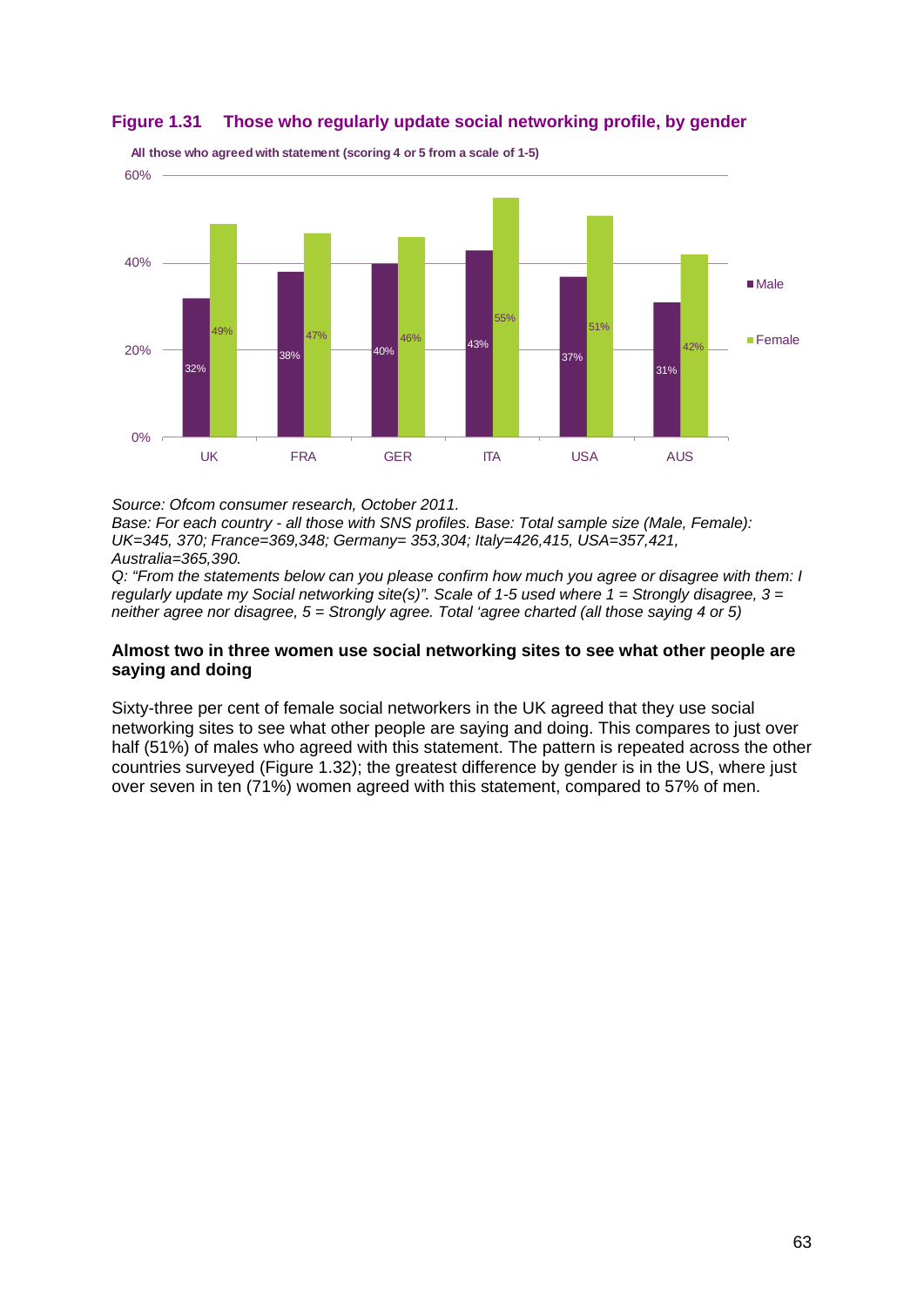**Figure 1.31 Those who regularly update social networking profile, by gender**

All those who agreed with statement (scoring 4 or 5 from a scale of 1-5)

| | UK | FRA | GER | ITA | USA | AUS |
|---|---|---|---|---|---|---|
| Male | 32% | 38% | 40% | 43% | 37% | 31% |
| Female | 49% | 47% | 46% | 55% | 51% | 42% |

*Source: Ofcom consumer research, October 2011.*
*Base: For each country - all those with SNS profiles. Base: Total sample size (Male, Female): UK=345, 370; France=369,348; Germany= 353,304; Italy=426,415, USA=357,421, Australia=365,390.*
*Q: "From the statements below can you please confirm how much you agree or disagree with them: I regularly update my Social networking site(s)". Scale of 1-5 used where 1 = Strongly disagree, 3 = neither agree nor disagree, 5 = Strongly agree. Total 'agree charted (all those saying 4 or 5)*

**Almost two in three women use social networking sites to see what other people are saying and doing**

Sixty-three per cent of female social networkers in the UK agreed that they use social networking sites to see what other people are saying and doing. This compares to just over half (51%) of males who agreed with this statement. The pattern is repeated across the other countries surveyed (Figure 1.32); the greatest difference by gender is in the US, where just over seven in ten (71%) women agreed with this statement, compared to 57% of men.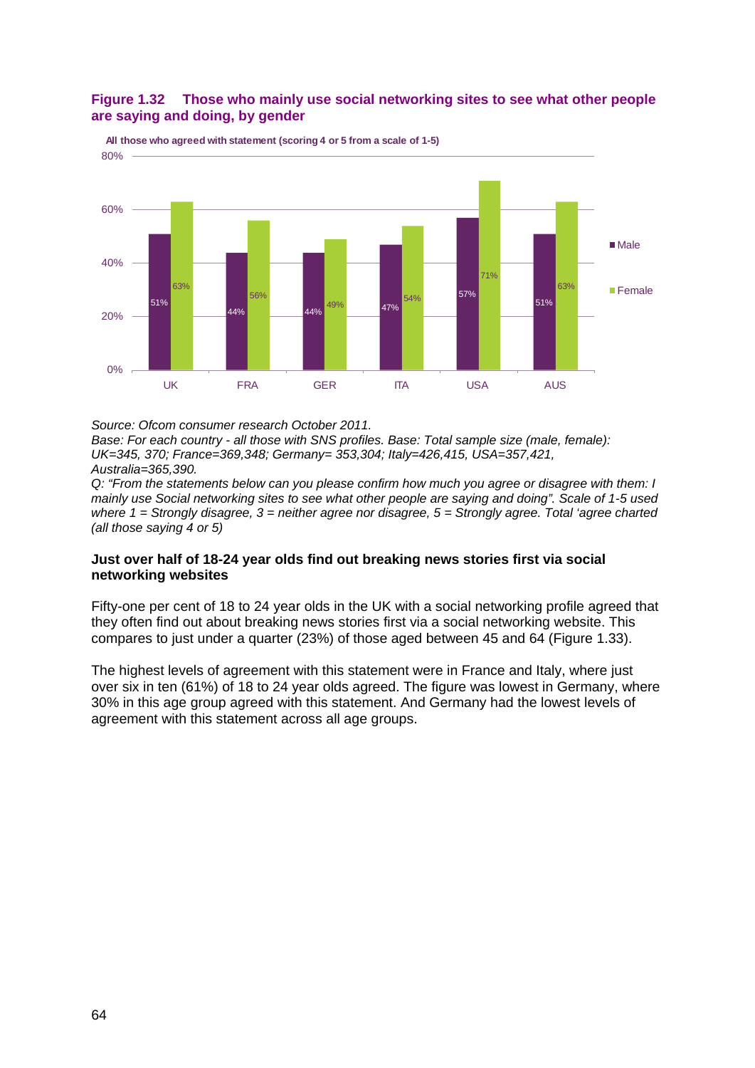**Figure 1.32 Those who mainly use social networking sites to see what other people are saying and doing, by gender**

All those who agreed with statement (scoring 4 or 5 from a scale of 1-5)

| | UK | FRA | GER | ITA | USA | AUS |
|---|---|---|---|---|---|---|
| Male | 51% | 44% | 44% | 47% | 57% | 51% |
| Female | 63% | 56% | 49% | 54% | 71% | 63% |

*Source: Ofcom consumer research October 2011.*
*Base: For each country - all those with SNS profiles. Base: Total sample size (male, female): UK=345, 370; France=369,348; Germany= 353,304; Italy=426,415, USA=357,421, Australia=365,390.*
*Q: "From the statements below can you please confirm how much you agree or disagree with them: I mainly use Social networking sites to see what other people are saying and doing". Scale of 1-5 used where 1 = Strongly disagree, 3 = neither agree nor disagree, 5 = Strongly agree. Total 'agree charted (all those saying 4 or 5)*

**Just over half of 18-24 year olds find out breaking news stories first via social networking websites**

Fifty-one per cent of 18 to 24 year olds in the UK with a social networking profile agreed that they often find out about breaking news stories first via a social networking website. This compares to just under a quarter (23%) of those aged between 45 and 64 (Figure 1.33).

The highest levels of agreement with this statement were in France and Italy, where just over six in ten (61%) of 18 to 24 year olds agreed. The figure was lowest in Germany, where 30% in this age group agreed with this statement. And Germany had the lowest levels of agreement with this statement across all age groups.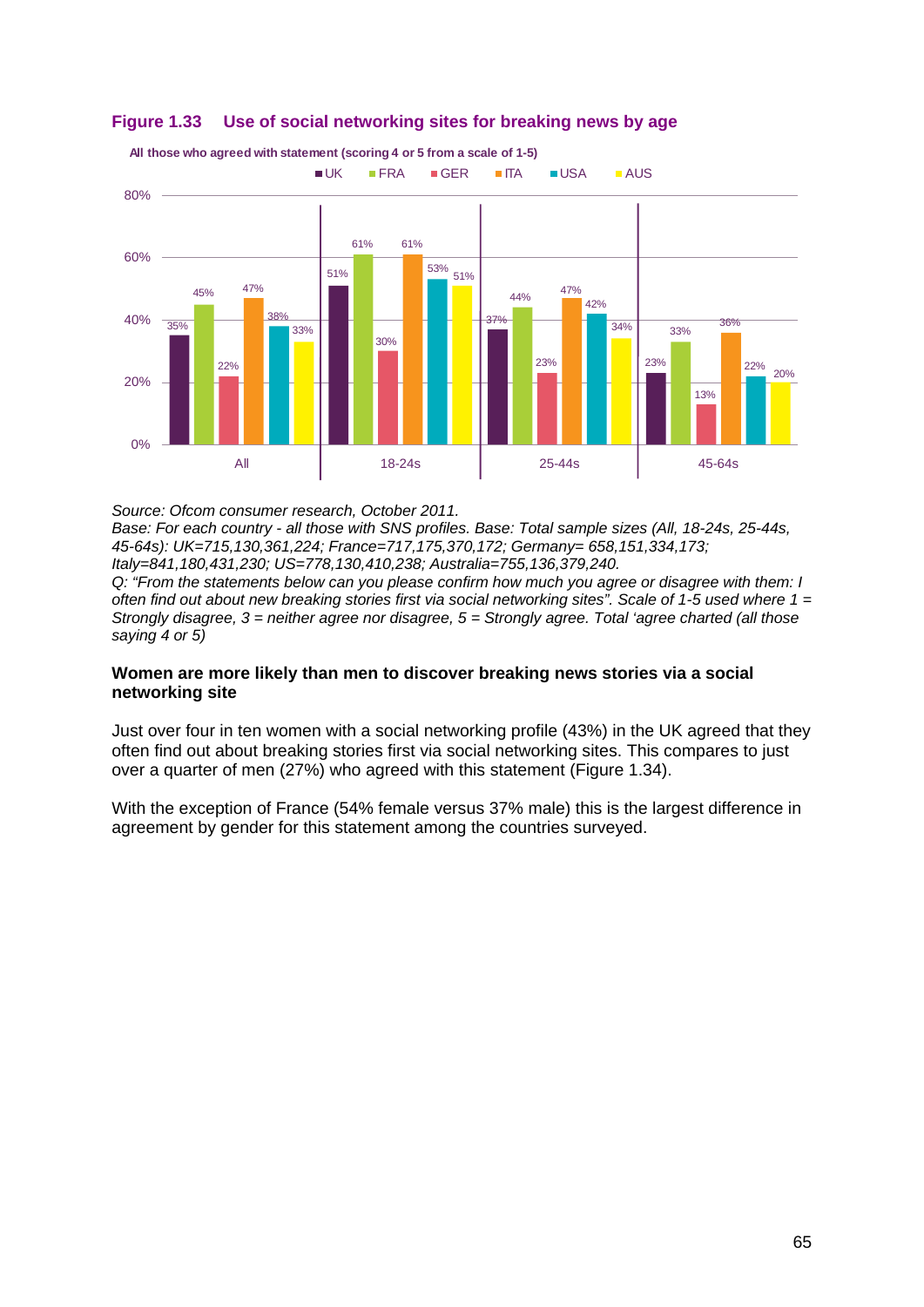**Figure 1.33 Use of social networking sites for breaking news by age**

All those who agreed with statement (scoring 4 or 5 from a scale of 1-5)

| | UK | FRA | GER | ITA | USA | AUS |
|---|---|---|---|---|---|---|
| All | 35% | 45% | 22% | 47% | 38% | 33% |
| 18-24s | 51% | 61% | 30% | 61% | 53% | 51% |
| 25-44s | 37% | 44% | 23% | 47% | 42% | 34% |
| 45-64s | 23% | 33% | 13% | 36% | 22% | 20% |

*Source: Ofcom consumer research, October 2011.*
*Base: For each country - all those with SNS profiles. Base: Total sample sizes (All, 18-24s, 25-44s, 45-64s): UK=715,130,361,224; France=717,175,370,172; Germany= 658,151,334,173; Italy=841,180,431,230; US=778,130,410,238; Australia=755,136,379,240.*
*Q: "From the statements below can you please confirm how much you agree or disagree with them: I often find out about new breaking stories first via social networking sites". Scale of 1-5 used where 1 = Strongly disagree, 3 = neither agree nor disagree, 5 = Strongly agree. Total 'agree charted (all those saying 4 or 5)*

**Women are more likely than men to discover breaking news stories via a social networking site**

Just over four in ten women with a social networking profile (43%) in the UK agreed that they often find out about breaking stories first via social networking sites. This compares to just over a quarter of men (27%) who agreed with this statement (Figure 1.34).

With the exception of France (54% female versus 37% male) this is the largest difference in agreement by gender for this statement among the countries surveyed.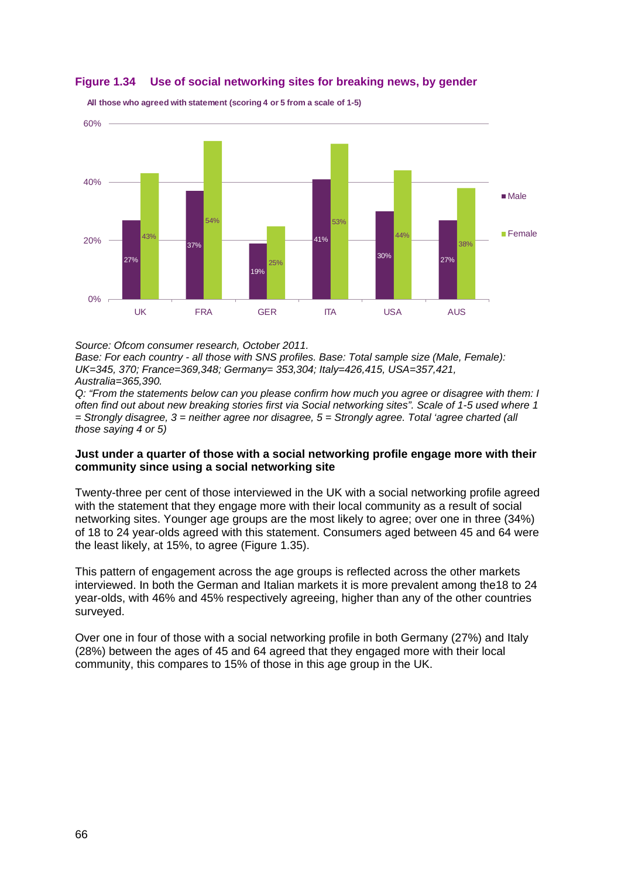**Figure 1.34 Use of social networking sites for breaking news, by gender**

All those who agreed with statement (scoring 4 or 5 from a scale of 1-5)

| | UK | FRA | GER | ITA | USA | AUS |
|---|---|---|---|---|---|---|
| Male | 27% | 37% | 19% | 41% | 30% | 27% |
| Female | 43% | 54% | 25% | 53% | 44% | 38% |

*Source: Ofcom consumer research, October 2011.*
*Base: For each country - all those with SNS profiles. Base: Total sample size (Male, Female): UK=345, 370; France=369,348; Germany= 353,304; Italy=426,415, USA=357,421, Australia=365,390.*
*Q: "From the statements below can you please confirm how much you agree or disagree with them: I often find out about new breaking stories first via Social networking sites". Scale of 1-5 used where 1 = Strongly disagree, 3 = neither agree nor disagree, 5 = Strongly agree. Total 'agree charted (all those saying 4 or 5)*

**Just under a quarter of those with a social networking profile engage more with their community since using a social networking site**

Twenty-three per cent of those interviewed in the UK with a social networking profile agreed with the statement that they engage more with their local community as a result of social networking sites. Younger age groups are the most likely to agree; over one in three (34%) of 18 to 24 year-olds agreed with this statement. Consumers aged between 45 and 64 were the least likely, at 15%, to agree (Figure 1.35).

This pattern of engagement across the age groups is reflected across the other markets interviewed. In both the German and Italian markets it is more prevalent among the18 to 24 year-olds, with 46% and 45% respectively agreeing, higher than any of the other countries surveyed.

Over one in four of those with a social networking profile in both Germany (27%) and Italy (28%) between the ages of 45 and 64 agreed that they engaged more with their local community, this compares to 15% of those in this age group in the UK.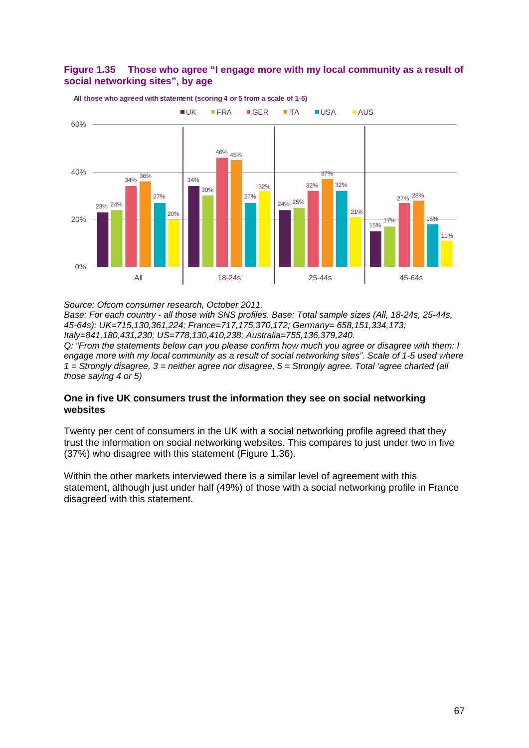**Figure 1.35 Those who agree "I engage more with my local community as a result of social networking sites", by age**

All those who agreed with statement (scoring 4 or 5 from a scale of 1-5)

| | UK | FRA | GER | ITA | USA | AUS |
|---|---|---|---|---|---|---|
| All | 23% | 24% | 34% | 36% | 27% | 20% |
| 18-24s | 34% | 30% | 46% | 45% | 27% | 32% |
| 25-44s | 24% | 25% | 32% | 37% | 32% | 21% |
| 45-64s | 15% | 17% | 27% | 28% | 18% | 11% |

*Source: Ofcom consumer research, October 2011.*
*Base: For each country - all those with SNS profiles. Base: Total sample sizes (All, 18-24s, 25-44s, 45-64s): UK=715,130,361,224; France=717,175,370,172; Germany= 658,151,334,173; Italy=841,180,431,230; US=778,130,410,238; Australia=755,136,379,240.*
*Q: "From the statements below can you please confirm how much you agree or disagree with them: I engage more with my local community as a result of social networking sites". Scale of 1-5 used where 1 = Strongly disagree, 3 = neither agree nor disagree, 5 = Strongly agree. Total 'agree charted (all those saying 4 or 5)*

**One in five UK consumers trust the information they see on social networking websites**

Twenty per cent of consumers in the UK with a social networking profile agreed that they trust the information on social networking websites. This compares to just under two in five (37%) who disagree with this statement (Figure 1.36).

Within the other markets interviewed there is a similar level of agreement with this statement, although just under half (49%) of those with a social networking profile in France disagreed with this statement.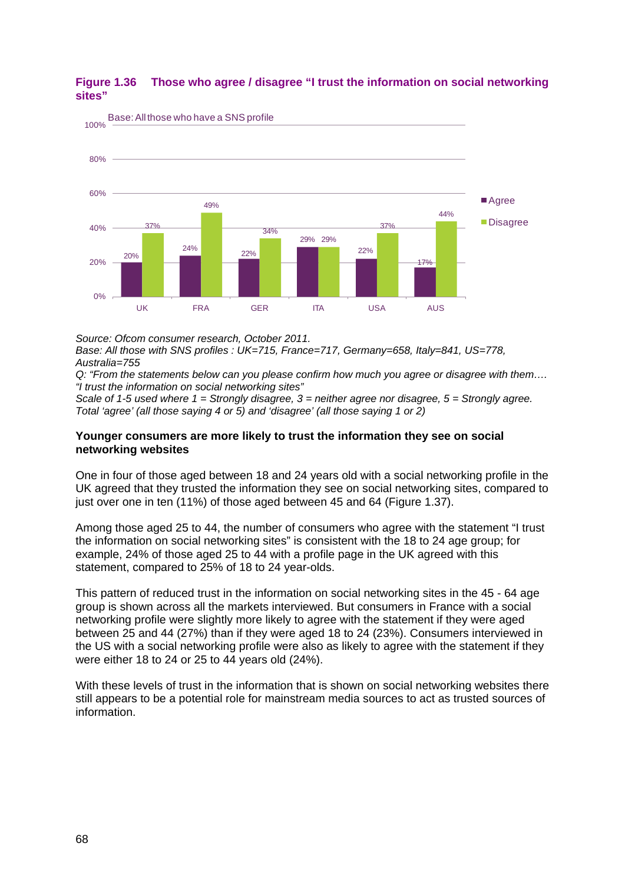**Figure 1.36 Those who agree / disagree "I trust the information on social networking sites"**

Base: All those who have a SNS profile

| | UK | FRA | GER | ITA | USA | AUS |
|---|---|---|---|---|---|---|
| Agree | 20% | 24% | 22% | 29% | 22% | 17% |
| Disagree | 37% | 49% | 34% | 29% | 37% | 44% |

*Source: Ofcom consumer research, October 2011.*
*Base: All those with SNS profiles : UK=715, France=717, Germany=658, Italy=841, US=778, Australia=755*
*Q: "From the statements below can you please confirm how much you agree or disagree with them…. "I trust the information on social networking sites"*
*Scale of 1-5 used where 1 = Strongly disagree, 3 = neither agree nor disagree, 5 = Strongly agree. Total 'agree' (all those saying 4 or 5) and 'disagree' (all those saying 1 or 2)*

**Younger consumers are more likely to trust the information they see on social networking websites**

One in four of those aged between 18 and 24 years old with a social networking profile in the UK agreed that they trusted the information they see on social networking sites, compared to just over one in ten (11%) of those aged between 45 and 64 (Figure 1.37).

Among those aged 25 to 44, the number of consumers who agree with the statement "I trust the information on social networking sites" is consistent with the 18 to 24 age group; for example, 24% of those aged 25 to 44 with a profile page in the UK agreed with this statement, compared to 25% of 18 to 24 year-olds.

This pattern of reduced trust in the information on social networking sites in the 45 - 64 age group is shown across all the markets interviewed. But consumers in France with a social networking profile were slightly more likely to agree with the statement if they were aged between 25 and 44 (27%) than if they were aged 18 to 24 (23%). Consumers interviewed in the US with a social networking profile were also as likely to agree with the statement if they were either 18 to 24 or 25 to 44 years old (24%).

With these levels of trust in the information that is shown on social networking websites there still appears to be a potential role for mainstream media sources to act as trusted sources of information.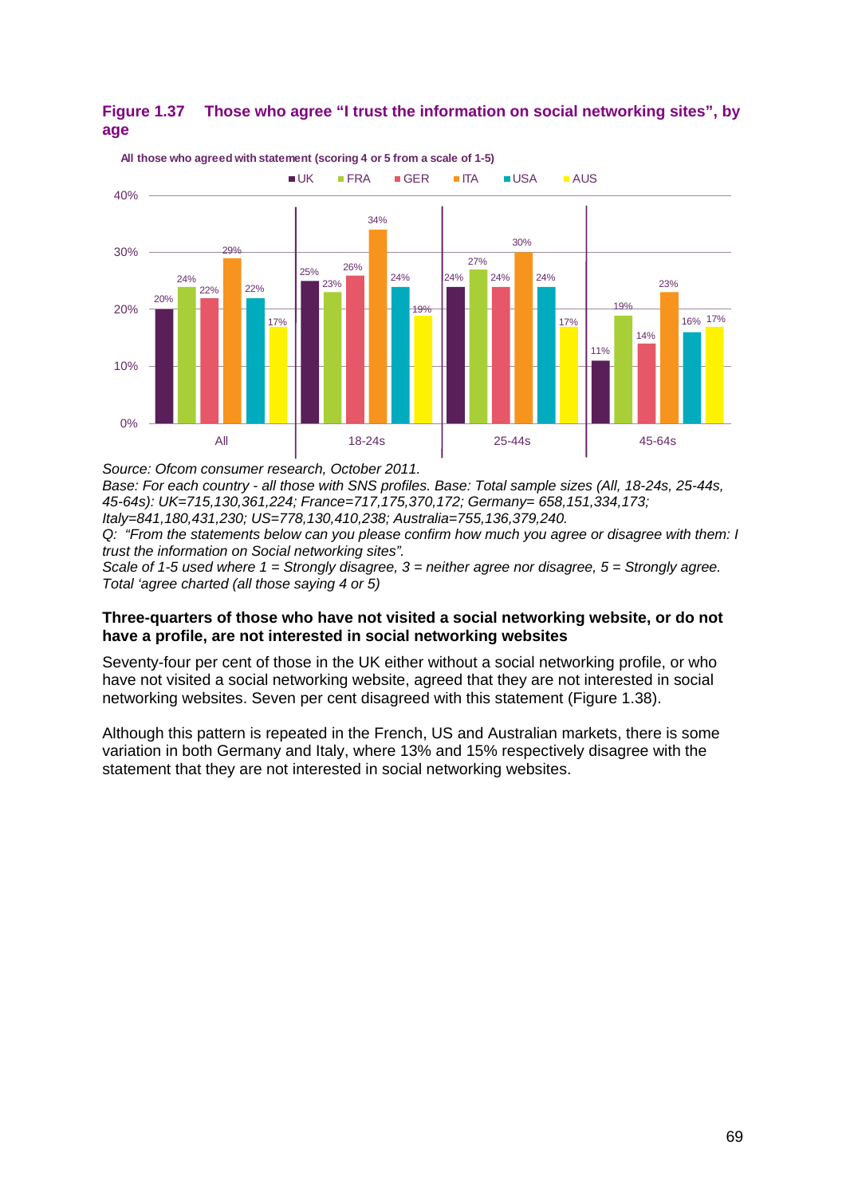**Figure 1.37 Those who agree "I trust the information on social networking sites", by age**

All those who agreed with statement (scoring 4 or 5 from a scale of 1-5)

| | UK | FRA | GER | ITA | USA | AUS |
|---|---|---|---|---|---|---|
| All | 20% | 24% | 22% | 29% | 22% | 17% |
| 18-24s | 25% | 23% | 26% | 34% | 24% | 19% |
| 25-44s | 24% | 27% | 24% | 30% | 24% | 17% |
| 45-64s | 11% | 19% | 14% | 23% | 16% | 17% |

*Source: Ofcom consumer research, October 2011.*
*Base: For each country - all those with SNS profiles. Base: Total sample sizes (All, 18-24s, 25-44s, 45-64s): UK=715,130,361,224; France=717,175,370,172; Germany= 658,151,334,173; Italy=841,180,431,230; US=778,130,410,238; Australia=755,136,379,240.*
*Q: "From the statements below can you please confirm how much you agree or disagree with them: I trust the information on Social networking sites".*
*Scale of 1-5 used where 1 = Strongly disagree, 3 = neither agree nor disagree, 5 = Strongly agree. Total 'agree charted (all those saying 4 or 5)*

**Three-quarters of those who have not visited a social networking website, or do not have a profile, are not interested in social networking websites**

Seventy-four per cent of those in the UK either without a social networking profile, or who have not visited a social networking website, agreed that they are not interested in social networking websites. Seven per cent disagreed with this statement (Figure 1.38).

Although this pattern is repeated in the French, US and Australian markets, there is some variation in both Germany and Italy, where 13% and 15% respectively disagree with the statement that they are not interested in social networking websites.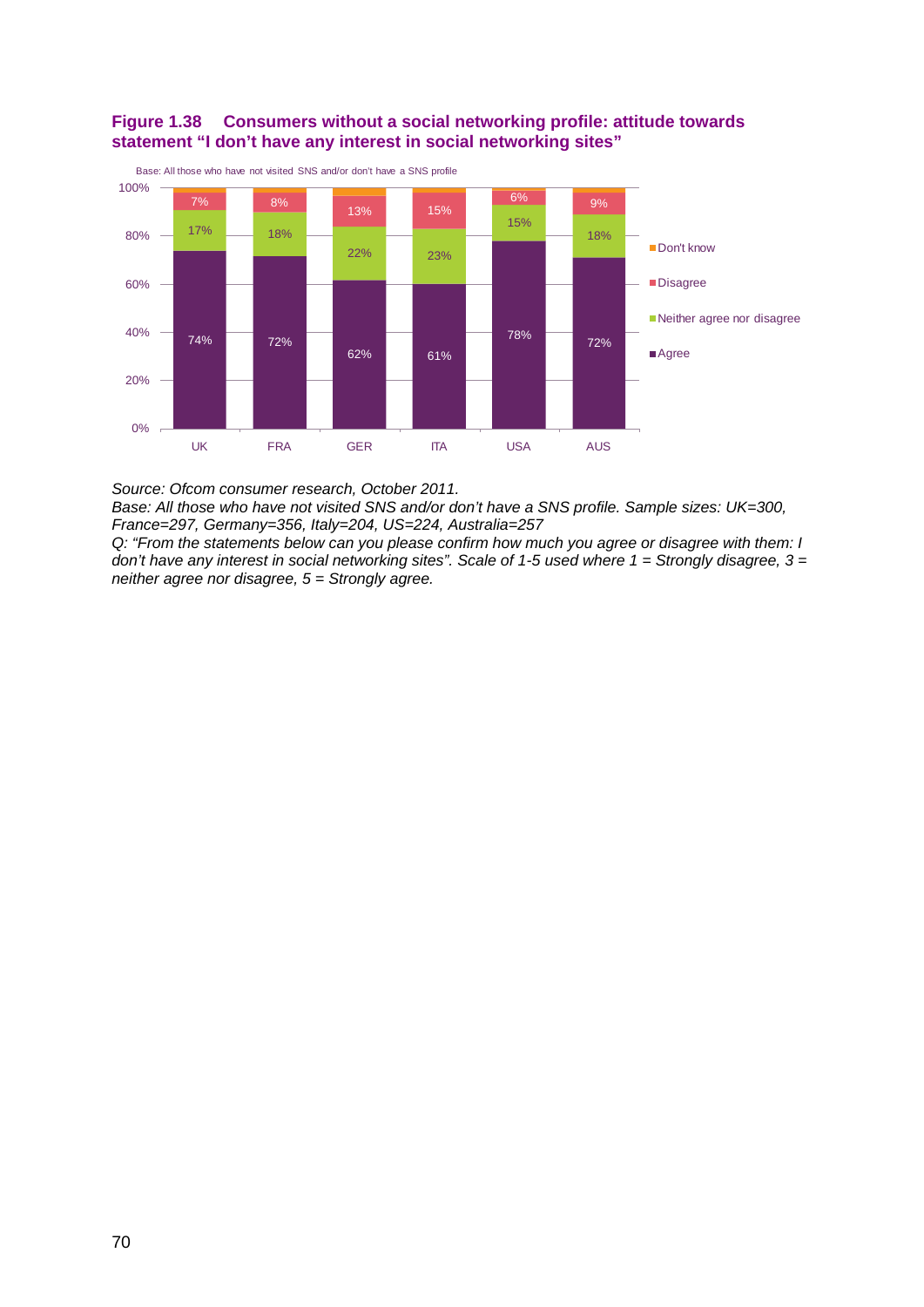**Figure 1.38 Consumers without a social networking profile: attitude towards statement "I don't have any interest in social networking sites"**

Base: All those who have not visited SNS and/or don't have a SNS profile

100%
80%
60%
40%
20%
0%

UK: 74%, 17%, 7%
FRA: 72%, 18%, 8%
GER: 62%, 22%, 13%
ITA: 61%, 23%, 15%
USA: 78%, 15%, 6%
AUS: 72%, 18%, 9%

Don't know
Disagree
Neither agree nor disagree
Agree

*Source: Ofcom consumer research, October 2011.*
*Base: All those who have not visited SNS and/or don't have a SNS profile. Sample sizes: UK=300, France=297, Germany=356, Italy=204, US=224, Australia=257*
*Q: "From the statements below can you please confirm how much you agree or disagree with them: I don't have any interest in social networking sites". Scale of 1-5 used where 1 = Strongly disagree, 3 = neither agree nor disagree, 5 = Strongly agree.*